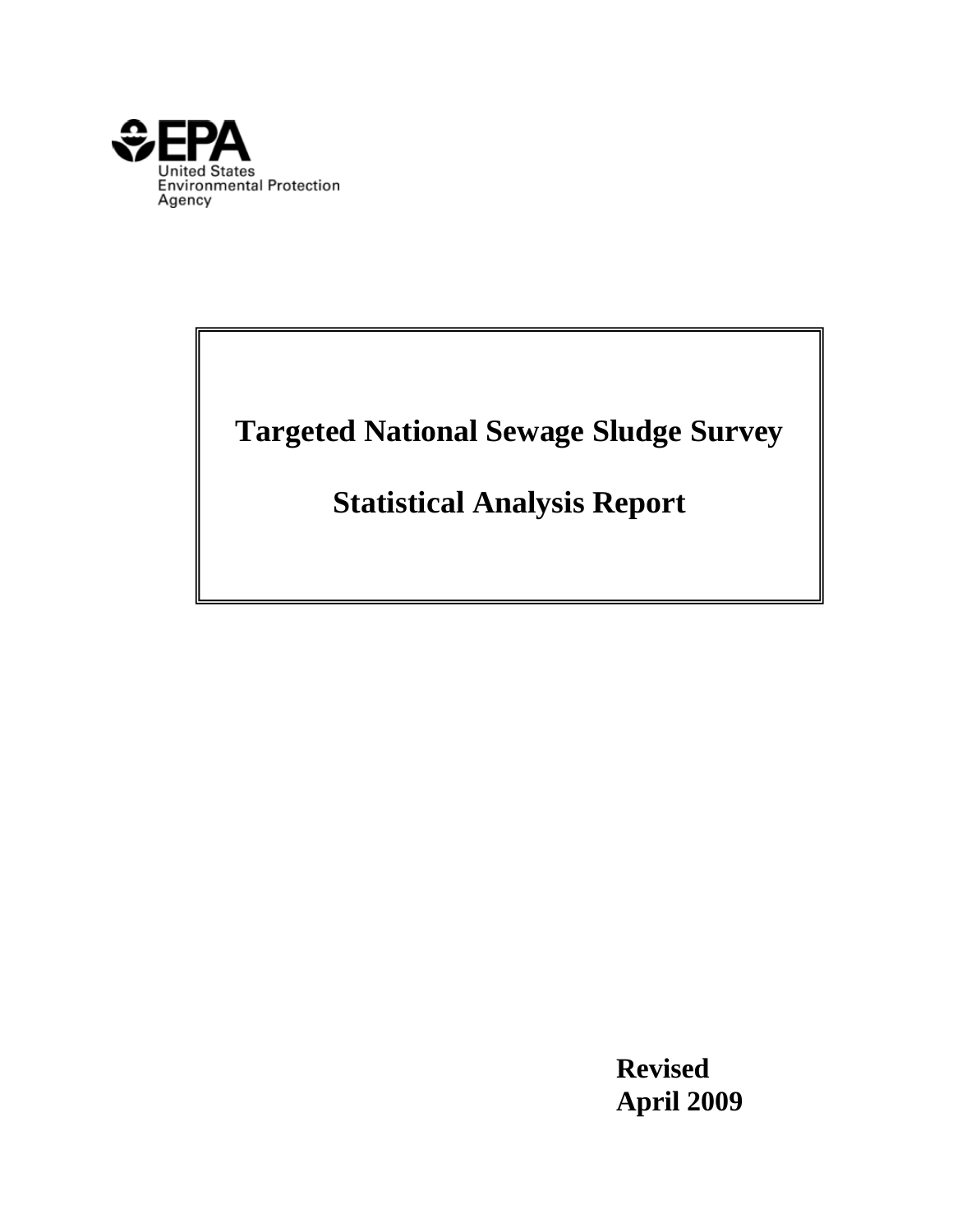EPA
United States
Environmental Protection
Agency

# Targeted National Sewage Sludge Survey

# Statistical Analysis Report

**Revised**
**April 2009**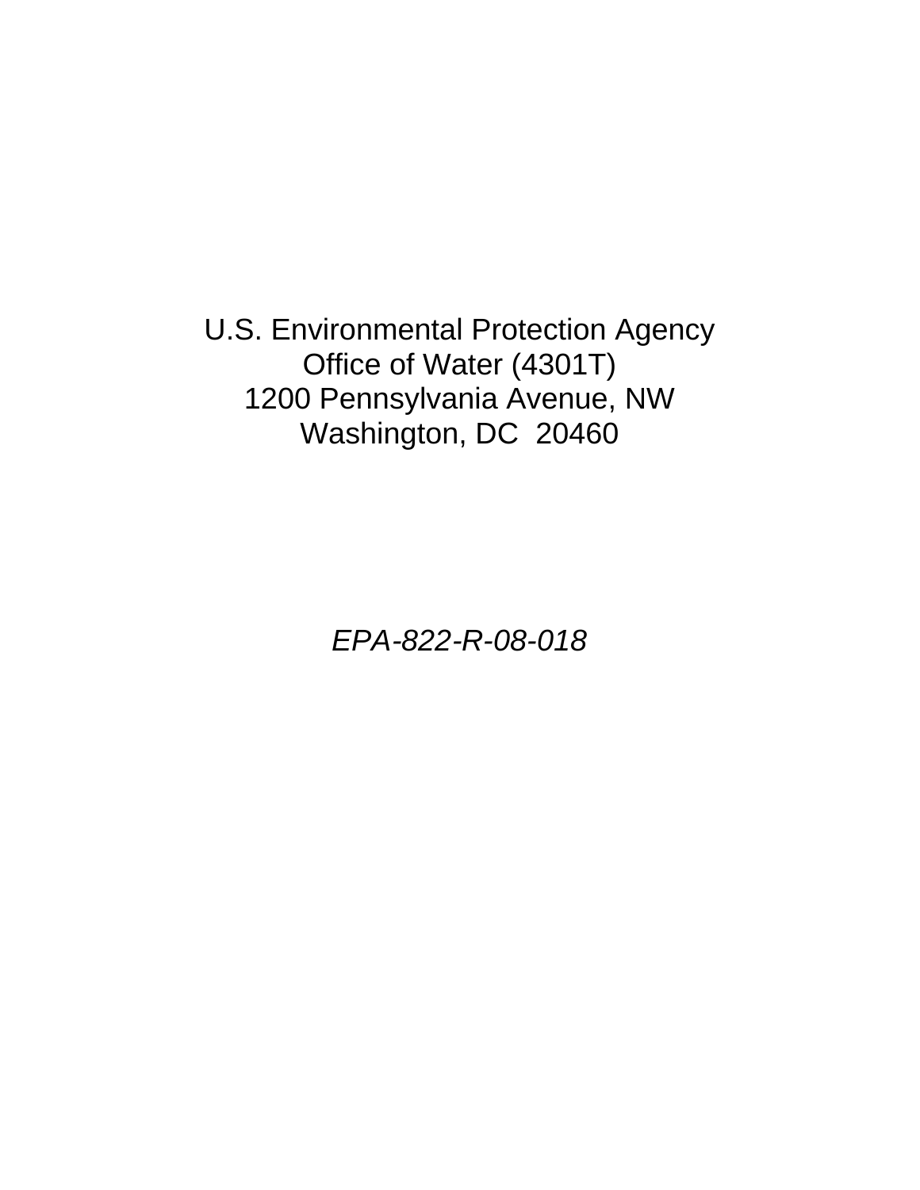U.S. Environmental Protection Agency
Office of Water (4301T)
1200 Pennsylvania Avenue, NW
Washington, DC  20460

*EPA-822-R-08-018*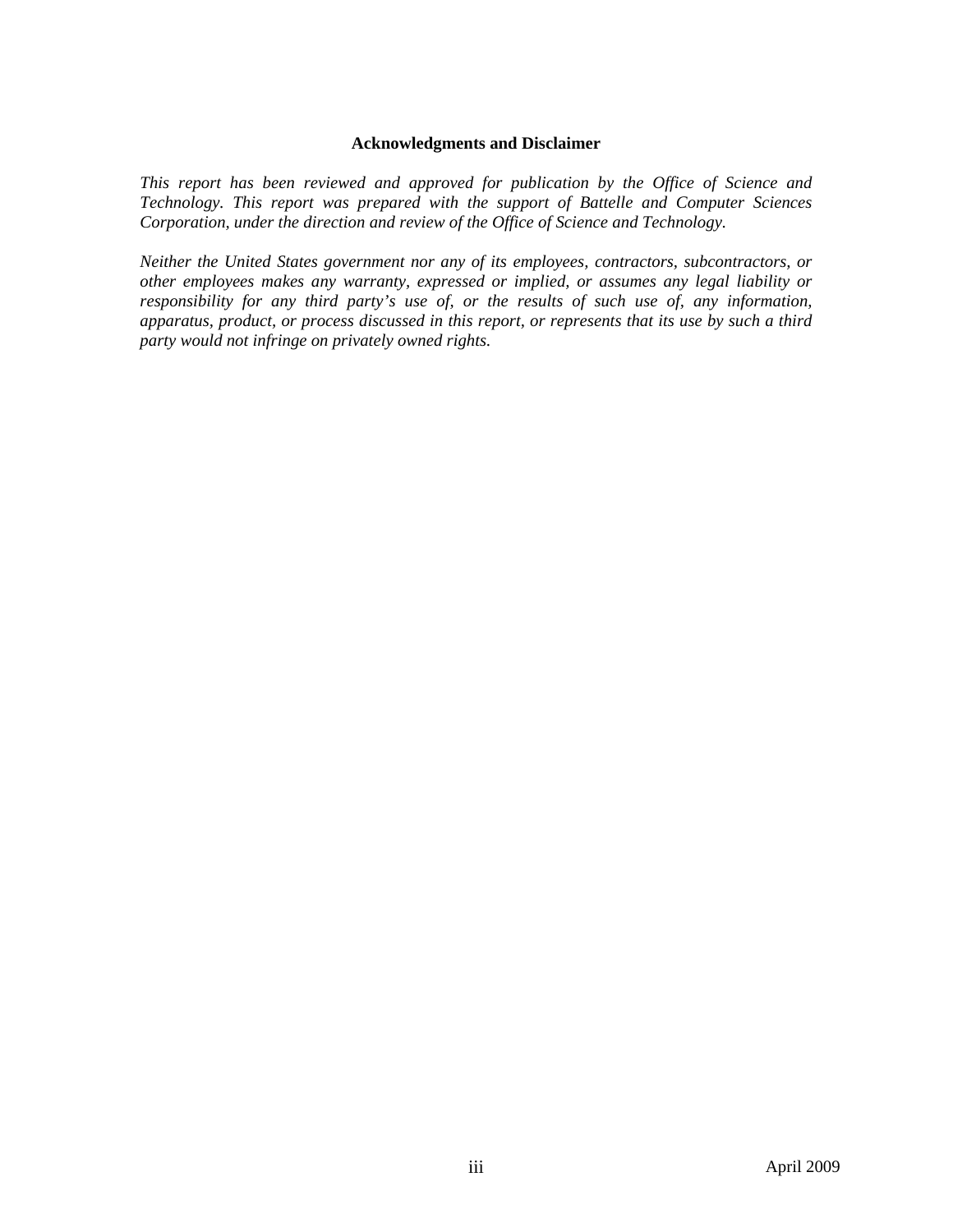## Acknowledgments and Disclaimer

*This report has been reviewed and approved for publication by the Office of Science and Technology. This report was prepared with the support of Battelle and Computer Sciences Corporation, under the direction and review of the Office of Science and Technology.*

*Neither the United States government nor any of its employees, contractors, subcontractors, or other employees makes any warranty, expressed or implied, or assumes any legal liability or responsibility for any third party's use of, or the results of such use of, any information, apparatus, product, or process discussed in this report, or represents that its use by such a third party would not infringe on privately owned rights.*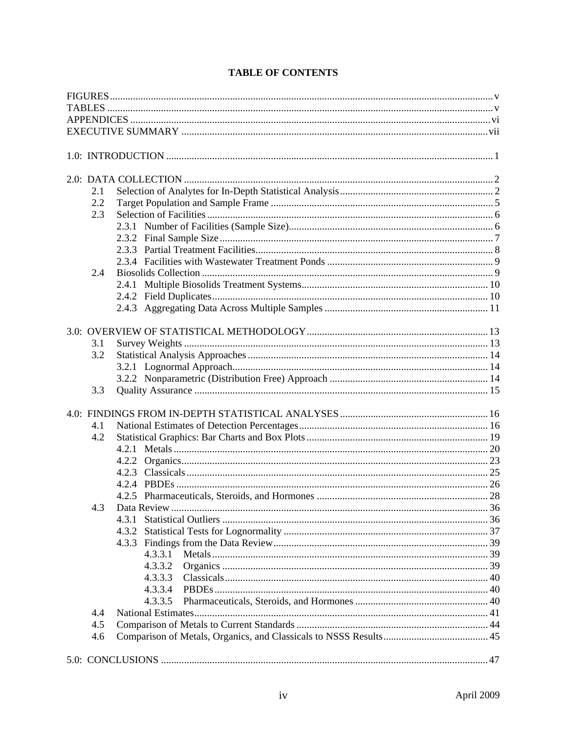# TABLE OF CONTENTS

FIGURES ..... v
TABLES ..... v
APPENDICES ..... vi
EXECUTIVE SUMMARY ..... vii

1.0: INTRODUCTION ..... 1

2.0: DATA COLLECTION ..... 2
- 2.1 Selection of Analytes for In-Depth Statistical Analysis ..... 2
- 2.2 Target Population and Sample Frame ..... 5
- 2.3 Selection of Facilities ..... 6
  - 2.3.1 Number of Facilities (Sample Size) ..... 6
  - 2.3.2 Final Sample Size ..... 7
  - 2.3.3 Partial Treatment Facilities ..... 8
  - 2.3.4 Facilities with Wastewater Treatment Ponds ..... 9
- 2.4 Biosolids Collection ..... 9
  - 2.4.1 Multiple Biosolids Treatment Systems ..... 10
  - 2.4.2 Field Duplicates ..... 10
  - 2.4.3 Aggregating Data Across Multiple Samples ..... 11

3.0: OVERVIEW OF STATISTICAL METHODOLOGY ..... 13
- 3.1 Survey Weights ..... 13
- 3.2 Statistical Analysis Approaches ..... 14
  - 3.2.1 Lognormal Approach ..... 14
  - 3.2.2 Nonparametric (Distribution Free) Approach ..... 14
- 3.3 Quality Assurance ..... 15

4.0: FINDINGS FROM IN-DEPTH STATISTICAL ANALYSES ..... 16
- 4.1 National Estimates of Detection Percentages ..... 16
- 4.2 Statistical Graphics: Bar Charts and Box Plots ..... 19
  - 4.2.1 Metals ..... 20
  - 4.2.2 Organics ..... 23
  - 4.2.3 Classicals ..... 25
  - 4.2.4 PBDEs ..... 26
  - 4.2.5 Pharmaceuticals, Steroids, and Hormones ..... 28
- 4.3 Data Review ..... 36
  - 4.3.1 Statistical Outliers ..... 36
  - 4.3.2 Statistical Tests for Lognormality ..... 37
  - 4.3.3 Findings from the Data Review ..... 39
    - 4.3.3.1 Metals ..... 39
    - 4.3.3.2 Organics ..... 39
    - 4.3.3.3 Classicals ..... 40
    - 4.3.3.4 PBDEs ..... 40
    - 4.3.3.5 Pharmaceuticals, Steroids, and Hormones ..... 40
- 4.4 National Estimates ..... 41
- 4.5 Comparison of Metals to Current Standards ..... 44
- 4.6 Comparison of Metals, Organics, and Classicals to NSSS Results ..... 45

5.0: CONCLUSIONS ..... 47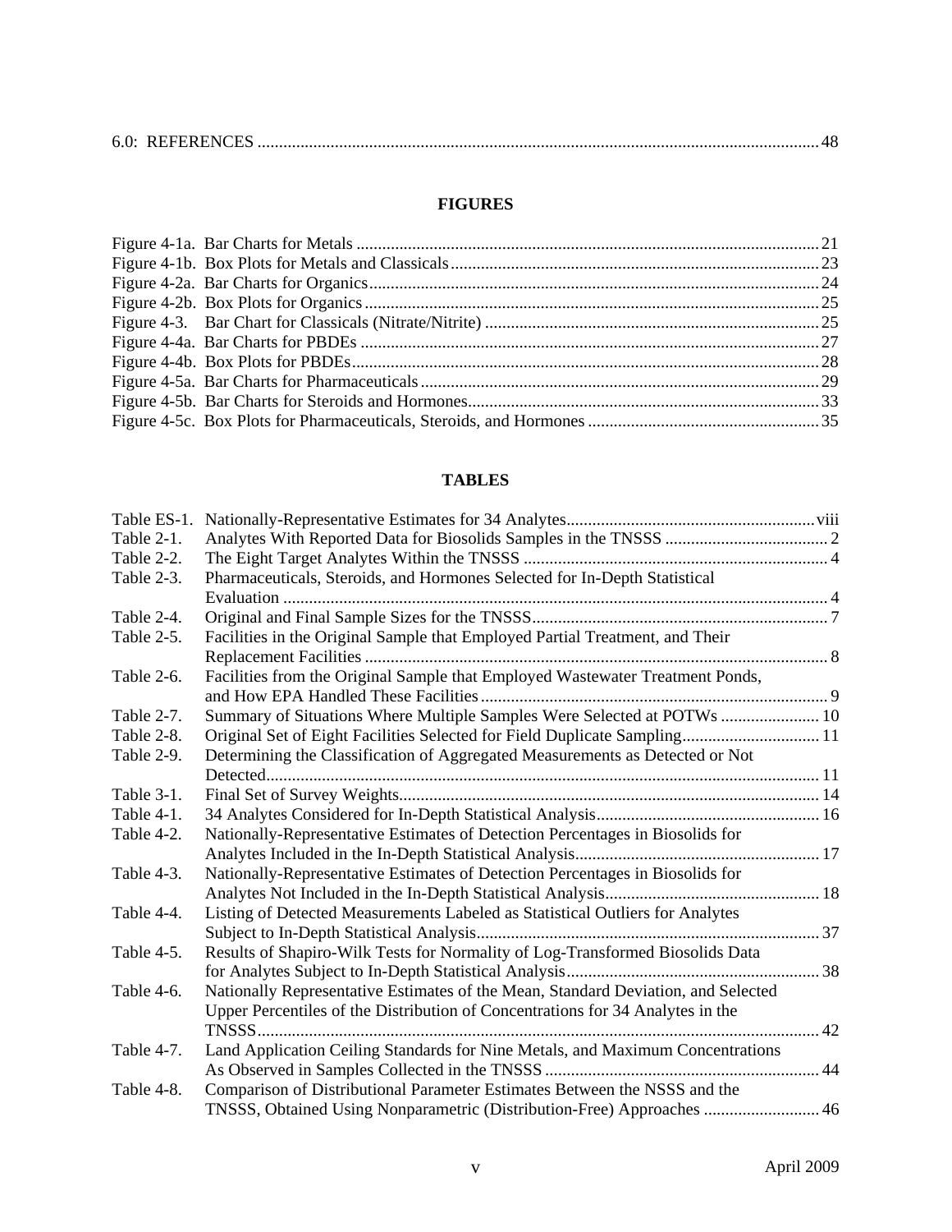6.0: REFERENCES ..... 48

## FIGURES

Figure 4-1a. Bar Charts for Metals ..... 21
Figure 4-1b. Box Plots for Metals and Classicals ..... 23
Figure 4-2a. Bar Charts for Organics ..... 24
Figure 4-2b. Box Plots for Organics ..... 25
Figure 4-3. Bar Chart for Classicals (Nitrate/Nitrite) ..... 25
Figure 4-4a. Bar Charts for PBDEs ..... 27
Figure 4-4b. Box Plots for PBDEs ..... 28
Figure 4-5a. Bar Charts for Pharmaceuticals ..... 29
Figure 4-5b. Bar Charts for Steroids and Hormones ..... 33
Figure 4-5c. Box Plots for Pharmaceuticals, Steroids, and Hormones ..... 35

## TABLES

Table ES-1. Nationally-Representative Estimates for 34 Analytes ..... viii
Table 2-1. Analytes With Reported Data for Biosolids Samples in the TNSSS ..... 2
Table 2-2. The Eight Target Analytes Within the TNSSS ..... 4
Table 2-3. Pharmaceuticals, Steroids, and Hormones Selected for In-Depth Statistical Evaluation ..... 4
Table 2-4. Original and Final Sample Sizes for the TNSSS ..... 7
Table 2-5. Facilities in the Original Sample that Employed Partial Treatment, and Their Replacement Facilities ..... 8
Table 2-6. Facilities from the Original Sample that Employed Wastewater Treatment Ponds, and How EPA Handled These Facilities ..... 9
Table 2-7. Summary of Situations Where Multiple Samples Were Selected at POTWs ..... 10
Table 2-8. Original Set of Eight Facilities Selected for Field Duplicate Sampling ..... 11
Table 2-9. Determining the Classification of Aggregated Measurements as Detected or Not Detected ..... 11
Table 3-1. Final Set of Survey Weights ..... 14
Table 4-1. 34 Analytes Considered for In-Depth Statistical Analysis ..... 16
Table 4-2. Nationally-Representative Estimates of Detection Percentages in Biosolids for Analytes Included in the In-Depth Statistical Analysis ..... 17
Table 4-3. Nationally-Representative Estimates of Detection Percentages in Biosolids for Analytes Not Included in the In-Depth Statistical Analysis ..... 18
Table 4-4. Listing of Detected Measurements Labeled as Statistical Outliers for Analytes Subject to In-Depth Statistical Analysis ..... 37
Table 4-5. Results of Shapiro-Wilk Tests for Normality of Log-Transformed Biosolids Data for Analytes Subject to In-Depth Statistical Analysis ..... 38
Table 4-6. Nationally Representative Estimates of the Mean, Standard Deviation, and Selected Upper Percentiles of the Distribution of Concentrations for 34 Analytes in the TNSSS ..... 42
Table 4-7. Land Application Ceiling Standards for Nine Metals, and Maximum Concentrations As Observed in Samples Collected in the TNSSS ..... 44
Table 4-8. Comparison of Distributional Parameter Estimates Between the NSSS and the TNSSS, Obtained Using Nonparametric (Distribution-Free) Approaches ..... 46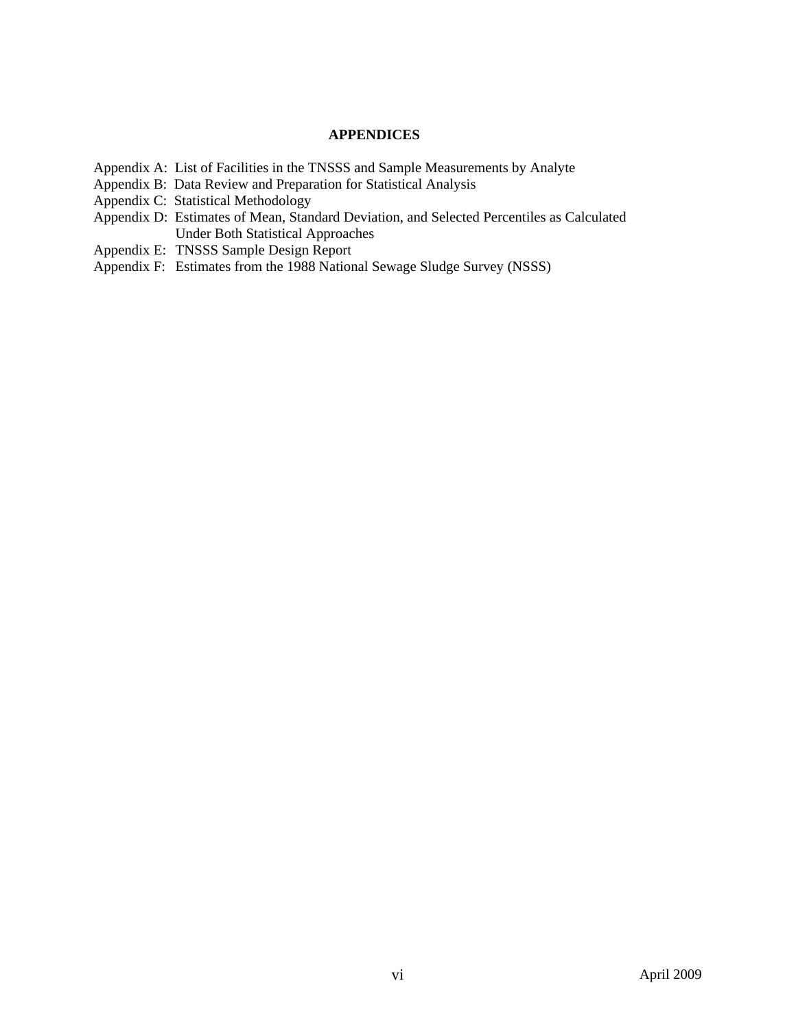## APPENDICES

Appendix A: List of Facilities in the TNSSS and Sample Measurements by Analyte
Appendix B: Data Review and Preparation for Statistical Analysis
Appendix C: Statistical Methodology
Appendix D: Estimates of Mean, Standard Deviation, and Selected Percentiles as Calculated Under Both Statistical Approaches
Appendix E: TNSSS Sample Design Report
Appendix F: Estimates from the 1988 National Sewage Sludge Survey (NSSS)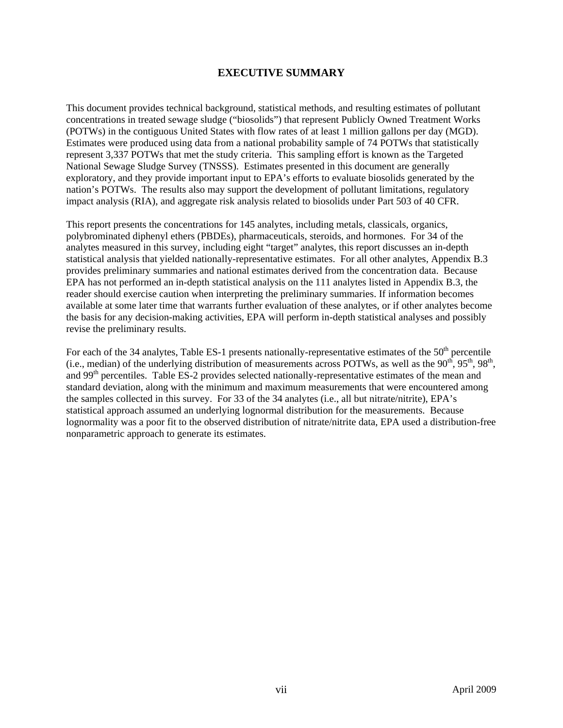# EXECUTIVE SUMMARY

This document provides technical background, statistical methods, and resulting estimates of pollutant concentrations in treated sewage sludge ("biosolids") that represent Publicly Owned Treatment Works (POTWs) in the contiguous United States with flow rates of at least 1 million gallons per day (MGD). Estimates were produced using data from a national probability sample of 74 POTWs that statistically represent 3,337 POTWs that met the study criteria. This sampling effort is known as the Targeted National Sewage Sludge Survey (TNSSS). Estimates presented in this document are generally exploratory, and they provide important input to EPA's efforts to evaluate biosolids generated by the nation's POTWs. The results also may support the development of pollutant limitations, regulatory impact analysis (RIA), and aggregate risk analysis related to biosolids under Part 503 of 40 CFR.

This report presents the concentrations for 145 analytes, including metals, classicals, organics, polybrominated diphenyl ethers (PBDEs), pharmaceuticals, steroids, and hormones. For 34 of the analytes measured in this survey, including eight "target" analytes, this report discusses an in-depth statistical analysis that yielded nationally-representative estimates. For all other analytes, Appendix B.3 provides preliminary summaries and national estimates derived from the concentration data. Because EPA has not performed an in-depth statistical analysis on the 111 analytes listed in Appendix B.3, the reader should exercise caution when interpreting the preliminary summaries. If information becomes available at some later time that warrants further evaluation of these analytes, or if other analytes become the basis for any decision-making activities, EPA will perform in-depth statistical analyses and possibly revise the preliminary results.

For each of the 34 analytes, Table ES-1 presents nationally-representative estimates of the 50$^{th}$ percentile (i.e., median) of the underlying distribution of measurements across POTWs, as well as the 90$^{th}$, 95$^{th}$, 98$^{th}$, and 99$^{th}$ percentiles. Table ES-2 provides selected nationally-representative estimates of the mean and standard deviation, along with the minimum and maximum measurements that were encountered among the samples collected in this survey. For 33 of the 34 analytes (i.e., all but nitrate/nitrite), EPA's statistical approach assumed an underlying lognormal distribution for the measurements. Because lognormality was a poor fit to the observed distribution of nitrate/nitrite data, EPA used a distribution-free nonparametric approach to generate its estimates.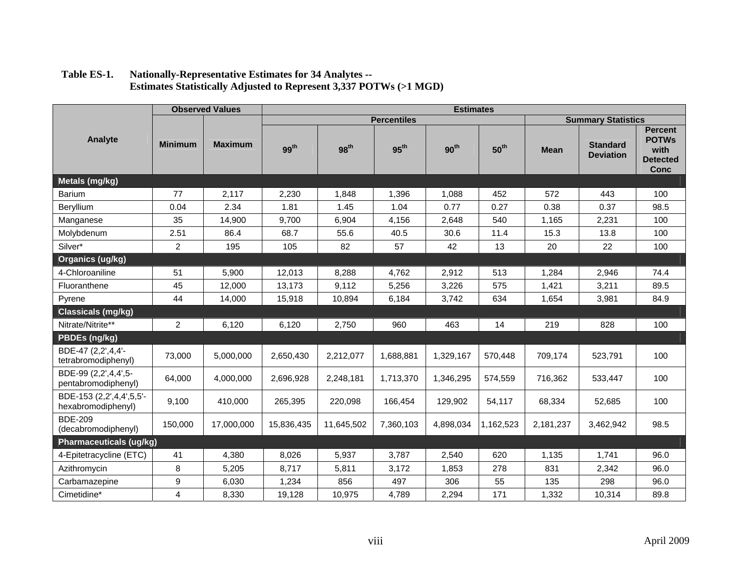**Table ES-1. Nationally-Representative Estimates for 34 Analytes -- Estimates Statistically Adjusted to Represent 3,337 POTWs (>1 MGD)**

| Analyte | Observed Values | | Estimates | | | | | | | |
|---|---|---|---|---|---|---|---|---|---|---|
| | | | Percentiles | | | | | Summary Statistics | | |
| | Minimum | Maximum | 99th | 98th | 95th | 90th | 50th | Mean | Standard Deviation | Percent POTWs with Detected Conc |
| **Metals (mg/kg)** | | | | | | | | | | |
| Barium | 77 | 2,117 | 2,230 | 1,848 | 1,396 | 1,088 | 452 | 572 | 443 | 100 |
| Beryllium | 0.04 | 2.34 | 1.81 | 1.45 | 1.04 | 0.77 | 0.27 | 0.38 | 0.37 | 98.5 |
| Manganese | 35 | 14,900 | 9,700 | 6,904 | 4,156 | 2,648 | 540 | 1,165 | 2,231 | 100 |
| Molybdenum | 2.51 | 86.4 | 68.7 | 55.6 | 40.5 | 30.6 | 11.4 | 15.3 | 13.8 | 100 |
| Silver* | 2 | 195 | 105 | 82 | 57 | 42 | 13 | 20 | 22 | 100 |
| **Organics (ug/kg)** | | | | | | | | | | |
| 4-Chloroaniline | 51 | 5,900 | 12,013 | 8,288 | 4,762 | 2,912 | 513 | 1,284 | 2,946 | 74.4 |
| Fluoranthene | 45 | 12,000 | 13,173 | 9,112 | 5,256 | 3,226 | 575 | 1,421 | 3,211 | 89.5 |
| Pyrene | 44 | 14,000 | 15,918 | 10,894 | 6,184 | 3,742 | 634 | 1,654 | 3,981 | 84.9 |
| **Classicals (mg/kg)** | | | | | | | | | | |
| Nitrate/Nitrite** | 2 | 6,120 | 6,120 | 2,750 | 960 | 463 | 14 | 219 | 828 | 100 |
| **PBDEs (ng/kg)** | | | | | | | | | | |
| BDE-47 (2,2',4,4'-tetrabromodiphenyl) | 73,000 | 5,000,000 | 2,650,430 | 2,212,077 | 1,688,881 | 1,329,167 | 570,448 | 709,174 | 523,791 | 100 |
| BDE-99 (2,2',4,4',5-pentabromodiphenyl) | 64,000 | 4,000,000 | 2,696,928 | 2,248,181 | 1,713,370 | 1,346,295 | 574,559 | 716,362 | 533,447 | 100 |
| BDE-153 (2,2',4,4',5,5'-hexabromodiphenyl) | 9,100 | 410,000 | 265,395 | 220,098 | 166,454 | 129,902 | 54,117 | 68,334 | 52,685 | 100 |
| BDE-209 (decabromodiphenyl) | 150,000 | 17,000,000 | 15,836,435 | 11,645,502 | 7,360,103 | 4,898,034 | 1,162,523 | 2,181,237 | 3,462,942 | 98.5 |
| **Pharmaceuticals (ug/kg)** | | | | | | | | | | |
| 4-Epitetracycline (ETC) | 41 | 4,380 | 8,026 | 5,937 | 3,787 | 2,540 | 620 | 1,135 | 1,741 | 96.0 |
| Azithromycin | 8 | 5,205 | 8,717 | 5,811 | 3,172 | 1,853 | 278 | 831 | 2,342 | 96.0 |
| Carbamazepine | 9 | 6,030 | 1,234 | 856 | 497 | 306 | 55 | 135 | 298 | 96.0 |
| Cimetidine* | 4 | 8,330 | 19,128 | 10,975 | 4,789 | 2,294 | 171 | 1,332 | 10,314 | 89.8 |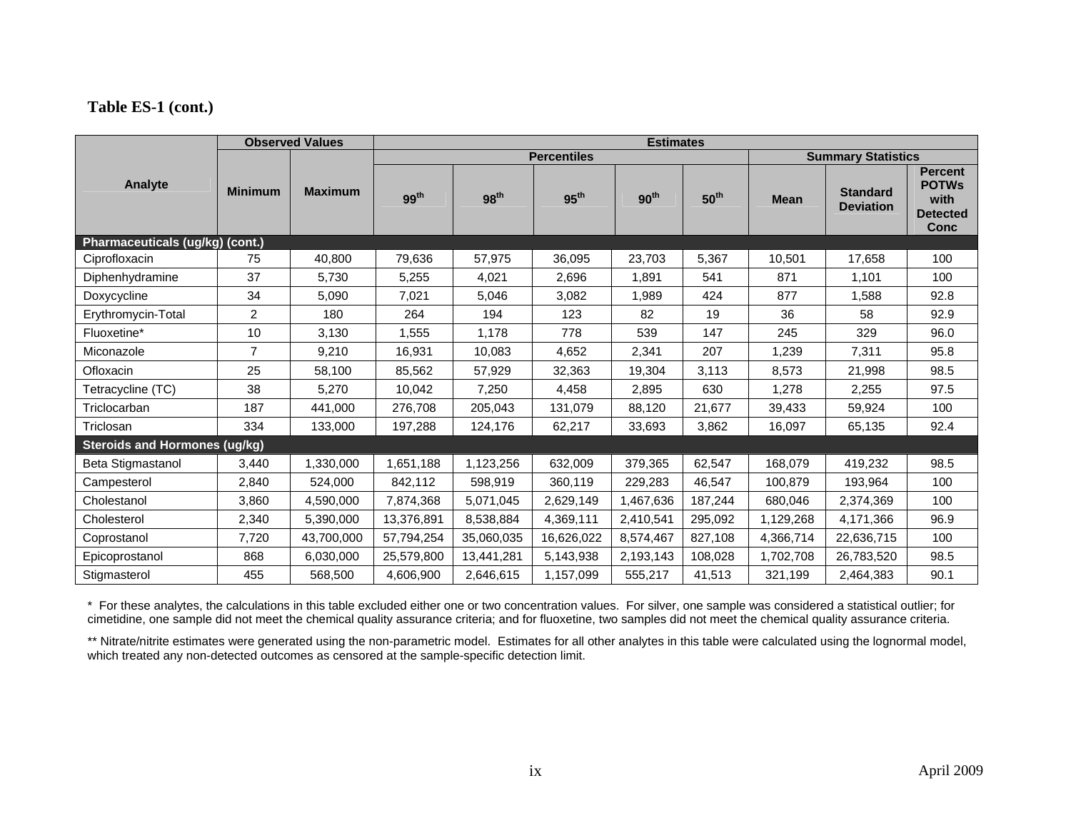**Table ES-1 (cont.)**

| Analyte | Observed Values | | Estimates | | | | | | | |
|---|---|---|---|---|---|---|---|---|---|---|
| | | | Percentiles | | | | | Summary Statistics | | |
| | Minimum | Maximum | 99$^{th}$ | 98$^{th}$ | 95$^{th}$ | 90$^{th}$ | 50$^{th}$ | Mean | Standard Deviation | Percent POTWs with Detected Conc |
| **Pharmaceuticals (ug/kg) (cont.)** | | | | | | | | | | |
| Ciprofloxacin | 75 | 40,800 | 79,636 | 57,975 | 36,095 | 23,703 | 5,367 | 10,501 | 17,658 | 100 |
| Diphenhydramine | 37 | 5,730 | 5,255 | 4,021 | 2,696 | 1,891 | 541 | 871 | 1,101 | 100 |
| Doxycycline | 34 | 5,090 | 7,021 | 5,046 | 3,082 | 1,989 | 424 | 877 | 1,588 | 92.8 |
| Erythromycin-Total | 2 | 180 | 264 | 194 | 123 | 82 | 19 | 36 | 58 | 92.9 |
| Fluoxetine* | 10 | 3,130 | 1,555 | 1,178 | 778 | 539 | 147 | 245 | 329 | 96.0 |
| Miconazole | 7 | 9,210 | 16,931 | 10,083 | 4,652 | 2,341 | 207 | 1,239 | 7,311 | 95.8 |
| Ofloxacin | 25 | 58,100 | 85,562 | 57,929 | 32,363 | 19,304 | 3,113 | 8,573 | 21,998 | 98.5 |
| Tetracycline (TC) | 38 | 5,270 | 10,042 | 7,250 | 4,458 | 2,895 | 630 | 1,278 | 2,255 | 97.5 |
| Triclocarban | 187 | 441,000 | 276,708 | 205,043 | 131,079 | 88,120 | 21,677 | 39,433 | 59,924 | 100 |
| Triclosan | 334 | 133,000 | 197,288 | 124,176 | 62,217 | 33,693 | 3,862 | 16,097 | 65,135 | 92.4 |
| **Steroids and Hormones (ug/kg)** | | | | | | | | | | |
| Beta Stigmastanol | 3,440 | 1,330,000 | 1,651,188 | 1,123,256 | 632,009 | 379,365 | 62,547 | 168,079 | 419,232 | 98.5 |
| Campesterol | 2,840 | 524,000 | 842,112 | 598,919 | 360,119 | 229,283 | 46,547 | 100,879 | 193,964 | 100 |
| Cholestanol | 3,860 | 4,590,000 | 7,874,368 | 5,071,045 | 2,629,149 | 1,467,636 | 187,244 | 680,046 | 2,374,369 | 100 |
| Cholesterol | 2,340 | 5,390,000 | 13,376,891 | 8,538,884 | 4,369,111 | 2,410,541 | 295,092 | 1,129,268 | 4,171,366 | 96.9 |
| Coprostanol | 7,720 | 43,700,000 | 57,794,254 | 35,060,035 | 16,626,022 | 8,574,467 | 827,108 | 4,366,714 | 22,636,715 | 100 |
| Epicoprostanol | 868 | 6,030,000 | 25,579,800 | 13,441,281 | 5,143,938 | 2,193,143 | 108,028 | 1,702,708 | 26,783,520 | 98.5 |
| Stigmasterol | 455 | 568,500 | 4,606,900 | 2,646,615 | 1,157,099 | 555,217 | 41,513 | 321,199 | 2,464,383 | 90.1 |

\* For these analytes, the calculations in this table excluded either one or two concentration values. For silver, one sample was considered a statistical outlier; for cimetidine, one sample did not meet the chemical quality assurance criteria; and for fluoxetine, two samples did not meet the chemical quality assurance criteria.

** Nitrate/nitrite estimates were generated using the non-parametric model. Estimates for all other analytes in this table were calculated using the lognormal model, which treated any non-detected outcomes as censored at the sample-specific detection limit.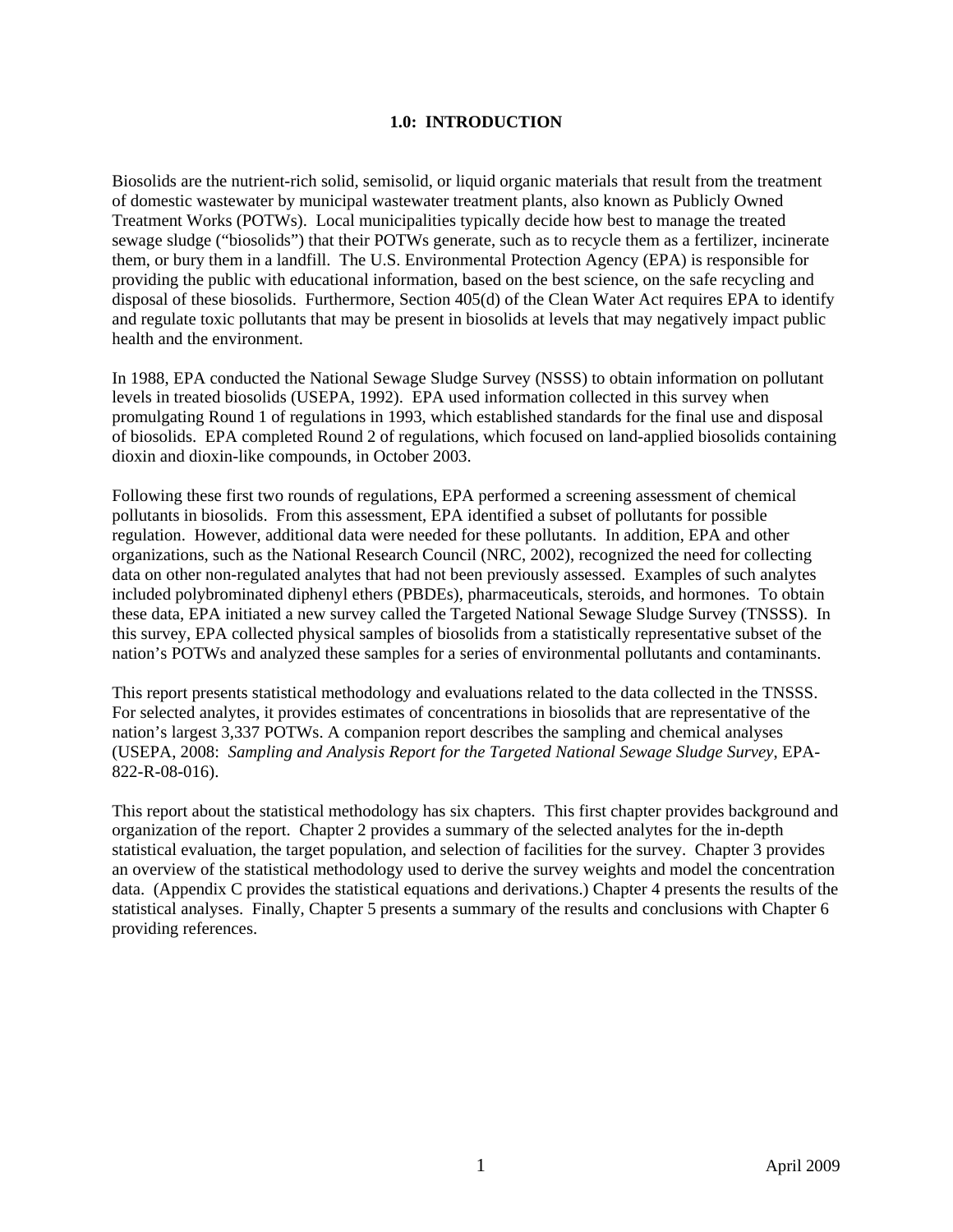# 1.0: INTRODUCTION

Biosolids are the nutrient-rich solid, semisolid, or liquid organic materials that result from the treatment of domestic wastewater by municipal wastewater treatment plants, also known as Publicly Owned Treatment Works (POTWs). Local municipalities typically decide how best to manage the treated sewage sludge ("biosolids") that their POTWs generate, such as to recycle them as a fertilizer, incinerate them, or bury them in a landfill. The U.S. Environmental Protection Agency (EPA) is responsible for providing the public with educational information, based on the best science, on the safe recycling and disposal of these biosolids. Furthermore, Section 405(d) of the Clean Water Act requires EPA to identify and regulate toxic pollutants that may be present in biosolids at levels that may negatively impact public health and the environment.

In 1988, EPA conducted the National Sewage Sludge Survey (NSSS) to obtain information on pollutant levels in treated biosolids (USEPA, 1992). EPA used information collected in this survey when promulgating Round 1 of regulations in 1993, which established standards for the final use and disposal of biosolids. EPA completed Round 2 of regulations, which focused on land-applied biosolids containing dioxin and dioxin-like compounds, in October 2003.

Following these first two rounds of regulations, EPA performed a screening assessment of chemical pollutants in biosolids. From this assessment, EPA identified a subset of pollutants for possible regulation. However, additional data were needed for these pollutants. In addition, EPA and other organizations, such as the National Research Council (NRC, 2002), recognized the need for collecting data on other non-regulated analytes that had not been previously assessed. Examples of such analytes included polybrominated diphenyl ethers (PBDEs), pharmaceuticals, steroids, and hormones. To obtain these data, EPA initiated a new survey called the Targeted National Sewage Sludge Survey (TNSSS). In this survey, EPA collected physical samples of biosolids from a statistically representative subset of the nation's POTWs and analyzed these samples for a series of environmental pollutants and contaminants.

This report presents statistical methodology and evaluations related to the data collected in the TNSSS. For selected analytes, it provides estimates of concentrations in biosolids that are representative of the nation's largest 3,337 POTWs. A companion report describes the sampling and chemical analyses (USEPA, 2008: *Sampling and Analysis Report for the Targeted National Sewage Sludge Survey*, EPA-822-R-08-016).

This report about the statistical methodology has six chapters. This first chapter provides background and organization of the report. Chapter 2 provides a summary of the selected analytes for the in-depth statistical evaluation, the target population, and selection of facilities for the survey. Chapter 3 provides an overview of the statistical methodology used to derive the survey weights and model the concentration data. (Appendix C provides the statistical equations and derivations.) Chapter 4 presents the results of the statistical analyses. Finally, Chapter 5 presents a summary of the results and conclusions with Chapter 6 providing references.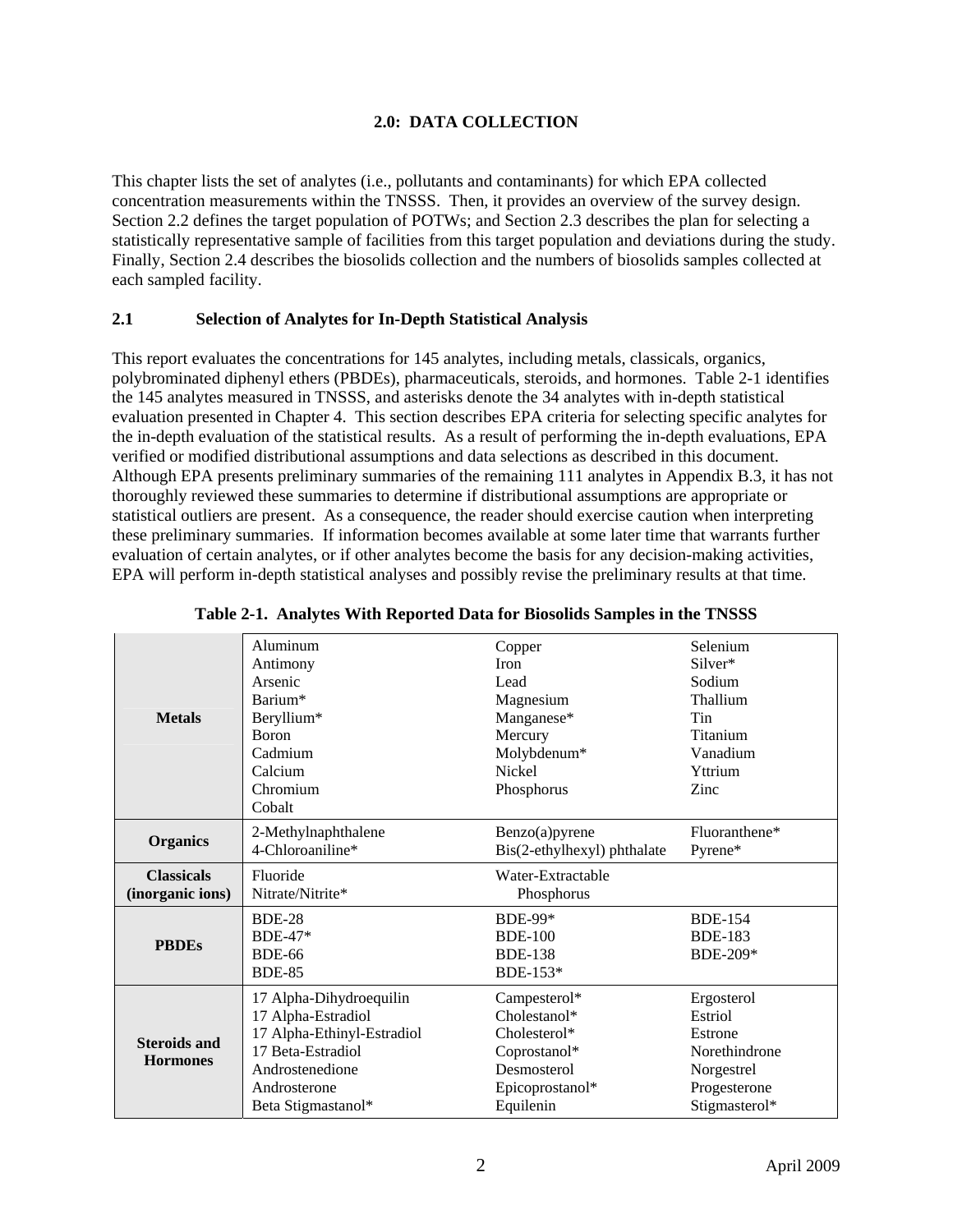## 2.0: DATA COLLECTION

This chapter lists the set of analytes (i.e., pollutants and contaminants) for which EPA collected concentration measurements within the TNSSS. Then, it provides an overview of the survey design. Section 2.2 defines the target population of POTWs; and Section 2.3 describes the plan for selecting a statistically representative sample of facilities from this target population and deviations during the study. Finally, Section 2.4 describes the biosolids collection and the numbers of biosolids samples collected at each sampled facility.

### 2.1 Selection of Analytes for In-Depth Statistical Analysis

This report evaluates the concentrations for 145 analytes, including metals, classicals, organics, polybrominated diphenyl ethers (PBDEs), pharmaceuticals, steroids, and hormones. Table 2-1 identifies the 145 analytes measured in TNSSS, and asterisks denote the 34 analytes with in-depth statistical evaluation presented in Chapter 4. This section describes EPA criteria for selecting specific analytes for the in-depth evaluation of the statistical results. As a result of performing the in-depth evaluations, EPA verified or modified distributional assumptions and data selections as described in this document. Although EPA presents preliminary summaries of the remaining 111 analytes in Appendix B.3, it has not thoroughly reviewed these summaries to determine if distributional assumptions are appropriate or statistical outliers are present. As a consequence, the reader should exercise caution when interpreting these preliminary summaries. If information becomes available at some later time that warrants further evaluation of certain analytes, or if other analytes become the basis for any decision-making activities, EPA will perform in-depth statistical analyses and possibly revise the preliminary results at that time.

**Table 2-1. Analytes With Reported Data for Biosolids Samples in the TNSSS**

| | | | |
|---|---|---|---|
| **Metals** | Aluminum<br>Antimony<br>Arsenic<br>Barium*<br>Beryllium*<br>Boron<br>Cadmium<br>Calcium<br>Chromium<br>Cobalt | Copper<br>Iron<br>Lead<br>Magnesium<br>Manganese*<br>Mercury<br>Molybdenum*<br>Nickel<br>Phosphorus | Selenium<br>Silver*<br>Sodium<br>Thallium<br>Tin<br>Titanium<br>Vanadium<br>Yttrium<br>Zinc |
| **Organics** | 2-Methylnaphthalene<br>4-Chloroaniline* | Benzo(a)pyrene<br>Bis(2-ethylhexyl) phthalate | Fluoranthene*<br>Pyrene* |
| **Classicals (inorganic ions)** | Fluoride<br>Nitrate/Nitrite* | Water-Extractable Phosphorus | |
| **PBDEs** | BDE-28<br>BDE-47*<br>BDE-66<br>BDE-85 | BDE-99*<br>BDE-100<br>BDE-138<br>BDE-153* | BDE-154<br>BDE-183<br>BDE-209* |
| **Steroids and Hormones** | 17 Alpha-Dihydroequilin<br>17 Alpha-Estradiol<br>17 Alpha-Ethinyl-Estradiol<br>17 Beta-Estradiol<br>Androstenedione<br>Androsterone<br>Beta Stigmastanol* | Campesterol*<br>Cholestanol*<br>Cholesterol*<br>Coprostanol*<br>Desmosterol<br>Epicoprostanol*<br>Equilenin | Ergosterol<br>Estriol<br>Estrone<br>Norethindrone<br>Norgestrel<br>Progesterone<br>Stigmasterol* |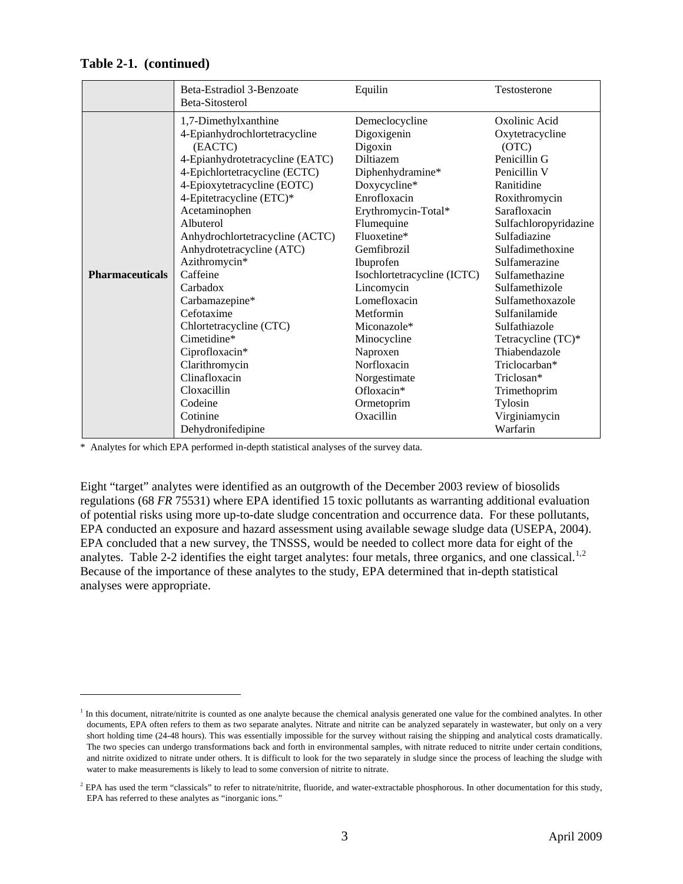**Table 2-1. (continued)**

| | | | |
|---|---|---|---|
| | Beta-Estradiol 3-Benzoate<br>Beta-Sitosterol | Equilin | Testosterone |
| **Pharmaceuticals** | 1,7-Dimethylxanthine<br>4-Epianhydrochlortetracycline (EACTC)<br>4-Epianhydrotetracycline (EATC)<br>4-Epichlortetracycline (ECTC)<br>4-Epioxytetracycline (EOTC)<br>4-Epitetracycline (ETC)*<br>Acetaminophen<br>Albuterol<br>Anhydrochlortetracycline (ACTC)<br>Anhydrotetracycline (ATC)<br>Azithromycin*<br>Caffeine<br>Carbadox<br>Carbamazepine*<br>Cefotaxime<br>Chlortetracycline (CTC)<br>Cimetidine*<br>Ciprofloxacin*<br>Clarithromycin<br>Clinafloxacin<br>Cloxacillin<br>Codeine<br>Cotinine<br>Dehydronifedipine | Demeclocycline<br>Digoxigenin<br>Digoxin<br>Diltiazem<br>Diphenhydramine*<br>Doxycycline*<br>Enrofloxacin<br>Erythromycin-Total*<br>Flumequine<br>Fluoxetine*<br>Gemfibrozil<br>Ibuprofen<br>Isochlortetracycline (ICTC)<br>Lincomycin<br>Lomefloxacin<br>Metformin<br>Miconazole*<br>Minocycline<br>Naproxen<br>Norfloxacin<br>Norgestimate<br>Ofloxacin*<br>Ormetoprim<br>Oxacillin | Oxolinic Acid<br>Oxytetracycline (OTC)<br>Penicillin G<br>Penicillin V<br>Ranitidine<br>Roxithromycin<br>Sarafloxacin<br>Sulfachloropyridazine<br>Sulfadiazine<br>Sulfadimethoxine<br>Sulfamerazine<br>Sulfamethazine<br>Sulfamethizole<br>Sulfamethoxazole<br>Sulfanilamide<br>Sulfathiazole<br>Tetracycline (TC)*<br>Thiabendazole<br>Triclocarban*<br>Triclosan*<br>Trimethoprim<br>Tylosin<br>Virginiamycin<br>Warfarin |

\* Analytes for which EPA performed in-depth statistical analyses of the survey data.

Eight "target" analytes were identified as an outgrowth of the December 2003 review of biosolids regulations (68 *FR* 75531) where EPA identified 15 toxic pollutants as warranting additional evaluation of potential risks using more up-to-date sludge concentration and occurrence data. For these pollutants, EPA conducted an exposure and hazard assessment using available sewage sludge data (USEPA, 2004). EPA concluded that a new survey, the TNSSS, would be needed to collect more data for eight of the analytes. Table 2-2 identifies the eight target analytes: four metals, three organics, and one classical.[1,2] Because of the importance of these analytes to the study, EPA determined that in-depth statistical analyses were appropriate.

[1] In this document, nitrate/nitrite is counted as one analyte because the chemical analysis generated one value for the combined analytes. In other documents, EPA often refers to them as two separate analytes. Nitrate and nitrite can be analyzed separately in wastewater, but only on a very short holding time (24-48 hours). This was essentially impossible for the survey without raising the shipping and analytical costs dramatically. The two species can undergo transformations back and forth in environmental samples, with nitrate reduced to nitrite under certain conditions, and nitrite oxidized to nitrate under others. It is difficult to look for the two separately in sludge since the process of leaching the sludge with water to make measurements is likely to lead to some conversion of nitrite to nitrate.

[2] EPA has used the term "classicals" to refer to nitrate/nitrite, fluoride, and water-extractable phosphorous. In other documentation for this study, EPA has referred to these analytes as "inorganic ions."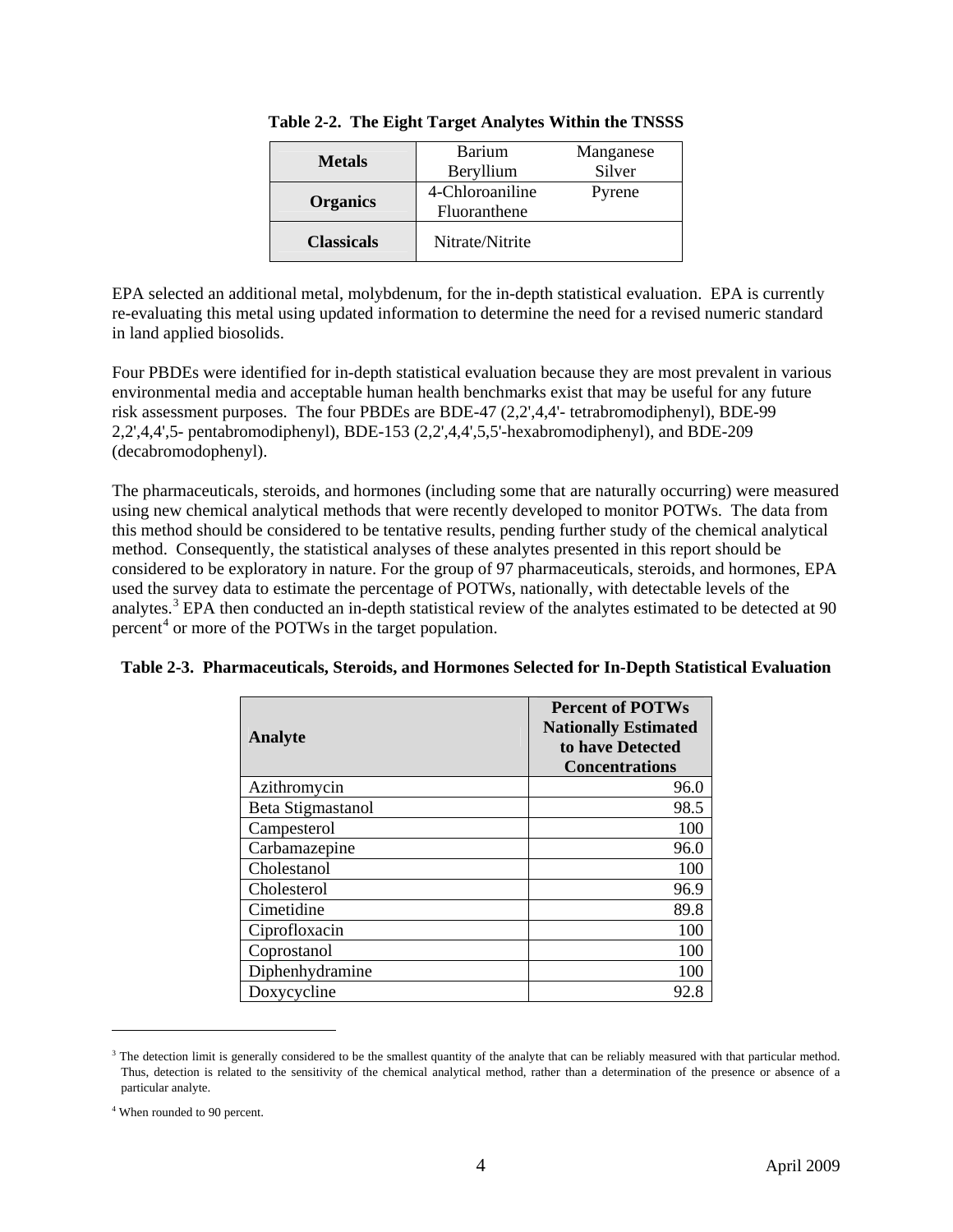**Table 2-2. The Eight Target Analytes Within the TNSSS**

| | | |
|---|---|---|
| **Metals** | Barium<br>Beryllium | Manganese<br>Silver |
| **Organics** | 4-Chloroaniline<br>Fluoranthene | Pyrene |
| **Classicals** | Nitrate/Nitrite | |

EPA selected an additional metal, molybdenum, for the in-depth statistical evaluation. EPA is currently re-evaluating this metal using updated information to determine the need for a revised numeric standard in land applied biosolids.

Four PBDEs were identified for in-depth statistical evaluation because they are most prevalent in various environmental media and acceptable human health benchmarks exist that may be useful for any future risk assessment purposes. The four PBDEs are BDE-47 (2,2',4,4'- tetrabromodiphenyl), BDE-99 2,2',4,4',5- pentabromodiphenyl), BDE-153 (2,2',4,4',5,5'-hexabromodiphenyl), and BDE-209 (decabromodophenyl).

The pharmaceuticals, steroids, and hormones (including some that are naturally occurring) were measured using new chemical analytical methods that were recently developed to monitor POTWs. The data from this method should be considered to be tentative results, pending further study of the chemical analytical method. Consequently, the statistical analyses of these analytes presented in this report should be considered to be exploratory in nature. For the group of 97 pharmaceuticals, steroids, and hormones, EPA used the survey data to estimate the percentage of POTWs, nationally, with detectable levels of the analytes.[3] EPA then conducted an in-depth statistical review of the analytes estimated to be detected at 90 percent[4] or more of the POTWs in the target population.

**Table 2-3. Pharmaceuticals, Steroids, and Hormones Selected for In-Depth Statistical Evaluation**

| Analyte | Percent of POTWs Nationally Estimated to have Detected Concentrations |
|---|---|
| Azithromycin | 96.0 |
| Beta Stigmastanol | 98.5 |
| Campesterol | 100 |
| Carbamazepine | 96.0 |
| Cholestanol | 100 |
| Cholesterol | 96.9 |
| Cimetidine | 89.8 |
| Ciprofloxacin | 100 |
| Coprostanol | 100 |
| Diphenhydramine | 100 |
| Doxycycline | 92.8 |

[3] The detection limit is generally considered to be the smallest quantity of the analyte that can be reliably measured with that particular method. Thus, detection is related to the sensitivity of the chemical analytical method, rather than a determination of the presence or absence of a particular analyte.

[4] When rounded to 90 percent.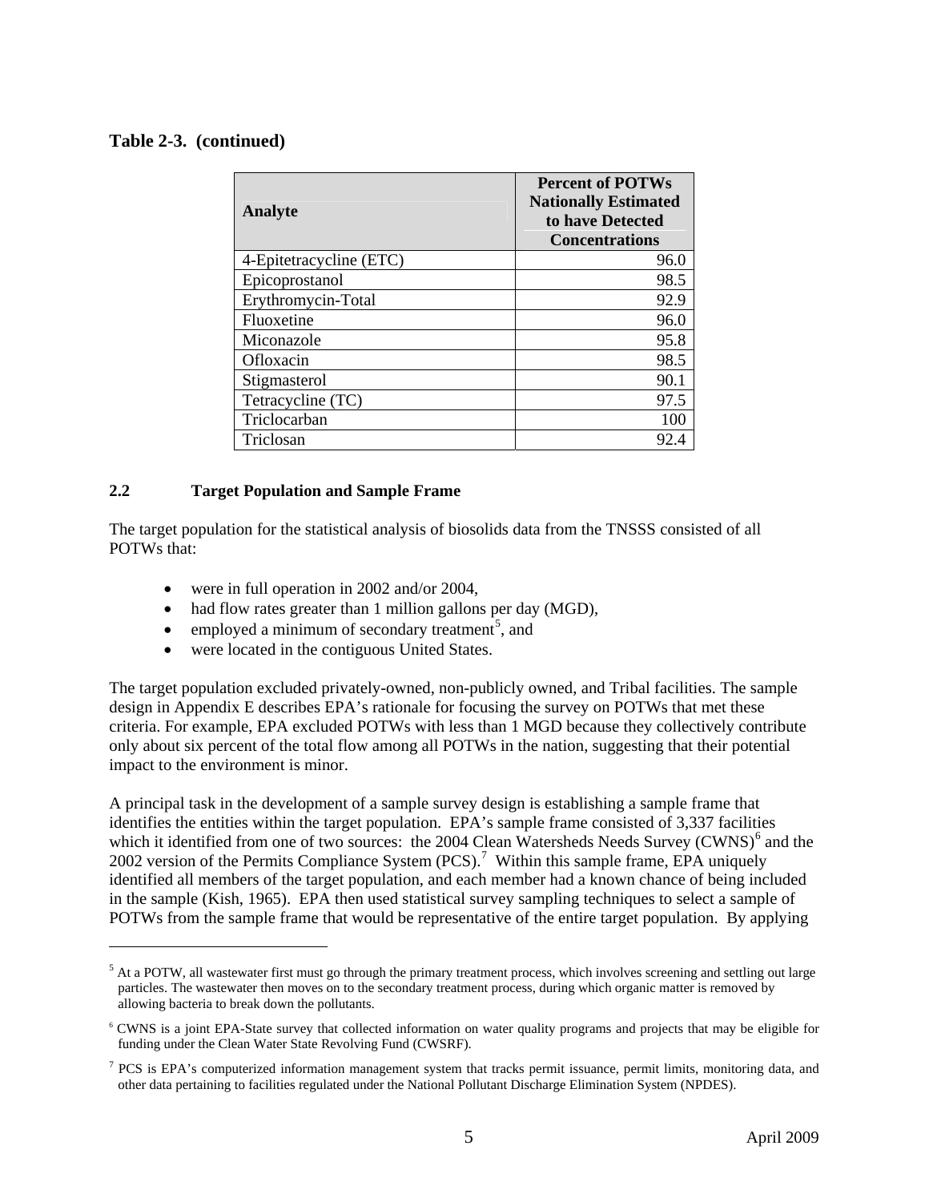**Table 2-3. (continued)**

| Analyte | Percent of POTWs Nationally Estimated to have Detected Concentrations |
|---|---|
| 4-Epitetracycline (ETC) | 96.0 |
| Epicoprostanol | 98.5 |
| Erythromycin-Total | 92.9 |
| Fluoxetine | 96.0 |
| Miconazole | 95.8 |
| Ofloxacin | 98.5 |
| Stigmasterol | 90.1 |
| Tetracycline (TC) | 97.5 |
| Triclocarban | 100 |
| Triclosan | 92.4 |

## 2.2 Target Population and Sample Frame

The target population for the statistical analysis of biosolids data from the TNSSS consisted of all POTWs that:

- were in full operation in 2002 and/or 2004,
- had flow rates greater than 1 million gallons per day (MGD),
- employed a minimum of secondary treatment[5], and
- were located in the contiguous United States.

The target population excluded privately-owned, non-publicly owned, and Tribal facilities. The sample design in Appendix E describes EPA's rationale for focusing the survey on POTWs that met these criteria. For example, EPA excluded POTWs with less than 1 MGD because they collectively contribute only about six percent of the total flow among all POTWs in the nation, suggesting that their potential impact to the environment is minor.

A principal task in the development of a sample survey design is establishing a sample frame that identifies the entities within the target population. EPA's sample frame consisted of 3,337 facilities which it identified from one of two sources: the 2004 Clean Watersheds Needs Survey (CWNS)[6] and the 2002 version of the Permits Compliance System (PCS).[7] Within this sample frame, EPA uniquely identified all members of the target population, and each member had a known chance of being included in the sample (Kish, 1965). EPA then used statistical survey sampling techniques to select a sample of POTWs from the sample frame that would be representative of the entire target population. By applying

[5] At a POTW, all wastewater first must go through the primary treatment process, which involves screening and settling out large particles. The wastewater then moves on to the secondary treatment process, during which organic matter is removed by allowing bacteria to break down the pollutants.

[6] CWNS is a joint EPA-State survey that collected information on water quality programs and projects that may be eligible for funding under the Clean Water State Revolving Fund (CWSRF).

[7] PCS is EPA's computerized information management system that tracks permit issuance, permit limits, monitoring data, and other data pertaining to facilities regulated under the National Pollutant Discharge Elimination System (NPDES).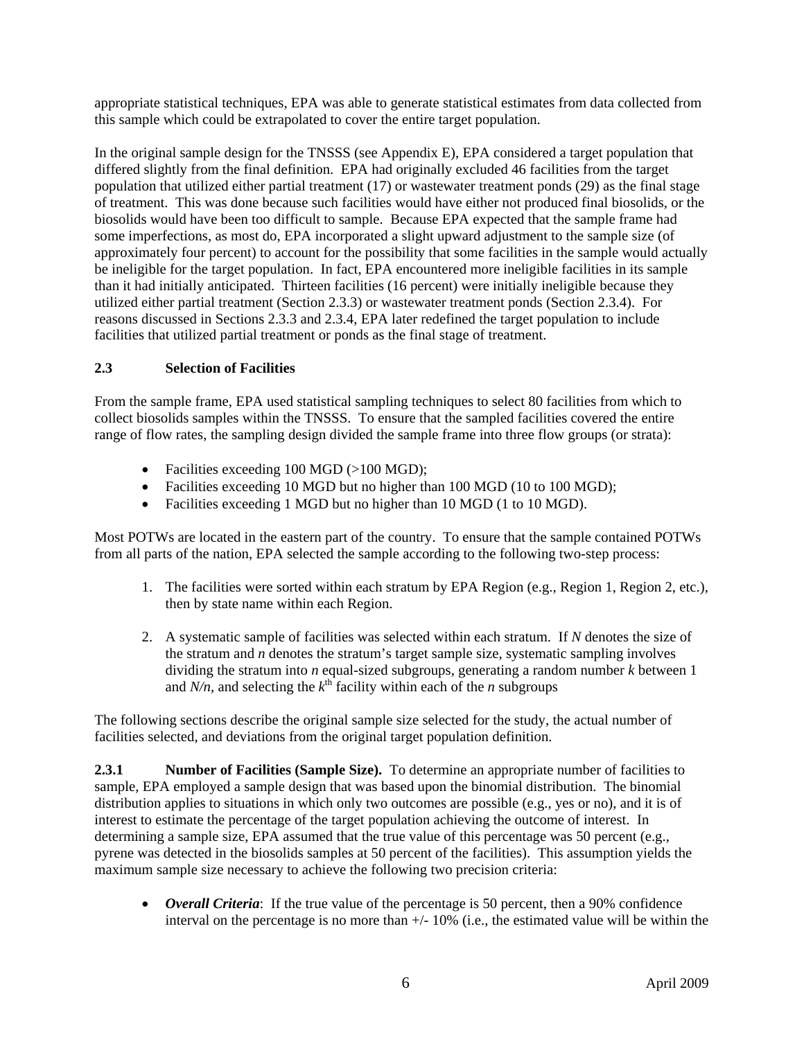appropriate statistical techniques, EPA was able to generate statistical estimates from data collected from this sample which could be extrapolated to cover the entire target population.

In the original sample design for the TNSSS (see Appendix E), EPA considered a target population that differed slightly from the final definition. EPA had originally excluded 46 facilities from the target population that utilized either partial treatment (17) or wastewater treatment ponds (29) as the final stage of treatment. This was done because such facilities would have either not produced final biosolids, or the biosolids would have been too difficult to sample. Because EPA expected that the sample frame had some imperfections, as most do, EPA incorporated a slight upward adjustment to the sample size (of approximately four percent) to account for the possibility that some facilities in the sample would actually be ineligible for the target population. In fact, EPA encountered more ineligible facilities in its sample than it had initially anticipated. Thirteen facilities (16 percent) were initially ineligible because they utilized either partial treatment (Section 2.3.3) or wastewater treatment ponds (Section 2.3.4). For reasons discussed in Sections 2.3.3 and 2.3.4, EPA later redefined the target population to include facilities that utilized partial treatment or ponds as the final stage of treatment.

## 2.3 Selection of Facilities

From the sample frame, EPA used statistical sampling techniques to select 80 facilities from which to collect biosolids samples within the TNSSS. To ensure that the sampled facilities covered the entire range of flow rates, the sampling design divided the sample frame into three flow groups (or strata):

- Facilities exceeding 100 MGD (>100 MGD);
- Facilities exceeding 10 MGD but no higher than 100 MGD (10 to 100 MGD);
- Facilities exceeding 1 MGD but no higher than 10 MGD (1 to 10 MGD).

Most POTWs are located in the eastern part of the country. To ensure that the sample contained POTWs from all parts of the nation, EPA selected the sample according to the following two-step process:

1. The facilities were sorted within each stratum by EPA Region (e.g., Region 1, Region 2, etc.), then by state name within each Region.
2. A systematic sample of facilities was selected within each stratum. If $N$ denotes the size of the stratum and $n$ denotes the stratum's target sample size, systematic sampling involves dividing the stratum into $n$ equal-sized subgroups, generating a random number $k$ between 1 and $N/n$, and selecting the $k^{th}$ facility within each of the $n$ subgroups

The following sections describe the original sample size selected for the study, the actual number of facilities selected, and deviations from the original target population definition.

**2.3.1 Number of Facilities (Sample Size).** To determine an appropriate number of facilities to sample, EPA employed a sample design that was based upon the binomial distribution. The binomial distribution applies to situations in which only two outcomes are possible (e.g., yes or no), and it is of interest to estimate the percentage of the target population achieving the outcome of interest. In determining a sample size, EPA assumed that the true value of this percentage was 50 percent (e.g., pyrene was detected in the biosolids samples at 50 percent of the facilities). This assumption yields the maximum sample size necessary to achieve the following two precision criteria:

- ***Overall Criteria***: If the true value of the percentage is 50 percent, then a 90% confidence interval on the percentage is no more than +/- 10% (i.e., the estimated value will be within the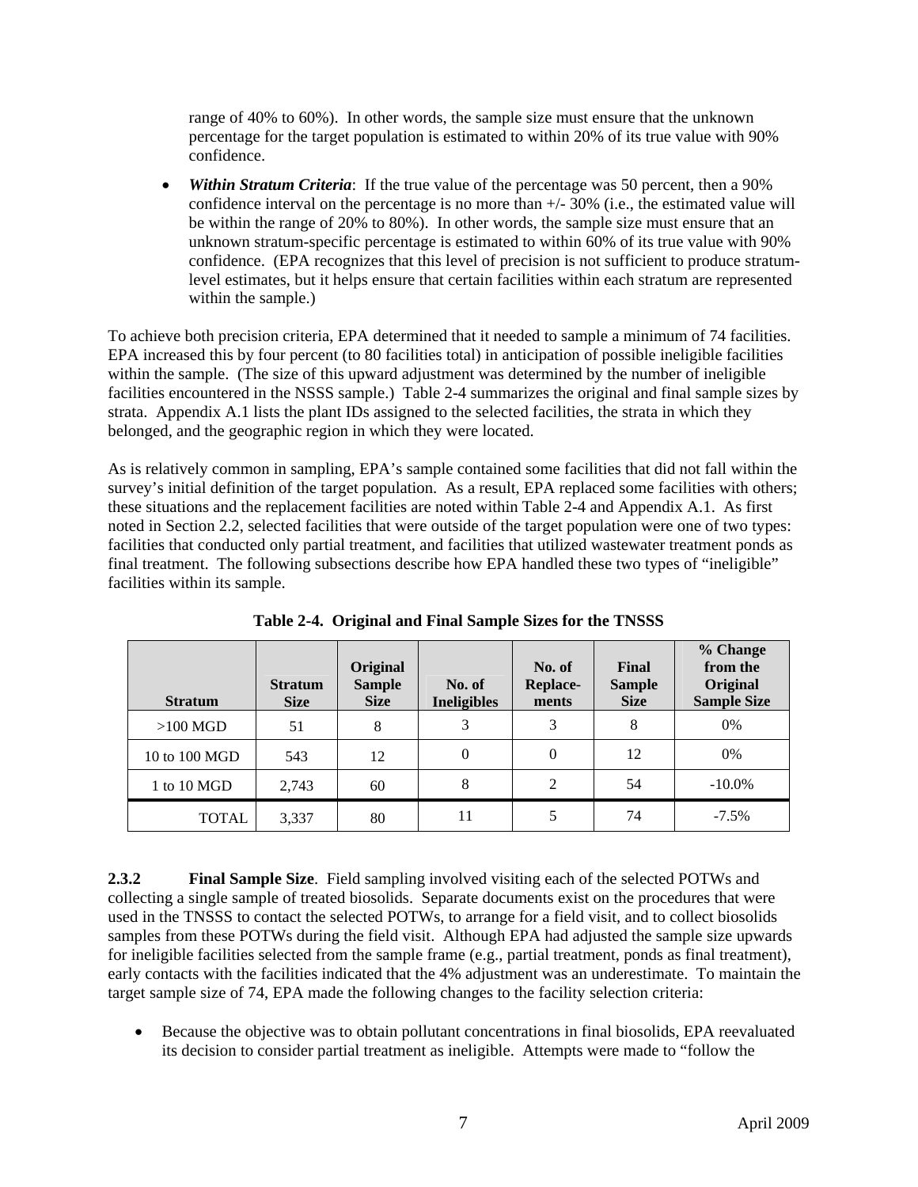range of 40% to 60%). In other words, the sample size must ensure that the unknown percentage for the target population is estimated to within 20% of its true value with 90% confidence.

- ***Within Stratum Criteria***: If the true value of the percentage was 50 percent, then a 90% confidence interval on the percentage is no more than +/- 30% (i.e., the estimated value will be within the range of 20% to 80%). In other words, the sample size must ensure that an unknown stratum-specific percentage is estimated to within 60% of its true value with 90% confidence. (EPA recognizes that this level of precision is not sufficient to produce stratum-level estimates, but it helps ensure that certain facilities within each stratum are represented within the sample.)

To achieve both precision criteria, EPA determined that it needed to sample a minimum of 74 facilities. EPA increased this by four percent (to 80 facilities total) in anticipation of possible ineligible facilities within the sample. (The size of this upward adjustment was determined by the number of ineligible facilities encountered in the NSSS sample.) Table 2-4 summarizes the original and final sample sizes by strata. Appendix A.1 lists the plant IDs assigned to the selected facilities, the strata in which they belonged, and the geographic region in which they were located.

As is relatively common in sampling, EPA's sample contained some facilities that did not fall within the survey's initial definition of the target population. As a result, EPA replaced some facilities with others; these situations and the replacement facilities are noted within Table 2-4 and Appendix A.1. As first noted in Section 2.2, selected facilities that were outside of the target population were one of two types: facilities that conducted only partial treatment, and facilities that utilized wastewater treatment ponds as final treatment. The following subsections describe how EPA handled these two types of "ineligible" facilities within its sample.

**Table 2-4. Original and Final Sample Sizes for the TNSSS**

| Stratum | Stratum Size | Original Sample Size | No. of Ineligibles | No. of Replace-ments | Final Sample Size | % Change from the Original Sample Size |
|---|---|---|---|---|---|---|
| >100 MGD | 51 | 8 | 3 | 3 | 8 | 0% |
| 10 to 100 MGD | 543 | 12 | 0 | 0 | 12 | 0% |
| 1 to 10 MGD | 2,743 | 60 | 8 | 2 | 54 | -10.0% |
| TOTAL | 3,337 | 80 | 11 | 5 | 74 | -7.5% |

**2.3.2 Final Sample Size**. Field sampling involved visiting each of the selected POTWs and collecting a single sample of treated biosolids. Separate documents exist on the procedures that were used in the TNSSS to contact the selected POTWs, to arrange for a field visit, and to collect biosolids samples from these POTWs during the field visit. Although EPA had adjusted the sample size upwards for ineligible facilities selected from the sample frame (e.g., partial treatment, ponds as final treatment), early contacts with the facilities indicated that the 4% adjustment was an underestimate. To maintain the target sample size of 74, EPA made the following changes to the facility selection criteria:

- Because the objective was to obtain pollutant concentrations in final biosolids, EPA reevaluated its decision to consider partial treatment as ineligible. Attempts were made to "follow the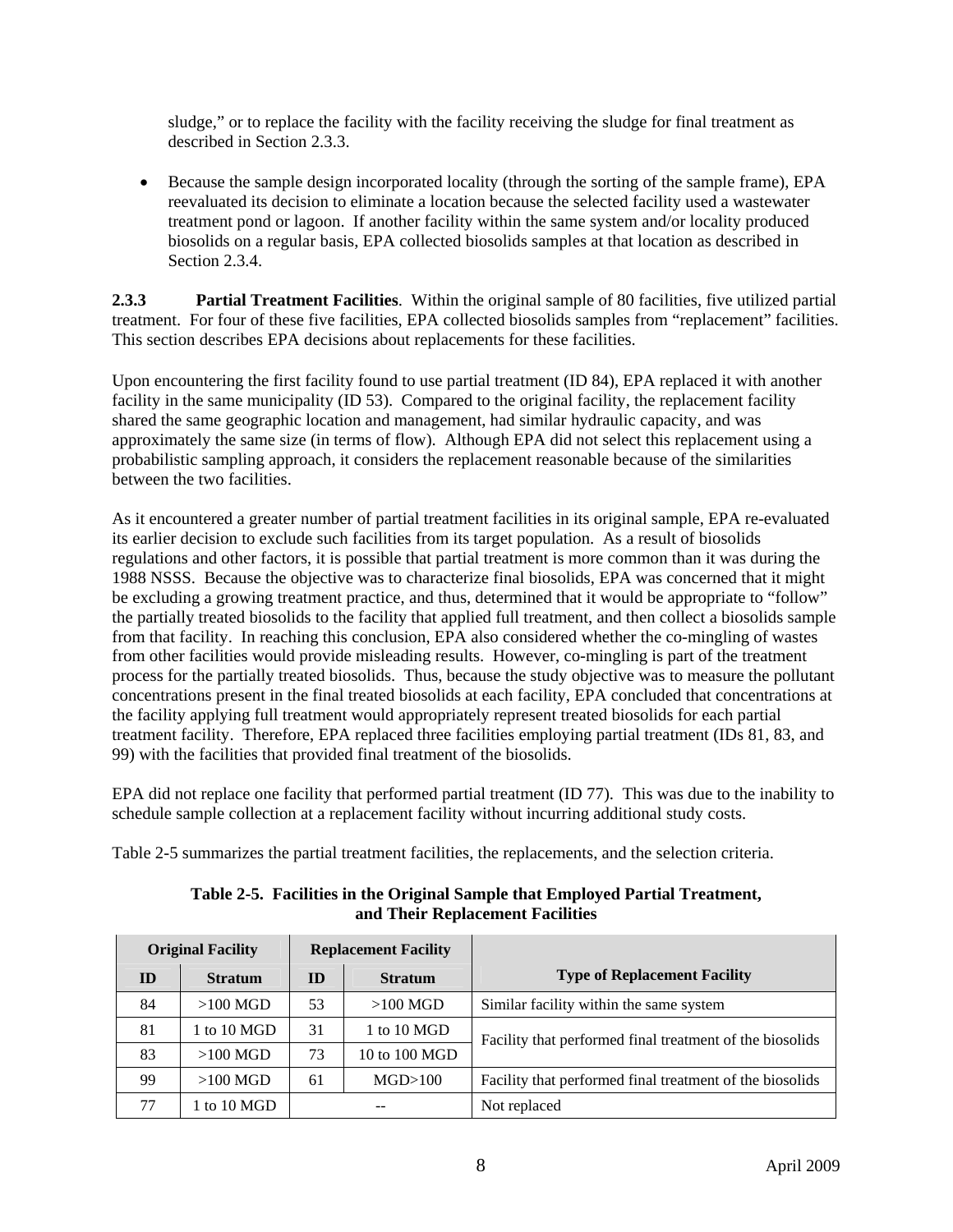sludge," or to replace the facility with the facility receiving the sludge for final treatment as described in Section 2.3.3.

- Because the sample design incorporated locality (through the sorting of the sample frame), EPA reevaluated its decision to eliminate a location because the selected facility used a wastewater treatment pond or lagoon. If another facility within the same system and/or locality produced biosolids on a regular basis, EPA collected biosolids samples at that location as described in Section 2.3.4.

**2.3.3 Partial Treatment Facilities**. Within the original sample of 80 facilities, five utilized partial treatment. For four of these five facilities, EPA collected biosolids samples from "replacement" facilities. This section describes EPA decisions about replacements for these facilities.

Upon encountering the first facility found to use partial treatment (ID 84), EPA replaced it with another facility in the same municipality (ID 53). Compared to the original facility, the replacement facility shared the same geographic location and management, had similar hydraulic capacity, and was approximately the same size (in terms of flow). Although EPA did not select this replacement using a probabilistic sampling approach, it considers the replacement reasonable because of the similarities between the two facilities.

As it encountered a greater number of partial treatment facilities in its original sample, EPA re-evaluated its earlier decision to exclude such facilities from its target population. As a result of biosolids regulations and other factors, it is possible that partial treatment is more common than it was during the 1988 NSSS. Because the objective was to characterize final biosolids, EPA was concerned that it might be excluding a growing treatment practice, and thus, determined that it would be appropriate to "follow" the partially treated biosolids to the facility that applied full treatment, and then collect a biosolids sample from that facility. In reaching this conclusion, EPA also considered whether the co-mingling of wastes from other facilities would provide misleading results. However, co-mingling is part of the treatment process for the partially treated biosolids. Thus, because the study objective was to measure the pollutant concentrations present in the final treated biosolids at each facility, EPA concluded that concentrations at the facility applying full treatment would appropriately represent treated biosolids for each partial treatment facility. Therefore, EPA replaced three facilities employing partial treatment (IDs 81, 83, and 99) with the facilities that provided final treatment of the biosolids.

EPA did not replace one facility that performed partial treatment (ID 77). This was due to the inability to schedule sample collection at a replacement facility without incurring additional study costs.

Table 2-5 summarizes the partial treatment facilities, the replacements, and the selection criteria.

**Table 2-5. Facilities in the Original Sample that Employed Partial Treatment, and Their Replacement Facilities**

| Original Facility | | Replacement Facility | | Type of Replacement Facility |
|---|---|---|---|---|
| ID | Stratum | ID | Stratum | |
| 84 | >100 MGD | 53 | >100 MGD | Similar facility within the same system |
| 81 | 1 to 10 MGD | 31 | 1 to 10 MGD | Facility that performed final treatment of the biosolids |
| 83 | >100 MGD | 73 | 10 to 100 MGD | Facility that performed final treatment of the biosolids |
| 99 | >100 MGD | 61 | MGD>100 | Facility that performed final treatment of the biosolids |
| 77 | 1 to 10 MGD | -- | | Not replaced |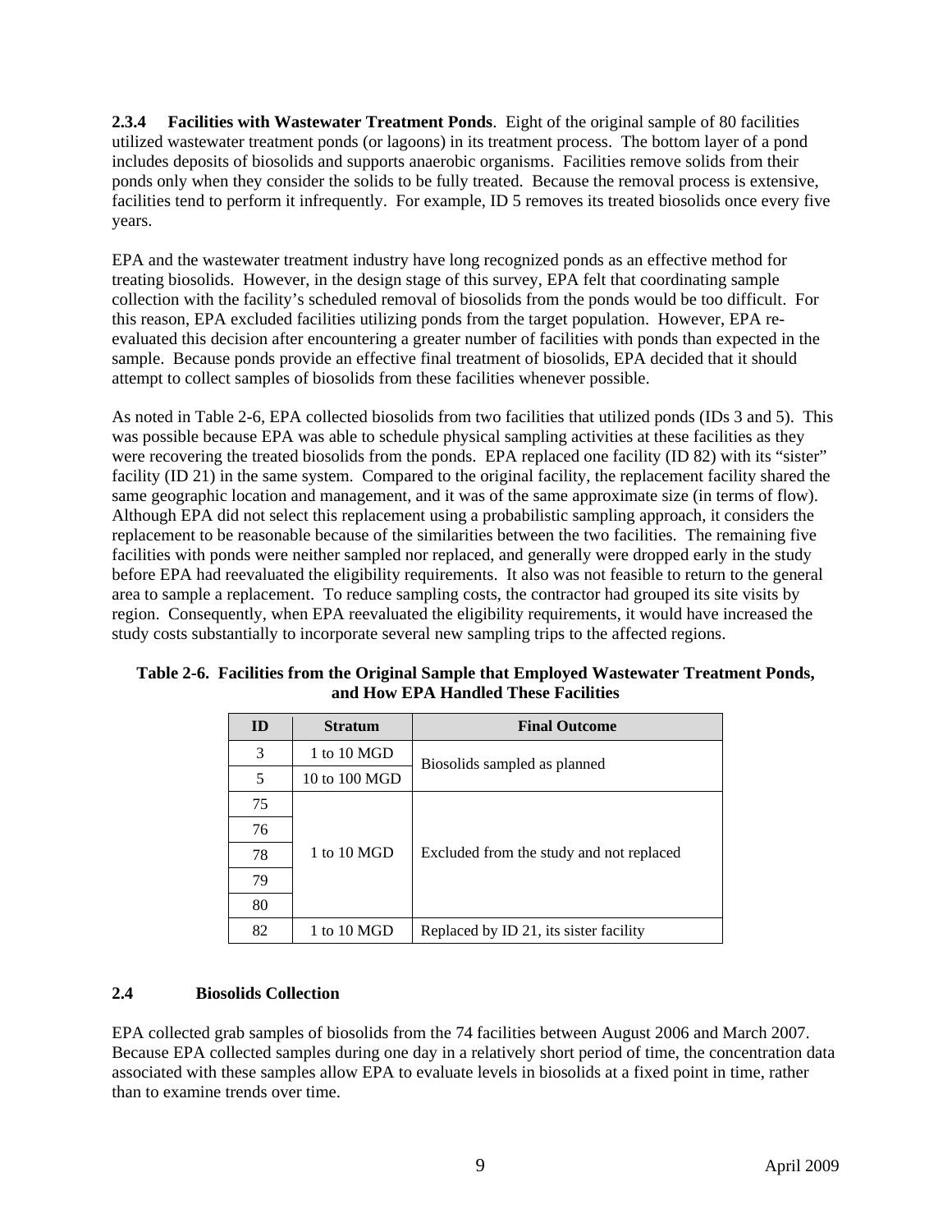**2.3.4 Facilities with Wastewater Treatment Ponds**. Eight of the original sample of 80 facilities utilized wastewater treatment ponds (or lagoons) in its treatment process. The bottom layer of a pond includes deposits of biosolids and supports anaerobic organisms. Facilities remove solids from their ponds only when they consider the solids to be fully treated. Because the removal process is extensive, facilities tend to perform it infrequently. For example, ID 5 removes its treated biosolids once every five years.

EPA and the wastewater treatment industry have long recognized ponds as an effective method for treating biosolids. However, in the design stage of this survey, EPA felt that coordinating sample collection with the facility's scheduled removal of biosolids from the ponds would be too difficult. For this reason, EPA excluded facilities utilizing ponds from the target population. However, EPA re-evaluated this decision after encountering a greater number of facilities with ponds than expected in the sample. Because ponds provide an effective final treatment of biosolids, EPA decided that it should attempt to collect samples of biosolids from these facilities whenever possible.

As noted in Table 2-6, EPA collected biosolids from two facilities that utilized ponds (IDs 3 and 5). This was possible because EPA was able to schedule physical sampling activities at these facilities as they were recovering the treated biosolids from the ponds. EPA replaced one facility (ID 82) with its "sister" facility (ID 21) in the same system. Compared to the original facility, the replacement facility shared the same geographic location and management, and it was of the same approximate size (in terms of flow). Although EPA did not select this replacement using a probabilistic sampling approach, it considers the replacement to be reasonable because of the similarities between the two facilities. The remaining five facilities with ponds were neither sampled nor replaced, and generally were dropped early in the study before EPA had reevaluated the eligibility requirements. It also was not feasible to return to the general area to sample a replacement. To reduce sampling costs, the contractor had grouped its site visits by region. Consequently, when EPA reevaluated the eligibility requirements, it would have increased the study costs substantially to incorporate several new sampling trips to the affected regions.

**Table 2-6. Facilities from the Original Sample that Employed Wastewater Treatment Ponds, and How EPA Handled These Facilities**

| ID | Stratum | Final Outcome |
|---|---|---|
| 3 | 1 to 10 MGD | Biosolids sampled as planned |
| 5 | 10 to 100 MGD | |
| 75 | 1 to 10 MGD | Excluded from the study and not replaced |
| 76 | | |
| 78 | | |
| 79 | | |
| 80 | | |
| 82 | 1 to 10 MGD | Replaced by ID 21, its sister facility |

## 2.4 Biosolids Collection

EPA collected grab samples of biosolids from the 74 facilities between August 2006 and March 2007. Because EPA collected samples during one day in a relatively short period of time, the concentration data associated with these samples allow EPA to evaluate levels in biosolids at a fixed point in time, rather than to examine trends over time.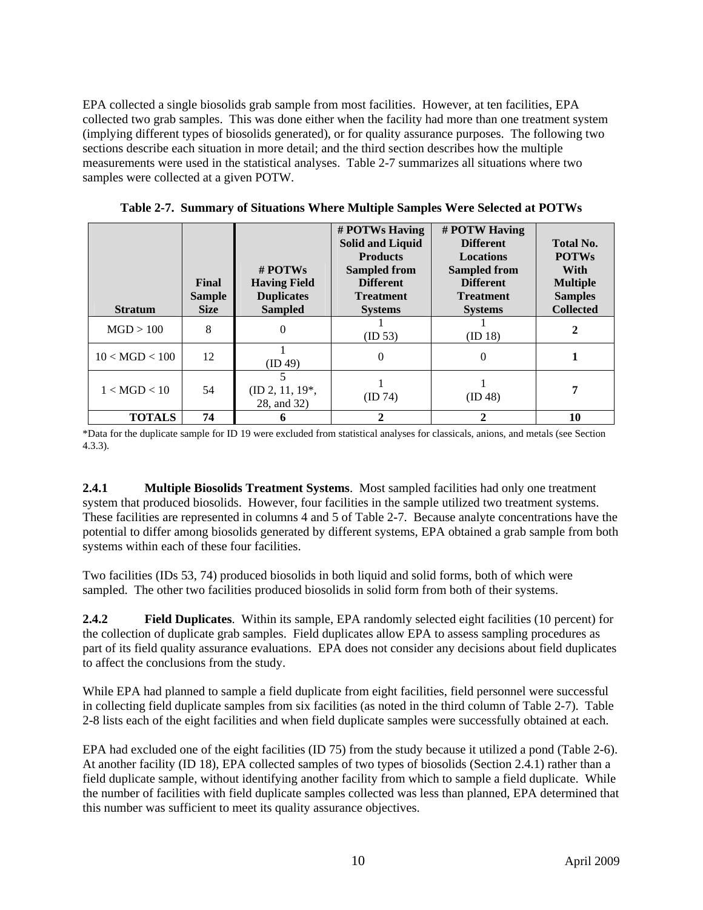EPA collected a single biosolids grab sample from most facilities. However, at ten facilities, EPA collected two grab samples. This was done either when the facility had more than one treatment system (implying different types of biosolids generated), or for quality assurance purposes. The following two sections describe each situation in more detail; and the third section describes how the multiple measurements were used in the statistical analyses. Table 2-7 summarizes all situations where two samples were collected at a given POTW.

**Table 2-7. Summary of Situations Where Multiple Samples Were Selected at POTWs**

| Stratum | Final Sample Size | # POTWs Having Field Duplicates Sampled | # POTWs Having Solid and Liquid Products Sampled from Different Treatment Systems | # POTW Having Different Locations Sampled from Different Treatment Systems | Total No. POTWs With Multiple Samples Collected |
|---|---|---|---|---|---|
| MGD > 100 | 8 | 0 | 1 (ID 53) | 1 (ID 18) | **2** |
| 10 < MGD < 100 | 12 | 1 (ID 49) | 0 | 0 | **1** |
| 1 < MGD < 10 | 54 | 5 (ID 2, 11, 19*, 28, and 32) | 1 (ID 74) | 1 (ID 48) | **7** |
| **TOTALS** | **74** | **6** | **2** | **2** | **10** |

*Data for the duplicate sample for ID 19 were excluded from statistical analyses for classicals, anions, and metals (see Section 4.3.3).

**2.4.1 Multiple Biosolids Treatment Systems**. Most sampled facilities had only one treatment system that produced biosolids. However, four facilities in the sample utilized two treatment systems. These facilities are represented in columns 4 and 5 of Table 2-7. Because analyte concentrations have the potential to differ among biosolids generated by different systems, EPA obtained a grab sample from both systems within each of these four facilities.

Two facilities (IDs 53, 74) produced biosolids in both liquid and solid forms, both of which were sampled. The other two facilities produced biosolids in solid form from both of their systems.

**2.4.2 Field Duplicates**. Within its sample, EPA randomly selected eight facilities (10 percent) for the collection of duplicate grab samples. Field duplicates allow EPA to assess sampling procedures as part of its field quality assurance evaluations. EPA does not consider any decisions about field duplicates to affect the conclusions from the study.

While EPA had planned to sample a field duplicate from eight facilities, field personnel were successful in collecting field duplicate samples from six facilities (as noted in the third column of Table 2-7). Table 2-8 lists each of the eight facilities and when field duplicate samples were successfully obtained at each.

EPA had excluded one of the eight facilities (ID 75) from the study because it utilized a pond (Table 2-6). At another facility (ID 18), EPA collected samples of two types of biosolids (Section 2.4.1) rather than a field duplicate sample, without identifying another facility from which to sample a field duplicate. While the number of facilities with field duplicate samples collected was less than planned, EPA determined that this number was sufficient to meet its quality assurance objectives.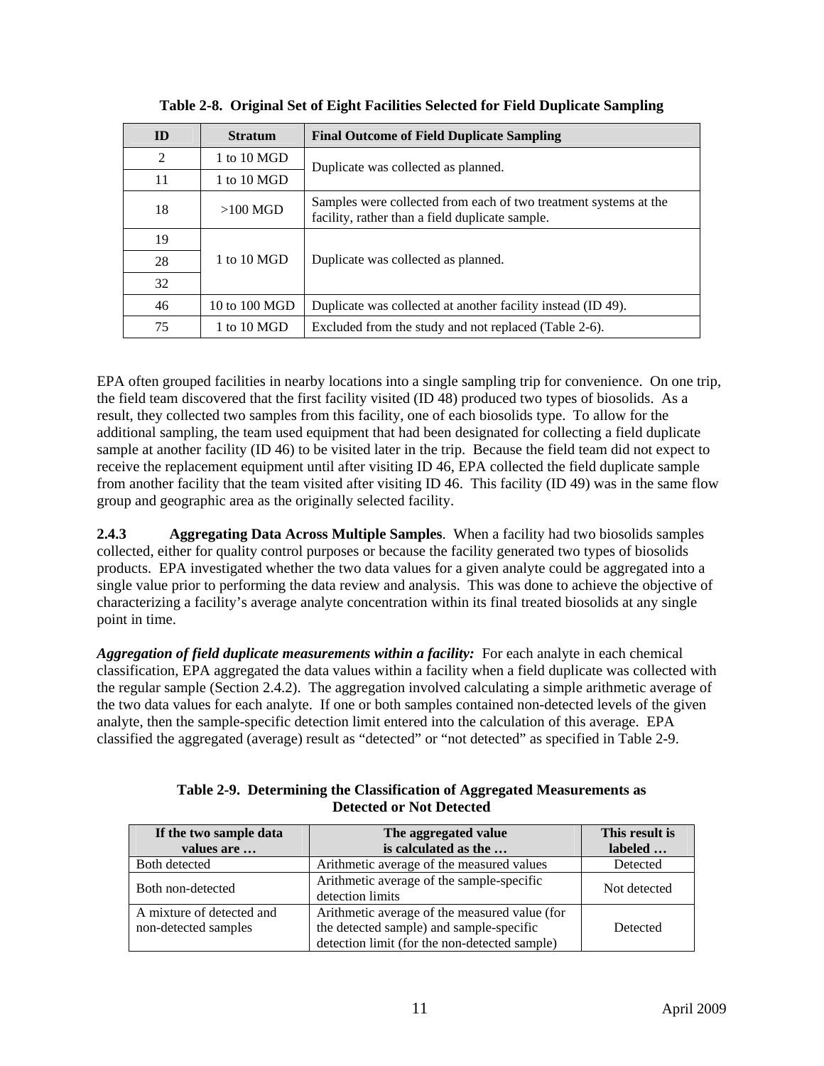**Table 2-8. Original Set of Eight Facilities Selected for Field Duplicate Sampling**

| ID | Stratum | Final Outcome of Field Duplicate Sampling |
|---|---|---|
| 2 | 1 to 10 MGD | Duplicate was collected as planned. |
| 11 | 1 to 10 MGD | |
| 18 | >100 MGD | Samples were collected from each of two treatment systems at the facility, rather than a field duplicate sample. |
| 19 | 1 to 10 MGD | Duplicate was collected as planned. |
| 28 | | |
| 32 | | |
| 46 | 10 to 100 MGD | Duplicate was collected at another facility instead (ID 49). |
| 75 | 1 to 10 MGD | Excluded from the study and not replaced (Table 2-6). |

EPA often grouped facilities in nearby locations into a single sampling trip for convenience. On one trip, the field team discovered that the first facility visited (ID 48) produced two types of biosolids. As a result, they collected two samples from this facility, one of each biosolids type. To allow for the additional sampling, the team used equipment that had been designated for collecting a field duplicate sample at another facility (ID 46) to be visited later in the trip. Because the field team did not expect to receive the replacement equipment until after visiting ID 46, EPA collected the field duplicate sample from another facility that the team visited after visiting ID 46. This facility (ID 49) was in the same flow group and geographic area as the originally selected facility.

**2.4.3 Aggregating Data Across Multiple Samples**. When a facility had two biosolids samples collected, either for quality control purposes or because the facility generated two types of biosolids products. EPA investigated whether the two data values for a given analyte could be aggregated into a single value prior to performing the data review and analysis. This was done to achieve the objective of characterizing a facility's average analyte concentration within its final treated biosolids at any single point in time.

***Aggregation of field duplicate measurements within a facility:*** For each analyte in each chemical classification, EPA aggregated the data values within a facility when a field duplicate was collected with the regular sample (Section 2.4.2). The aggregation involved calculating a simple arithmetic average of the two data values for each analyte. If one or both samples contained non-detected levels of the given analyte, then the sample-specific detection limit entered into the calculation of this average. EPA classified the aggregated (average) result as "detected" or "not detected" as specified in Table 2-9.

**Table 2-9. Determining the Classification of Aggregated Measurements as Detected or Not Detected**

| If the two sample data values are … | The aggregated value is calculated as the … | This result is labeled … |
|---|---|---|
| Both detected | Arithmetic average of the measured values | Detected |
| Both non-detected | Arithmetic average of the sample-specific detection limits | Not detected |
| A mixture of detected and non-detected samples | Arithmetic average of the measured value (for the detected sample) and sample-specific detection limit (for the non-detected sample) | Detected |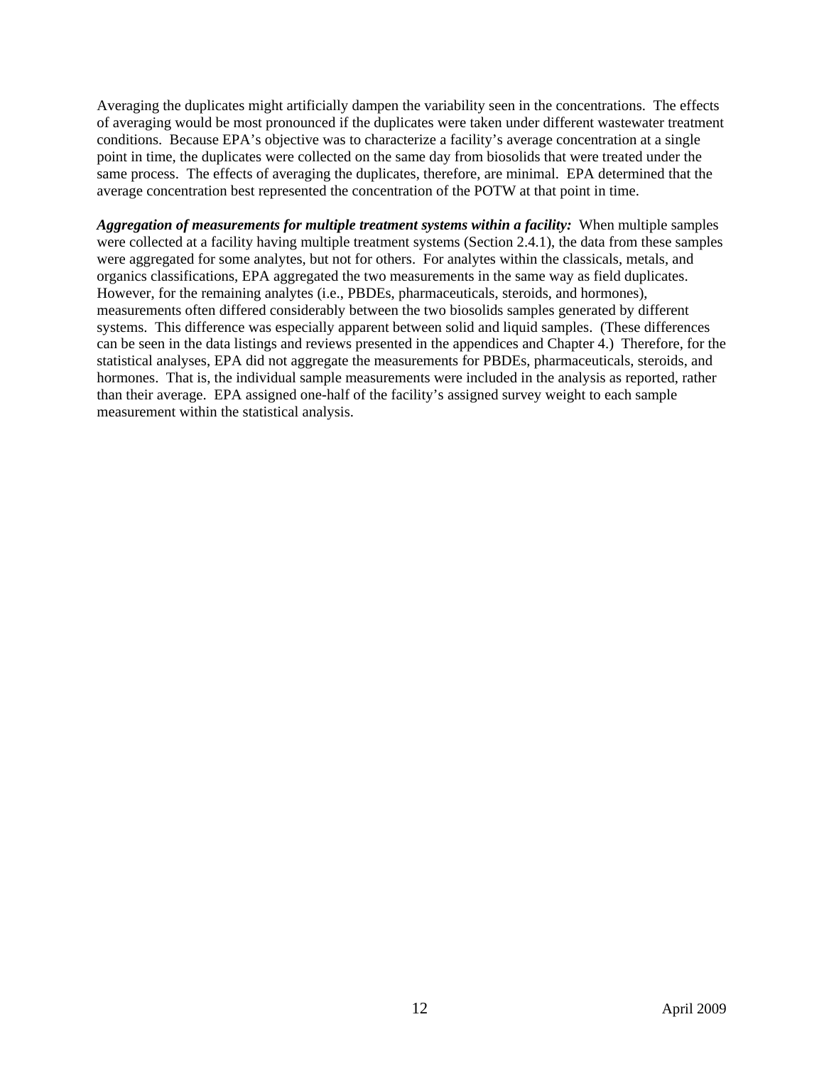Averaging the duplicates might artificially dampen the variability seen in the concentrations. The effects of averaging would be most pronounced if the duplicates were taken under different wastewater treatment conditions. Because EPA's objective was to characterize a facility's average concentration at a single point in time, the duplicates were collected on the same day from biosolids that were treated under the same process. The effects of averaging the duplicates, therefore, are minimal. EPA determined that the average concentration best represented the concentration of the POTW at that point in time.

***Aggregation of measurements for multiple treatment systems within a facility:*** When multiple samples were collected at a facility having multiple treatment systems (Section 2.4.1), the data from these samples were aggregated for some analytes, but not for others. For analytes within the classicals, metals, and organics classifications, EPA aggregated the two measurements in the same way as field duplicates. However, for the remaining analytes (i.e., PBDEs, pharmaceuticals, steroids, and hormones), measurements often differed considerably between the two biosolids samples generated by different systems. This difference was especially apparent between solid and liquid samples. (These differences can be seen in the data listings and reviews presented in the appendices and Chapter 4.) Therefore, for the statistical analyses, EPA did not aggregate the measurements for PBDEs, pharmaceuticals, steroids, and hormones. That is, the individual sample measurements were included in the analysis as reported, rather than their average. EPA assigned one-half of the facility's assigned survey weight to each sample measurement within the statistical analysis.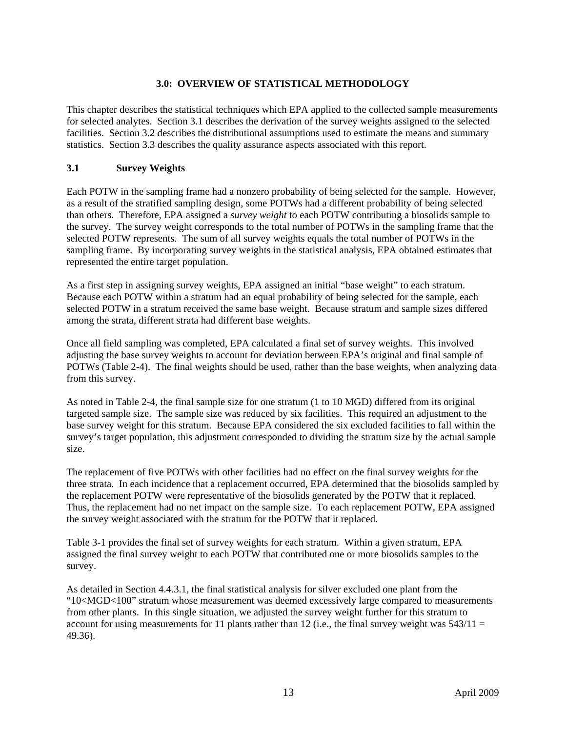# 3.0: OVERVIEW OF STATISTICAL METHODOLOGY

This chapter describes the statistical techniques which EPA applied to the collected sample measurements for selected analytes. Section 3.1 describes the derivation of the survey weights assigned to the selected facilities. Section 3.2 describes the distributional assumptions used to estimate the means and summary statistics. Section 3.3 describes the quality assurance aspects associated with this report.

## 3.1 Survey Weights

Each POTW in the sampling frame had a nonzero probability of being selected for the sample. However, as a result of the stratified sampling design, some POTWs had a different probability of being selected than others. Therefore, EPA assigned a *survey weight* to each POTW contributing a biosolids sample to the survey. The survey weight corresponds to the total number of POTWs in the sampling frame that the selected POTW represents. The sum of all survey weights equals the total number of POTWs in the sampling frame. By incorporating survey weights in the statistical analysis, EPA obtained estimates that represented the entire target population.

As a first step in assigning survey weights, EPA assigned an initial "base weight" to each stratum. Because each POTW within a stratum had an equal probability of being selected for the sample, each selected POTW in a stratum received the same base weight. Because stratum and sample sizes differed among the strata, different strata had different base weights.

Once all field sampling was completed, EPA calculated a final set of survey weights. This involved adjusting the base survey weights to account for deviation between EPA's original and final sample of POTWs (Table 2-4). The final weights should be used, rather than the base weights, when analyzing data from this survey.

As noted in Table 2-4, the final sample size for one stratum (1 to 10 MGD) differed from its original targeted sample size. The sample size was reduced by six facilities. This required an adjustment to the base survey weight for this stratum. Because EPA considered the six excluded facilities to fall within the survey's target population, this adjustment corresponded to dividing the stratum size by the actual sample size.

The replacement of five POTWs with other facilities had no effect on the final survey weights for the three strata. In each incidence that a replacement occurred, EPA determined that the biosolids sampled by the replacement POTW were representative of the biosolids generated by the POTW that it replaced. Thus, the replacement had no net impact on the sample size. To each replacement POTW, EPA assigned the survey weight associated with the stratum for the POTW that it replaced.

Table 3-1 provides the final set of survey weights for each stratum. Within a given stratum, EPA assigned the final survey weight to each POTW that contributed one or more biosolids samples to the survey.

As detailed in Section 4.4.3.1, the final statistical analysis for silver excluded one plant from the "10<MGD<100" stratum whose measurement was deemed excessively large compared to measurements from other plants. In this single situation, we adjusted the survey weight further for this stratum to account for using measurements for 11 plants rather than 12 (i.e., the final survey weight was $543/11 = 49.36$).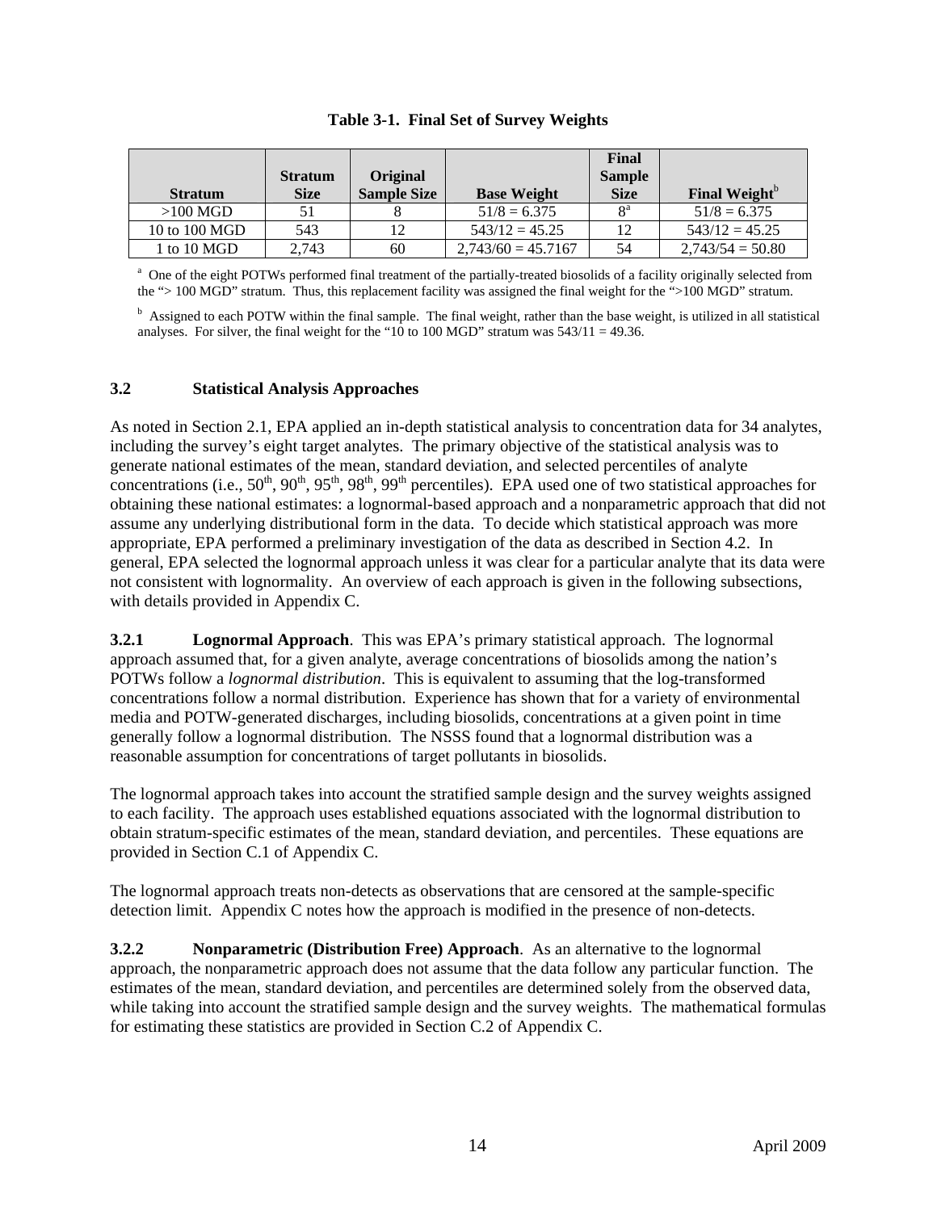**Table 3-1. Final Set of Survey Weights**

| Stratum | Stratum Size | Original Sample Size | Base Weight | Final Sample Size | Final Weight[b] |
|---|---|---|---|---|---|
| >100 MGD | 51 | 8 | 51/8 = 6.375 | 8[a] | 51/8 = 6.375 |
| 10 to 100 MGD | 543 | 12 | 543/12 = 45.25 | 12 | 543/12 = 45.25 |
| 1 to 10 MGD | 2,743 | 60 | 2,743/60 = 45.7167 | 54 | 2,743/54 = 50.80 |

[a] One of the eight POTWs performed final treatment of the partially-treated biosolids of a facility originally selected from the "> 100 MGD" stratum. Thus, this replacement facility was assigned the final weight for the ">100 MGD" stratum.

[b] Assigned to each POTW within the final sample. The final weight, rather than the base weight, is utilized in all statistical analyses. For silver, the final weight for the "10 to 100 MGD" stratum was 543/11 = 49.36.

## 3.2 Statistical Analysis Approaches

As noted in Section 2.1, EPA applied an in-depth statistical analysis to concentration data for 34 analytes, including the survey's eight target analytes. The primary objective of the statistical analysis was to generate national estimates of the mean, standard deviation, and selected percentiles of analyte concentrations (i.e., 50th, 90th, 95th, 98th, 99th percentiles). EPA used one of two statistical approaches for obtaining these national estimates: a lognormal-based approach and a nonparametric approach that did not assume any underlying distributional form in the data. To decide which statistical approach was more appropriate, EPA performed a preliminary investigation of the data as described in Section 4.2. In general, EPA selected the lognormal approach unless it was clear for a particular analyte that its data were not consistent with lognormality. An overview of each approach is given in the following subsections, with details provided in Appendix C.

**3.2.1 Lognormal Approach**. This was EPA's primary statistical approach. The lognormal approach assumed that, for a given analyte, average concentrations of biosolids among the nation's POTWs follow a *lognormal distribution*. This is equivalent to assuming that the log-transformed concentrations follow a normal distribution. Experience has shown that for a variety of environmental media and POTW-generated discharges, including biosolids, concentrations at a given point in time generally follow a lognormal distribution. The NSSS found that a lognormal distribution was a reasonable assumption for concentrations of target pollutants in biosolids.

The lognormal approach takes into account the stratified sample design and the survey weights assigned to each facility. The approach uses established equations associated with the lognormal distribution to obtain stratum-specific estimates of the mean, standard deviation, and percentiles. These equations are provided in Section C.1 of Appendix C.

The lognormal approach treats non-detects as observations that are censored at the sample-specific detection limit. Appendix C notes how the approach is modified in the presence of non-detects.

**3.2.2 Nonparametric (Distribution Free) Approach**. As an alternative to the lognormal approach, the nonparametric approach does not assume that the data follow any particular function. The estimates of the mean, standard deviation, and percentiles are determined solely from the observed data, while taking into account the stratified sample design and the survey weights. The mathematical formulas for estimating these statistics are provided in Section C.2 of Appendix C.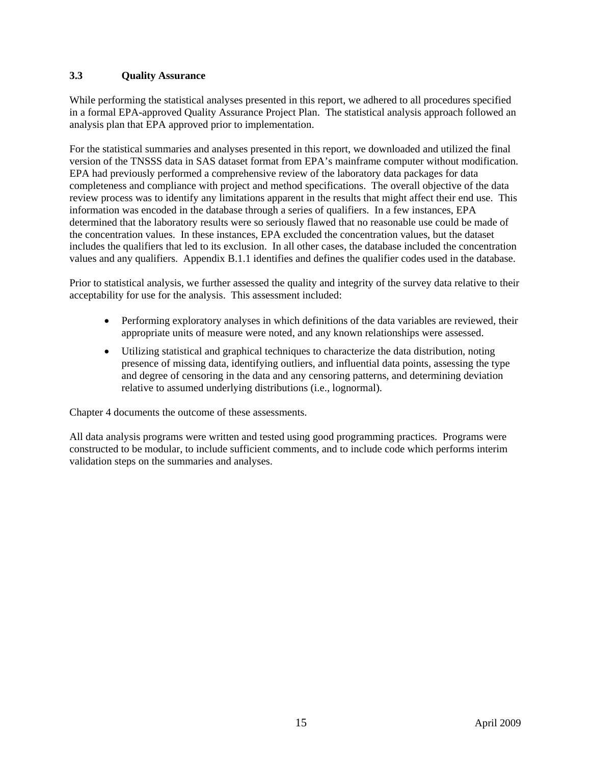### 3.3 Quality Assurance

While performing the statistical analyses presented in this report, we adhered to all procedures specified in a formal EPA-approved Quality Assurance Project Plan. The statistical analysis approach followed an analysis plan that EPA approved prior to implementation.

For the statistical summaries and analyses presented in this report, we downloaded and utilized the final version of the TNSSS data in SAS dataset format from EPA's mainframe computer without modification. EPA had previously performed a comprehensive review of the laboratory data packages for data completeness and compliance with project and method specifications. The overall objective of the data review process was to identify any limitations apparent in the results that might affect their end use. This information was encoded in the database through a series of qualifiers. In a few instances, EPA determined that the laboratory results were so seriously flawed that no reasonable use could be made of the concentration values. In these instances, EPA excluded the concentration values, but the dataset includes the qualifiers that led to its exclusion. In all other cases, the database included the concentration values and any qualifiers. Appendix B.1.1 identifies and defines the qualifier codes used in the database.

Prior to statistical analysis, we further assessed the quality and integrity of the survey data relative to their acceptability for use for the analysis. This assessment included:

- Performing exploratory analyses in which definitions of the data variables are reviewed, their appropriate units of measure were noted, and any known relationships were assessed.
- Utilizing statistical and graphical techniques to characterize the data distribution, noting presence of missing data, identifying outliers, and influential data points, assessing the type and degree of censoring in the data and any censoring patterns, and determining deviation relative to assumed underlying distributions (i.e., lognormal).

Chapter 4 documents the outcome of these assessments.

All data analysis programs were written and tested using good programming practices. Programs were constructed to be modular, to include sufficient comments, and to include code which performs interim validation steps on the summaries and analyses.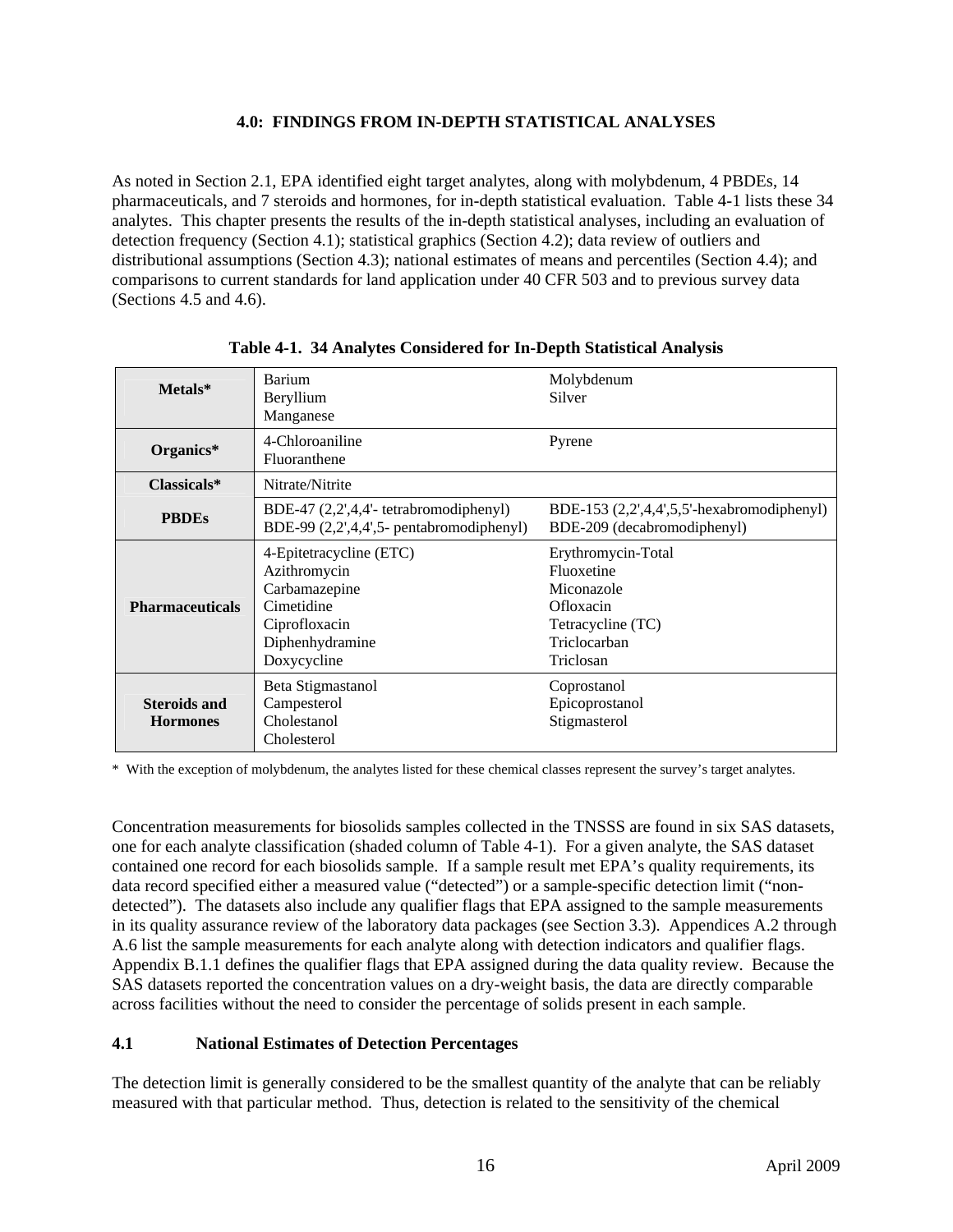# 4.0: FINDINGS FROM IN-DEPTH STATISTICAL ANALYSES

As noted in Section 2.1, EPA identified eight target analytes, along with molybdenum, 4 PBDEs, 14 pharmaceuticals, and 7 steroids and hormones, for in-depth statistical evaluation. Table 4-1 lists these 34 analytes. This chapter presents the results of the in-depth statistical analyses, including an evaluation of detection frequency (Section 4.1); statistical graphics (Section 4.2); data review of outliers and distributional assumptions (Section 4.3); national estimates of means and percentiles (Section 4.4); and comparisons to current standards for land application under 40 CFR 503 and to previous survey data (Sections 4.5 and 4.6).

**Table 4-1. 34 Analytes Considered for In-Depth Statistical Analysis**

| | | |
|---|---|---|
| **Metals*** | Barium<br>Beryllium<br>Manganese | Molybdenum<br>Silver |
| **Organics*** | 4-Chloroaniline<br>Fluoranthene | Pyrene |
| **Classicals*** | Nitrate/Nitrite | |
| **PBDEs** | BDE-47 (2,2',4,4'- tetrabromodiphenyl)<br>BDE-99 (2,2',4,4',5- pentabromodiphenyl) | BDE-153 (2,2',4,4',5,5'-hexabromodiphenyl)<br>BDE-209 (decabromodiphenyl) |
| **Pharmaceuticals** | 4-Epitetracycline (ETC)<br>Azithromycin<br>Carbamazepine<br>Cimetidine<br>Ciprofloxacin<br>Diphenhydramine<br>Doxycycline | Erythromycin-Total<br>Fluoxetine<br>Miconazole<br>Ofloxacin<br>Tetracycline (TC)<br>Triclocarban<br>Triclosan |
| **Steroids and Hormones** | Beta Stigmastanol<br>Campesterol<br>Cholestanol<br>Cholesterol | Coprostanol<br>Epicoprostanol<br>Stigmasterol |

* With the exception of molybdenum, the analytes listed for these chemical classes represent the survey's target analytes.

Concentration measurements for biosolids samples collected in the TNSSS are found in six SAS datasets, one for each analyte classification (shaded column of Table 4-1). For a given analyte, the SAS dataset contained one record for each biosolids sample. If a sample result met EPA's quality requirements, its data record specified either a measured value ("detected") or a sample-specific detection limit ("non-detected"). The datasets also include any qualifier flags that EPA assigned to the sample measurements in its quality assurance review of the laboratory data packages (see Section 3.3). Appendices A.2 through A.6 list the sample measurements for each analyte along with detection indicators and qualifier flags. Appendix B.1.1 defines the qualifier flags that EPA assigned during the data quality review. Because the SAS datasets reported the concentration values on a dry-weight basis, the data are directly comparable across facilities without the need to consider the percentage of solids present in each sample.

## 4.1 National Estimates of Detection Percentages

The detection limit is generally considered to be the smallest quantity of the analyte that can be reliably measured with that particular method. Thus, detection is related to the sensitivity of the chemical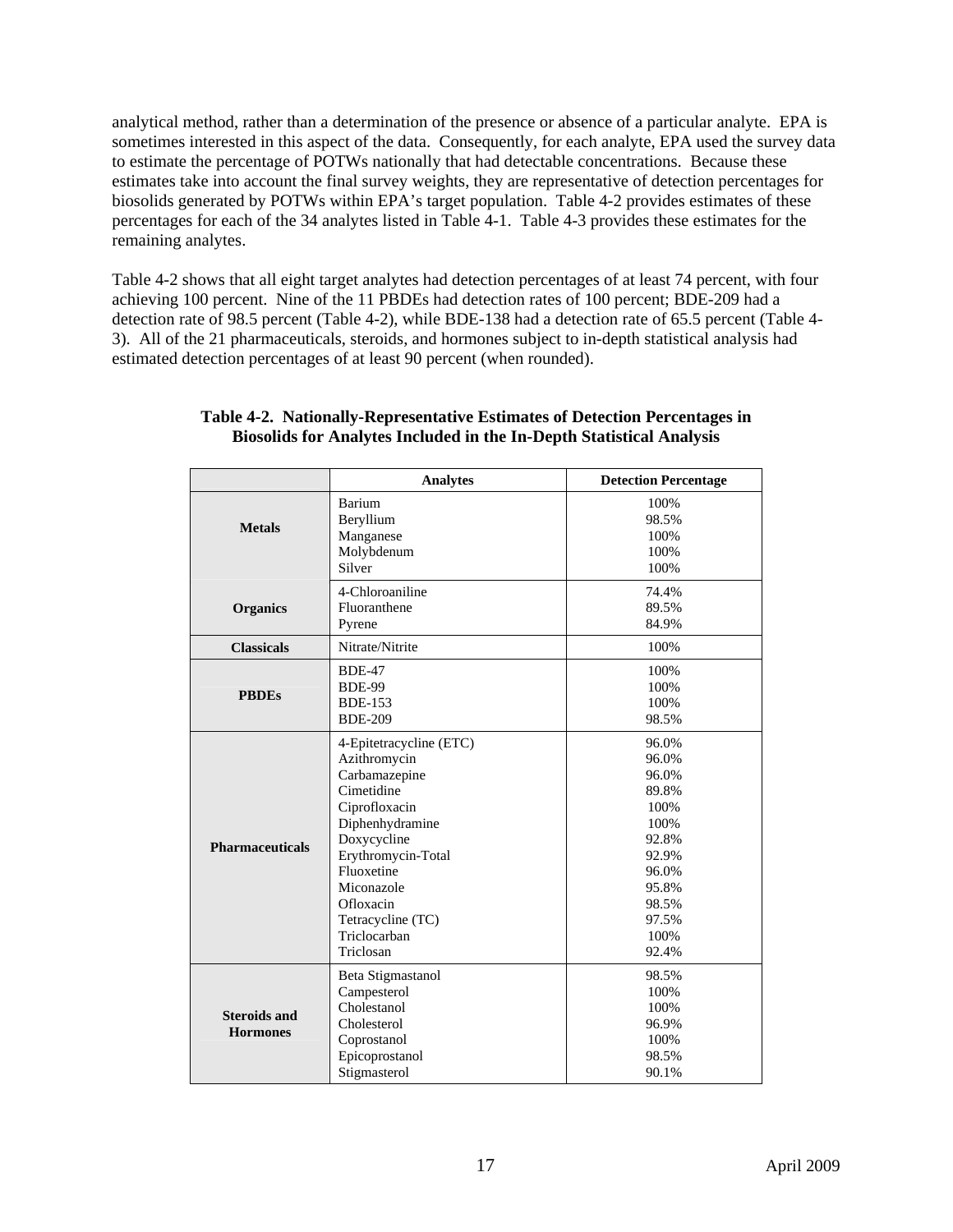analytical method, rather than a determination of the presence or absence of a particular analyte. EPA is sometimes interested in this aspect of the data. Consequently, for each analyte, EPA used the survey data to estimate the percentage of POTWs nationally that had detectable concentrations. Because these estimates take into account the final survey weights, they are representative of detection percentages for biosolids generated by POTWs within EPA's target population. Table 4-2 provides estimates of these percentages for each of the 34 analytes listed in Table 4-1. Table 4-3 provides these estimates for the remaining analytes.

Table 4-2 shows that all eight target analytes had detection percentages of at least 74 percent, with four achieving 100 percent. Nine of the 11 PBDEs had detection rates of 100 percent; BDE-209 had a detection rate of 98.5 percent (Table 4-2), while BDE-138 had a detection rate of 65.5 percent (Table 4-3). All of the 21 pharmaceuticals, steroids, and hormones subject to in-depth statistical analysis had estimated detection percentages of at least 90 percent (when rounded).

**Table 4-2. Nationally-Representative Estimates of Detection Percentages in Biosolids for Analytes Included in the In-Depth Statistical Analysis**

| | Analytes | Detection Percentage |
|---|---|---|
| **Metals** | Barium | 100% |
| | Beryllium | 98.5% |
| | Manganese | 100% |
| | Molybdenum | 100% |
| | Silver | 100% |
| **Organics** | 4-Chloroaniline | 74.4% |
| | Fluoranthene | 89.5% |
| | Pyrene | 84.9% |
| **Classicals** | Nitrate/Nitrite | 100% |
| **PBDEs** | BDE-47 | 100% |
| | BDE-99 | 100% |
| | BDE-153 | 100% |
| | BDE-209 | 98.5% |
| **Pharmaceuticals** | 4-Epitetracycline (ETC) | 96.0% |
| | Azithromycin | 96.0% |
| | Carbamazepine | 96.0% |
| | Cimetidine | 89.8% |
| | Ciprofloxacin | 100% |
| | Diphenhydramine | 100% |
| | Doxycycline | 92.8% |
| | Erythromycin-Total | 92.9% |
| | Fluoxetine | 96.0% |
| | Miconazole | 95.8% |
| | Ofloxacin | 98.5% |
| | Tetracycline (TC) | 97.5% |
| | Triclocarban | 100% |
| | Triclosan | 92.4% |
| **Steroids and Hormones** | Beta Stigmastanol | 98.5% |
| | Campesterol | 100% |
| | Cholestanol | 100% |
| | Cholesterol | 96.9% |
| | Coprostanol | 100% |
| | Epicoprostanol | 98.5% |
| | Stigmasterol | 90.1% |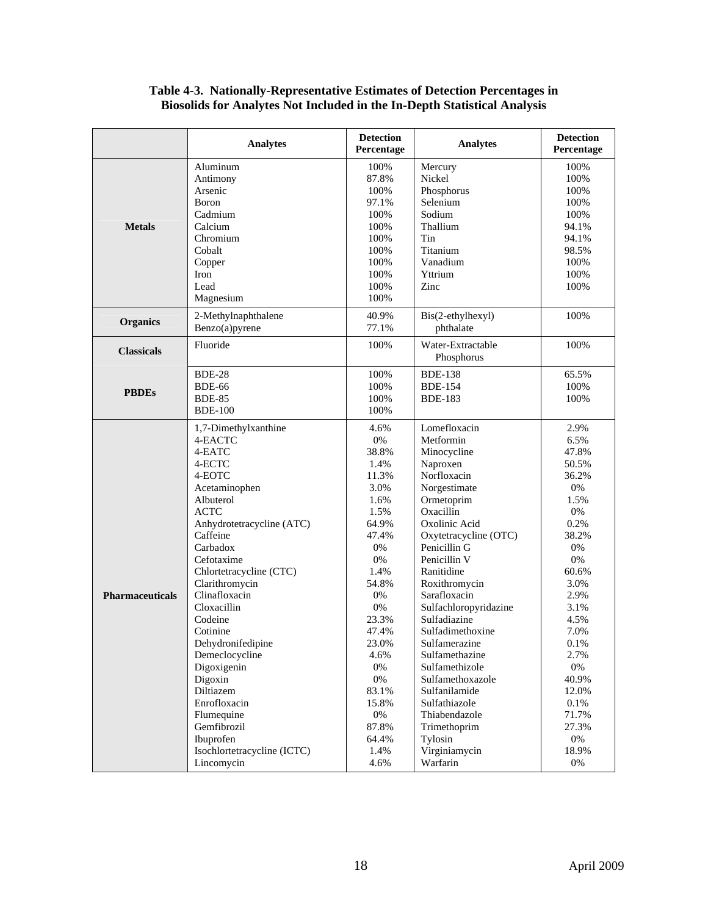**Table 4-3. Nationally-Representative Estimates of Detection Percentages in Biosolids for Analytes Not Included in the In-Depth Statistical Analysis**

| | Analytes | Detection Percentage | Analytes | Detection Percentage |
|---|---|---|---|---|
| **Metals** | Aluminum | 100% | Mercury | 100% |
| | Antimony | 87.8% | Nickel | 100% |
| | Arsenic | 100% | Phosphorus | 100% |
| | Boron | 97.1% | Selenium | 100% |
| | Cadmium | 100% | Sodium | 100% |
| | Calcium | 100% | Thallium | 94.1% |
| | Chromium | 100% | Tin | 94.1% |
| | Cobalt | 100% | Titanium | 98.5% |
| | Copper | 100% | Vanadium | 100% |
| | Iron | 100% | Yttrium | 100% |
| | Lead | 100% | Zinc | 100% |
| | Magnesium | 100% | | |
| **Organics** | 2-Methylnaphthalene | 40.9% | Bis(2-ethylhexyl) phthalate | 100% |
| | Benzo(a)pyrene | 77.1% | | |
| **Classicals** | Fluoride | 100% | Water-Extractable Phosphorus | 100% |
| **PBDEs** | BDE-28 | 100% | BDE-138 | 65.5% |
| | BDE-66 | 100% | BDE-154 | 100% |
| | BDE-85 | 100% | BDE-183 | 100% |
| | BDE-100 | 100% | | |
| **Pharmaceuticals** | 1,7-Dimethylxanthine | 4.6% | Lomefloxacin | 2.9% |
| | 4-EACTC | 0% | Metformin | 6.5% |
| | 4-EATC | 38.8% | Minocycline | 47.8% |
| | 4-ECTC | 1.4% | Naproxen | 50.5% |
| | 4-EOTC | 11.3% | Norfloxacin | 36.2% |
| | Acetaminophen | 3.0% | Norgestimate | 0% |
| | Albuterol | 1.6% | Ormetoprim | 1.5% |
| | ACTC | 1.5% | Oxacillin | 0% |
| | Anhydrotetracycline (ATC) | 64.9% | Oxolinic Acid | 0.2% |
| | Caffeine | 47.4% | Oxytetracycline (OTC) | 38.2% |
| | Carbadox | 0% | Penicillin G | 0% |
| | Cefotaxime | 0% | Penicillin V | 0% |
| | Chlortetracycline (CTC) | 1.4% | Ranitidine | 60.6% |
| | Clarithromycin | 54.8% | Roxithromycin | 3.0% |
| | Clinafloxacin | 0% | Sarafloxacin | 2.9% |
| | Cloxacillin | 0% | Sulfachloropyridazine | 3.1% |
| | Codeine | 23.3% | Sulfadiazine | 4.5% |
| | Cotinine | 47.4% | Sulfadimethoxine | 7.0% |
| | Dehydronifedipine | 23.0% | Sulfamerazine | 0.1% |
| | Demeclocycline | 4.6% | Sulfamethazine | 2.7% |
| | Digoxigenin | 0% | Sulfamethizole | 0% |
| | Digoxin | 0% | Sulfamethoxazole | 40.9% |
| | Diltiazem | 83.1% | Sulfanilamide | 12.0% |
| | Enrofloxacin | 15.8% | Sulfathiazole | 0.1% |
| | Flumequine | 0% | Thiabendazole | 71.7% |
| | Gemfibrozil | 87.8% | Trimethoprim | 27.3% |
| | Ibuprofen | 64.4% | Tylosin | 0% |
| | Isochlortetracycline (ICTC) | 1.4% | Virginiamycin | 18.9% |
| | Lincomycin | 4.6% | Warfarin | 0% |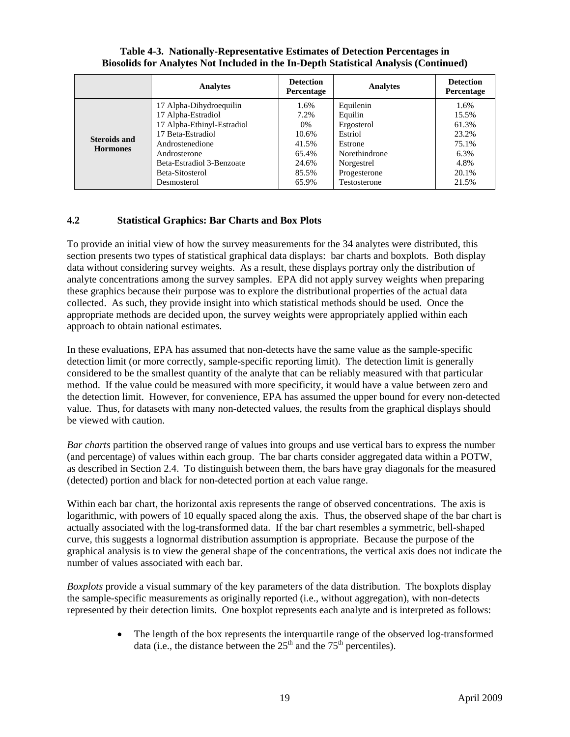**Table 4-3. Nationally-Representative Estimates of Detection Percentages in Biosolids for Analytes Not Included in the In-Depth Statistical Analysis (Continued)**

| | Analytes | Detection Percentage | Analytes | Detection Percentage |
|---|---|---|---|---|
| **Steroids and Hormones** | 17 Alpha-Dihydroequilin | 1.6% | Equilenin | 1.6% |
| | 17 Alpha-Estradiol | 7.2% | Equilin | 15.5% |
| | 17 Alpha-Ethinyl-Estradiol | 0% | Ergosterol | 61.3% |
| | 17 Beta-Estradiol | 10.6% | Estriol | 23.2% |
| | Androstenedione | 41.5% | Estrone | 75.1% |
| | Androsterone | 65.4% | Norethindrone | 6.3% |
| | Beta-Estradiol 3-Benzoate | 24.6% | Norgestrel | 4.8% |
| | Beta-Sitosterol | 85.5% | Progesterone | 20.1% |
| | Desmosterol | 65.9% | Testosterone | 21.5% |

## 4.2 Statistical Graphics: Bar Charts and Box Plots

To provide an initial view of how the survey measurements for the 34 analytes were distributed, this section presents two types of statistical graphical data displays: bar charts and boxplots. Both display data without considering survey weights. As a result, these displays portray only the distribution of analyte concentrations among the survey samples. EPA did not apply survey weights when preparing these graphics because their purpose was to explore the distributional properties of the actual data collected. As such, they provide insight into which statistical methods should be used. Once the appropriate methods are decided upon, the survey weights were appropriately applied within each approach to obtain national estimates.

In these evaluations, EPA has assumed that non-detects have the same value as the sample-specific detection limit (or more correctly, sample-specific reporting limit). The detection limit is generally considered to be the smallest quantity of the analyte that can be reliably measured with that particular method. If the value could be measured with more specificity, it would have a value between zero and the detection limit. However, for convenience, EPA has assumed the upper bound for every non-detected value. Thus, for datasets with many non-detected values, the results from the graphical displays should be viewed with caution.

*Bar charts* partition the observed range of values into groups and use vertical bars to express the number (and percentage) of values within each group. The bar charts consider aggregated data within a POTW, as described in Section 2.4. To distinguish between them, the bars have gray diagonals for the measured (detected) portion and black for non-detected portion at each value range.

Within each bar chart, the horizontal axis represents the range of observed concentrations. The axis is logarithmic, with powers of 10 equally spaced along the axis. Thus, the observed shape of the bar chart is actually associated with the log-transformed data. If the bar chart resembles a symmetric, bell-shaped curve, this suggests a lognormal distribution assumption is appropriate. Because the purpose of the graphical analysis is to view the general shape of the concentrations, the vertical axis does not indicate the number of values associated with each bar.

*Boxplots* provide a visual summary of the key parameters of the data distribution. The boxplots display the sample-specific measurements as originally reported (i.e., without aggregation), with non-detects represented by their detection limits. One boxplot represents each analyte and is interpreted as follows:

- The length of the box represents the interquartile range of the observed log-transformed data (i.e., the distance between the $25^{th}$ and the $75^{th}$ percentiles).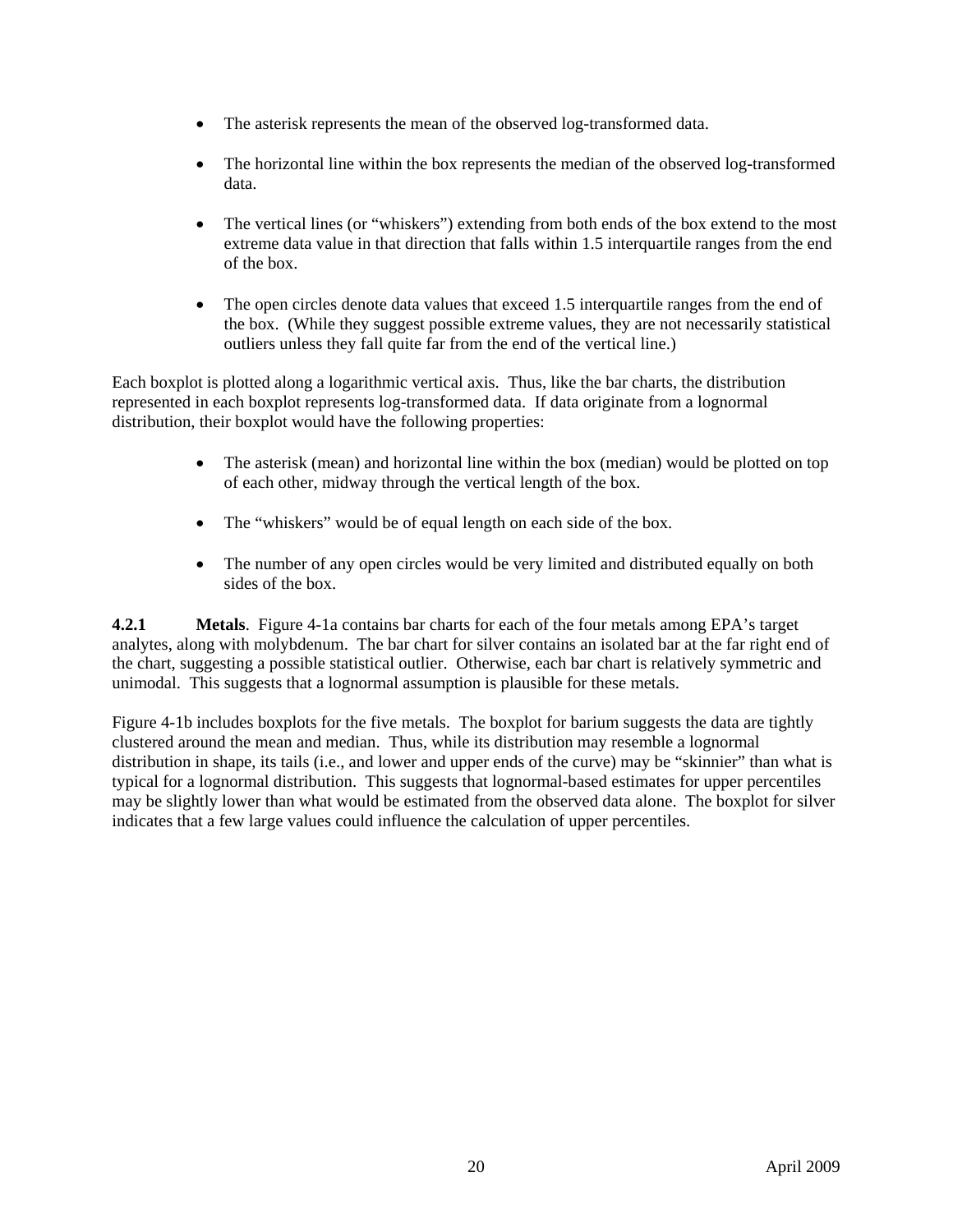- The asterisk represents the mean of the observed log-transformed data.
- The horizontal line within the box represents the median of the observed log-transformed data.
- The vertical lines (or "whiskers") extending from both ends of the box extend to the most extreme data value in that direction that falls within 1.5 interquartile ranges from the end of the box.
- The open circles denote data values that exceed 1.5 interquartile ranges from the end of the box. (While they suggest possible extreme values, they are not necessarily statistical outliers unless they fall quite far from the end of the vertical line.)

Each boxplot is plotted along a logarithmic vertical axis. Thus, like the bar charts, the distribution represented in each boxplot represents log-transformed data. If data originate from a lognormal distribution, their boxplot would have the following properties:

- The asterisk (mean) and horizontal line within the box (median) would be plotted on top of each other, midway through the vertical length of the box.
- The "whiskers" would be of equal length on each side of the box.
- The number of any open circles would be very limited and distributed equally on both sides of the box.

**4.2.1 Metals**. Figure 4-1a contains bar charts for each of the four metals among EPA's target analytes, along with molybdenum. The bar chart for silver contains an isolated bar at the far right end of the chart, suggesting a possible statistical outlier. Otherwise, each bar chart is relatively symmetric and unimodal. This suggests that a lognormal assumption is plausible for these metals.

Figure 4-1b includes boxplots for the five metals. The boxplot for barium suggests the data are tightly clustered around the mean and median. Thus, while its distribution may resemble a lognormal distribution in shape, its tails (i.e., and lower and upper ends of the curve) may be "skinnier" than what is typical for a lognormal distribution. This suggests that lognormal-based estimates for upper percentiles may be slightly lower than what would be estimated from the observed data alone. The boxplot for silver indicates that a few large values could influence the calculation of upper percentiles.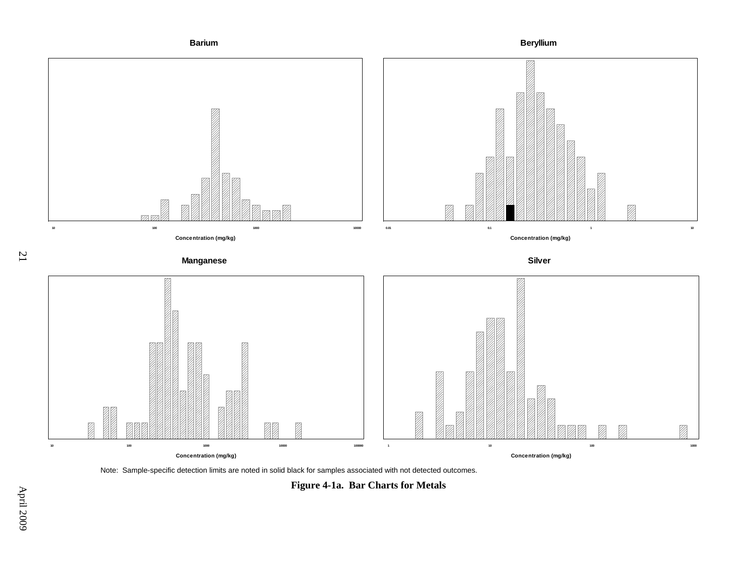**Barium**

Concentration (mg/kg)

**Beryllium**

Concentration (mg/kg)

**Manganese**

Concentration (mg/kg)

**Silver**

Concentration (mg/kg)

Note: Sample-specific detection limits are noted in solid black for samples associated with not detected outcomes.

**Figure 4-1a. Bar Charts for Metals**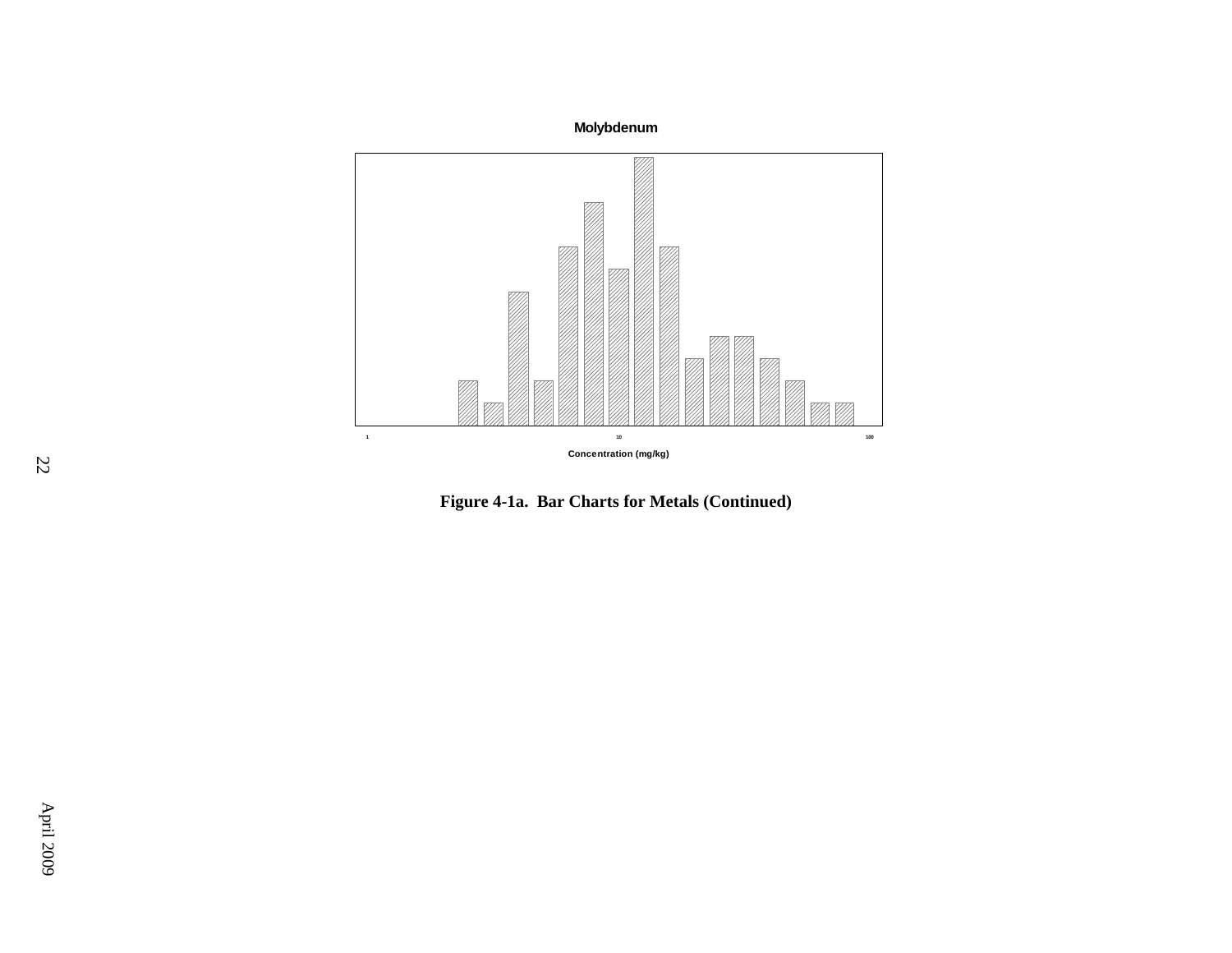**Molybdenum**

1 10 100

Concentration (mg/kg)

**Figure 4-1a. Bar Charts for Metals (Continued)**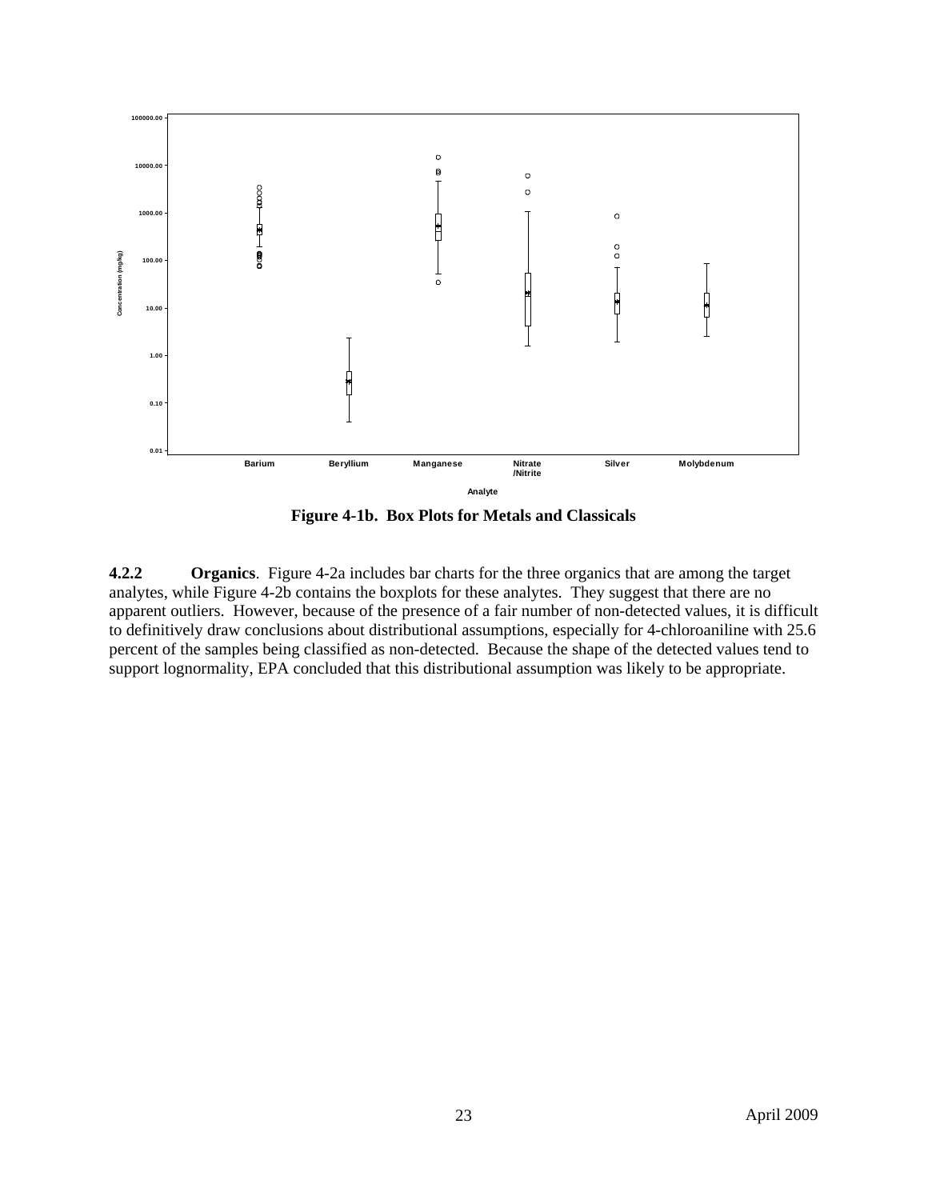Figure 4-1b. Box Plots for Metals and Classicals

**4.2.2 Organics**. Figure 4-2a includes bar charts for the three organics that are among the target analytes, while Figure 4-2b contains the boxplots for these analytes. They suggest that there are no apparent outliers. However, because of the presence of a fair number of non-detected values, it is difficult to definitively draw conclusions about distributional assumptions, especially for 4-chloroaniline with 25.6 percent of the samples being classified as non-detected. Because the shape of the detected values tend to support lognormality, EPA concluded that this distributional assumption was likely to be appropriate.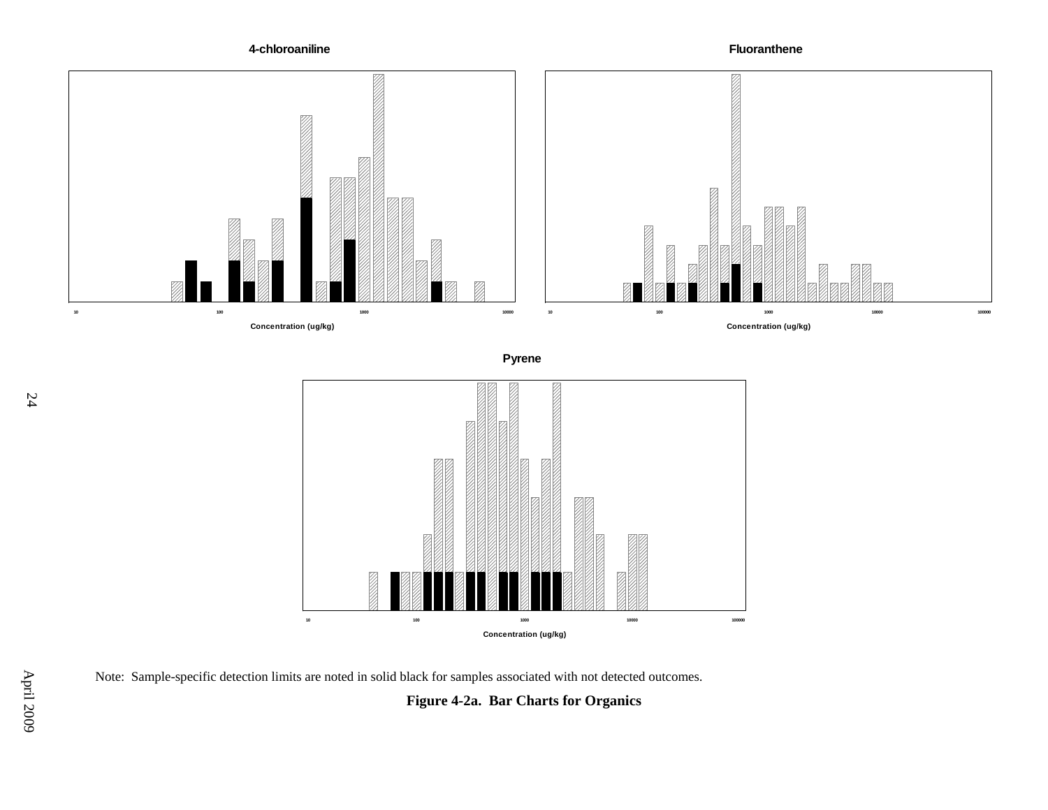**4-chloroaniline**

Concentration (ug/kg)

**Fluoranthene**

Concentration (ug/kg)

**Pyrene**

Concentration (ug/kg)

Note: Sample-specific detection limits are noted in solid black for samples associated with not detected outcomes.

**Figure 4-2a. Bar Charts for Organics**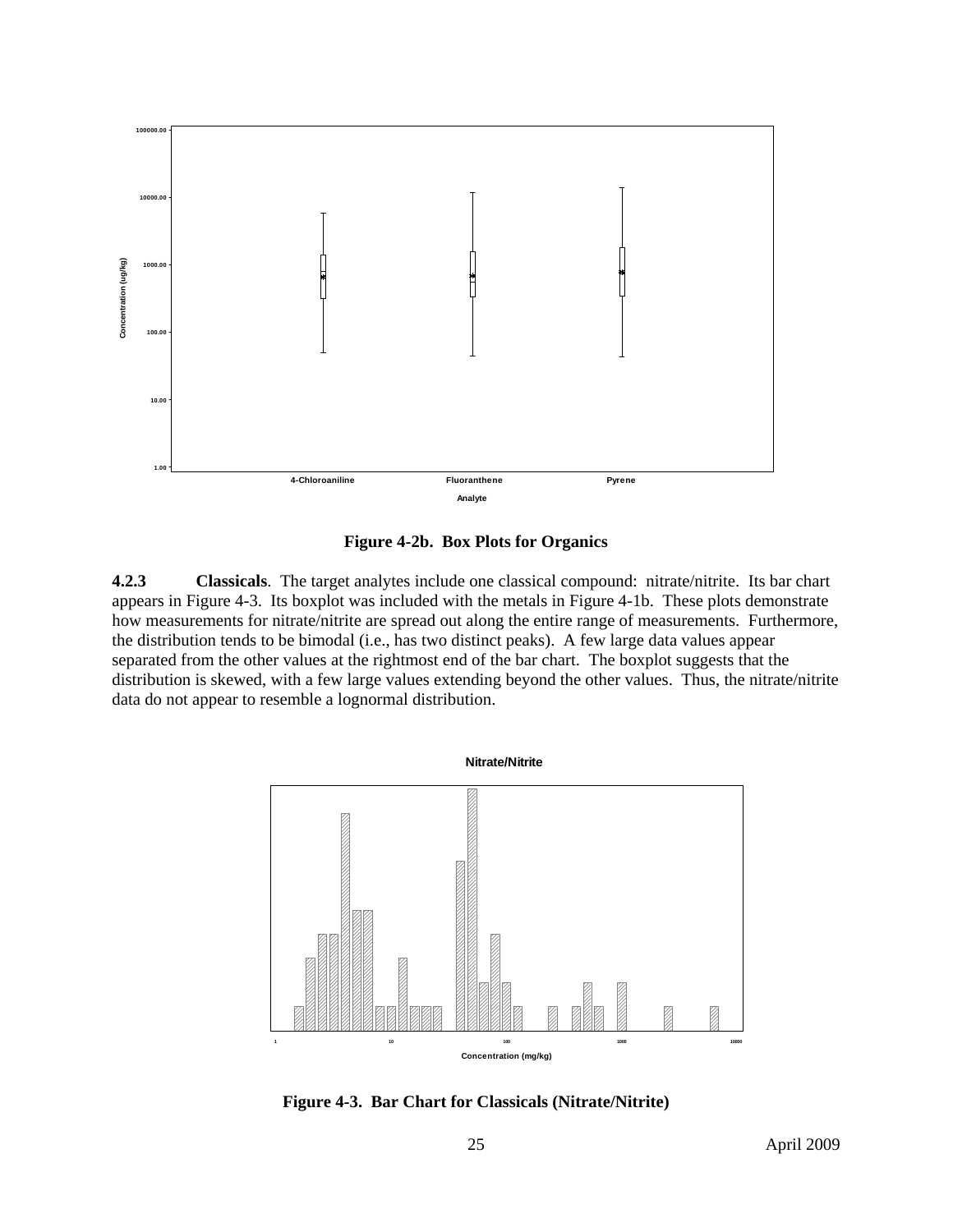**Figure 4-2b. Box Plots for Organics**

**4.2.3 Classicals**. The target analytes include one classical compound: nitrate/nitrite. Its bar chart appears in Figure 4-3. Its boxplot was included with the metals in Figure 4-1b. These plots demonstrate how measurements for nitrate/nitrite are spread out along the entire range of measurements. Furthermore, the distribution tends to be bimodal (i.e., has two distinct peaks). A few large data values appear separated from the other values at the rightmost end of the bar chart. The boxplot suggests that the distribution is skewed, with a few large values extending beyond the other values. Thus, the nitrate/nitrite data do not appear to resemble a lognormal distribution.

**Figure 4-3. Bar Chart for Classicals (Nitrate/Nitrite)**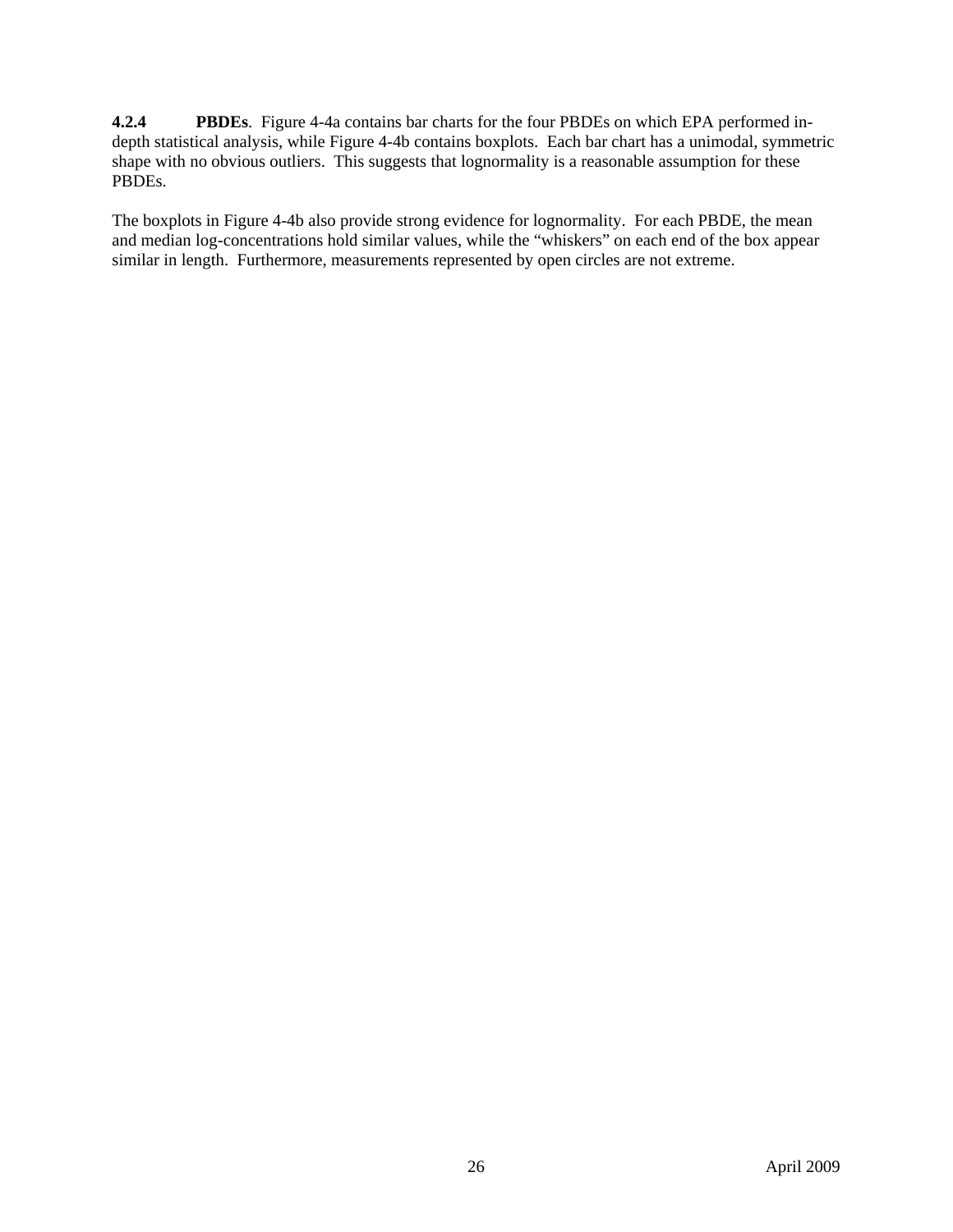**4.2.4 PBDEs**. Figure 4-4a contains bar charts for the four PBDEs on which EPA performed in-depth statistical analysis, while Figure 4-4b contains boxplots. Each bar chart has a unimodal, symmetric shape with no obvious outliers. This suggests that lognormality is a reasonable assumption for these PBDEs.

The boxplots in Figure 4-4b also provide strong evidence for lognormality. For each PBDE, the mean and median log-concentrations hold similar values, while the "whiskers" on each end of the box appear similar in length. Furthermore, measurements represented by open circles are not extreme.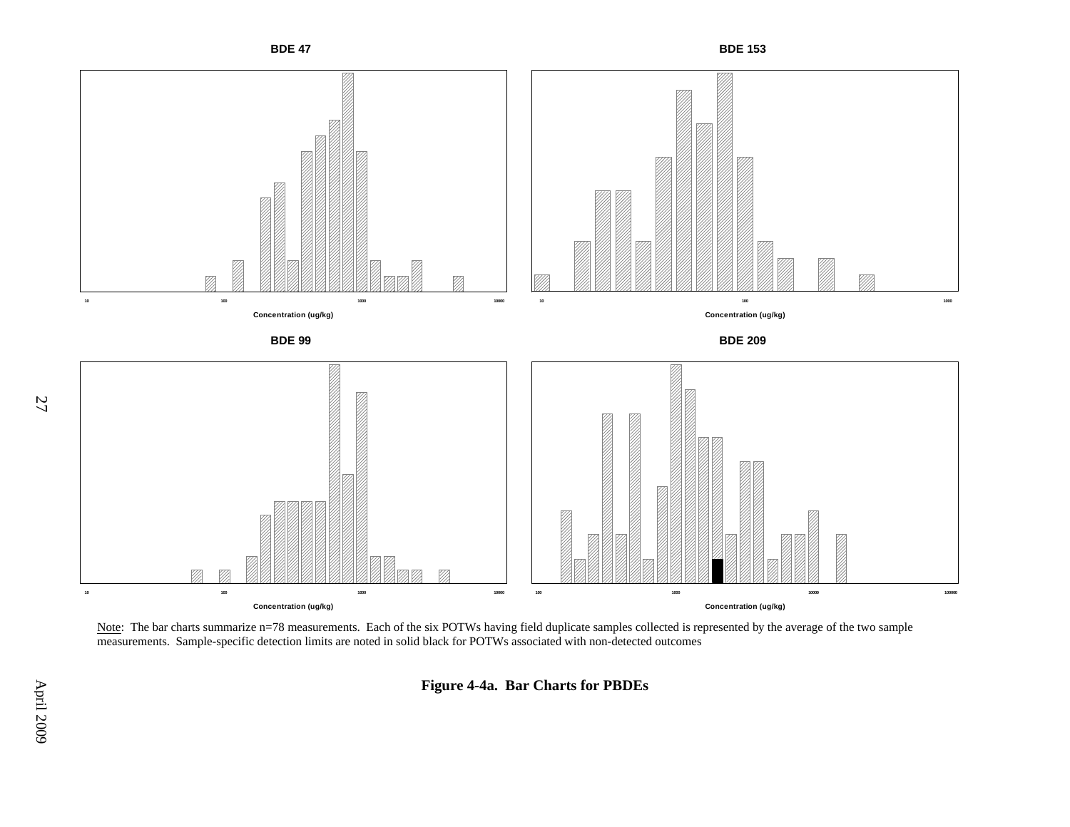**BDE 47**

Concentration (ug/kg)

**BDE 153**

Concentration (ug/kg)

**BDE 99**

Concentration (ug/kg)

**BDE 209**

Concentration (ug/kg)

Note: The bar charts summarize n=78 measurements. Each of the six POTWs having field duplicate samples collected is represented by the average of the two sample measurements. Sample-specific detection limits are noted in solid black for POTWs associated with non-detected outcomes

**Figure 4-4a. Bar Charts for PBDEs**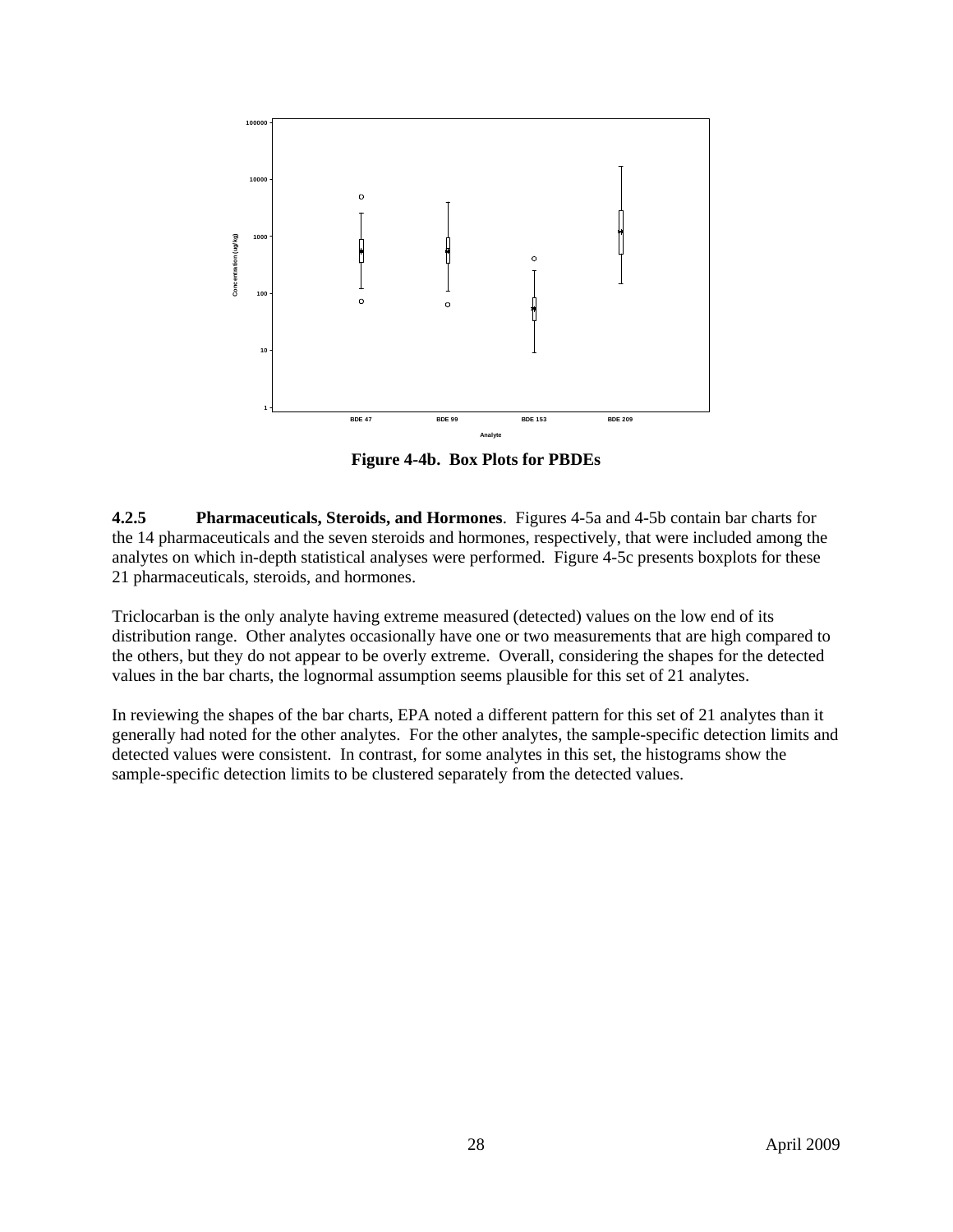**Figure 4-4b. Box Plots for PBDEs**

**4.2.5 Pharmaceuticals, Steroids, and Hormones**. Figures 4-5a and 4-5b contain bar charts for the 14 pharmaceuticals and the seven steroids and hormones, respectively, that were included among the analytes on which in-depth statistical analyses were performed. Figure 4-5c presents boxplots for these 21 pharmaceuticals, steroids, and hormones.

Triclocarban is the only analyte having extreme measured (detected) values on the low end of its distribution range. Other analytes occasionally have one or two measurements that are high compared to the others, but they do not appear to be overly extreme. Overall, considering the shapes for the detected values in the bar charts, the lognormal assumption seems plausible for this set of 21 analytes.

In reviewing the shapes of the bar charts, EPA noted a different pattern for this set of 21 analytes than it generally had noted for the other analytes. For the other analytes, the sample-specific detection limits and detected values were consistent. In contrast, for some analytes in this set, the histograms show the sample-specific detection limits to be clustered separately from the detected values.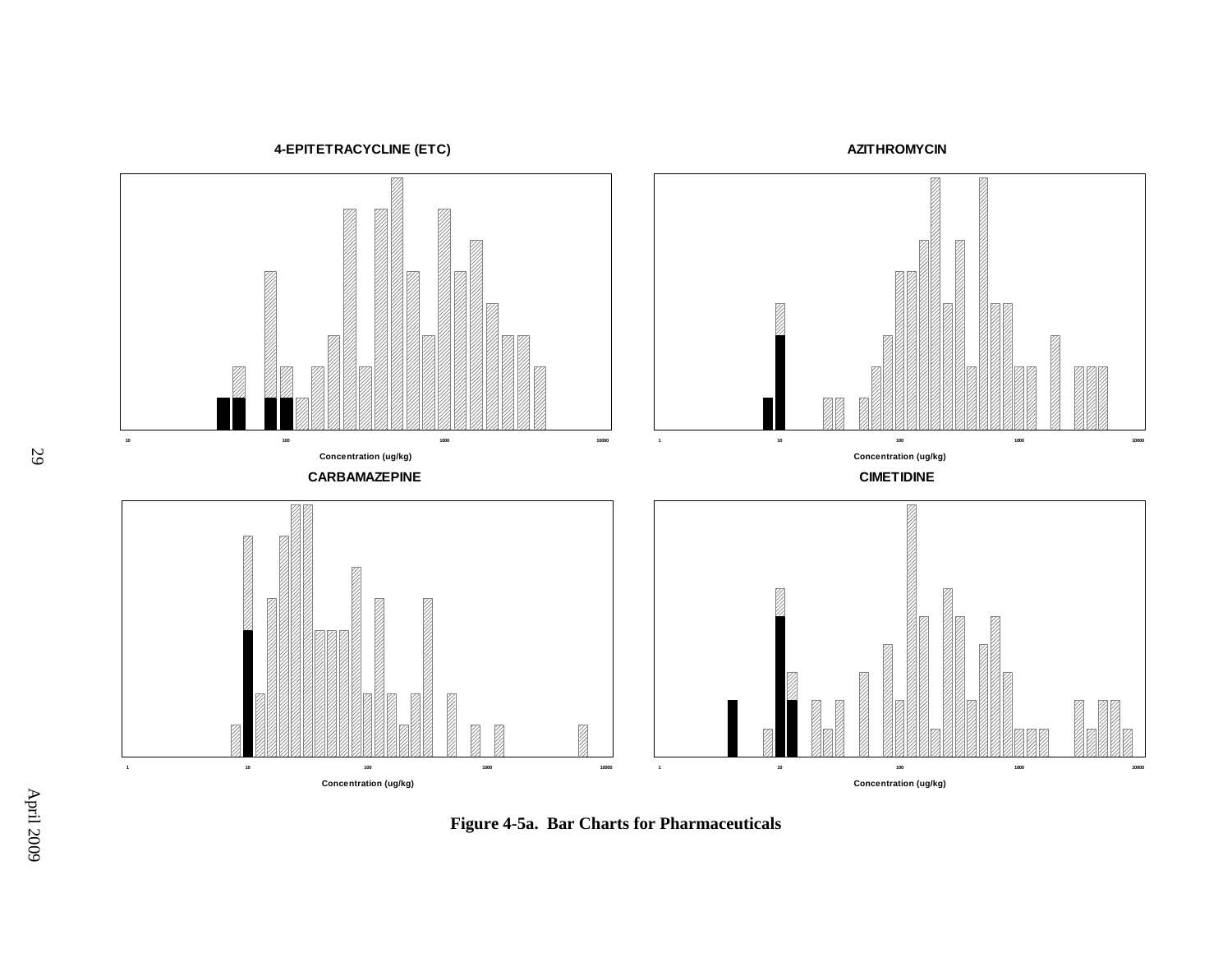**4-EPITETRACYCLINE (ETC)**

Concentration (ug/kg)

**AZITHROMYCIN**

Concentration (ug/kg)

**CARBAMAZEPINE**

Concentration (ug/kg)

**CIMETIDINE**

Concentration (ug/kg)

**Figure 4-5a. Bar Charts for Pharmaceuticals**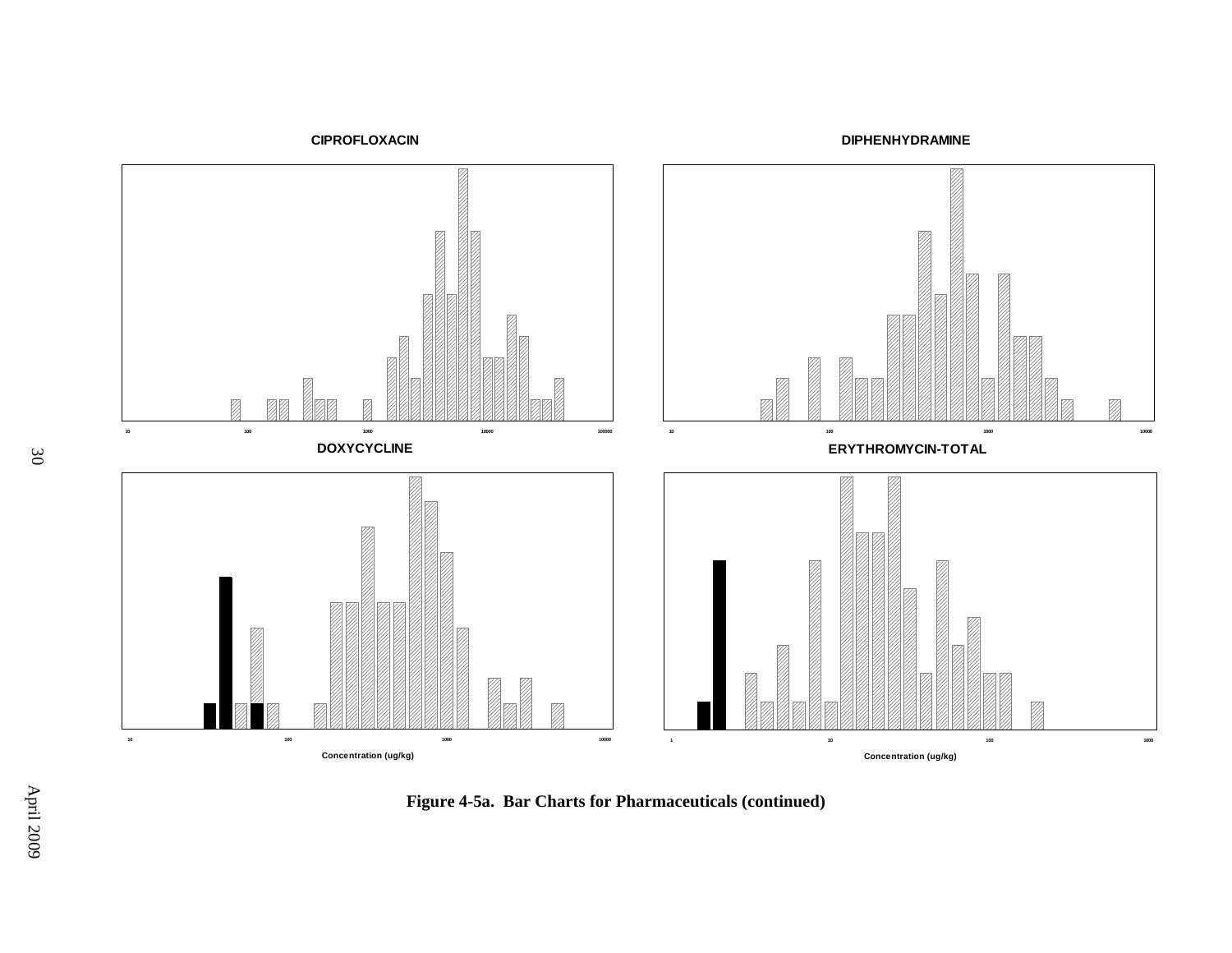**CIPROFLOXACIN**

10 100 1000 10000 100000

**DIPHENHYDRAMINE**

10 100 1000 10000

**DOXYCYCLINE**

10 100 1000 10000

Concentration (ug/kg)

**ERYTHROMYCIN-TOTAL**

1 10 100 1000

Concentration (ug/kg)

**Figure 4-5a. Bar Charts for Pharmaceuticals (continued)**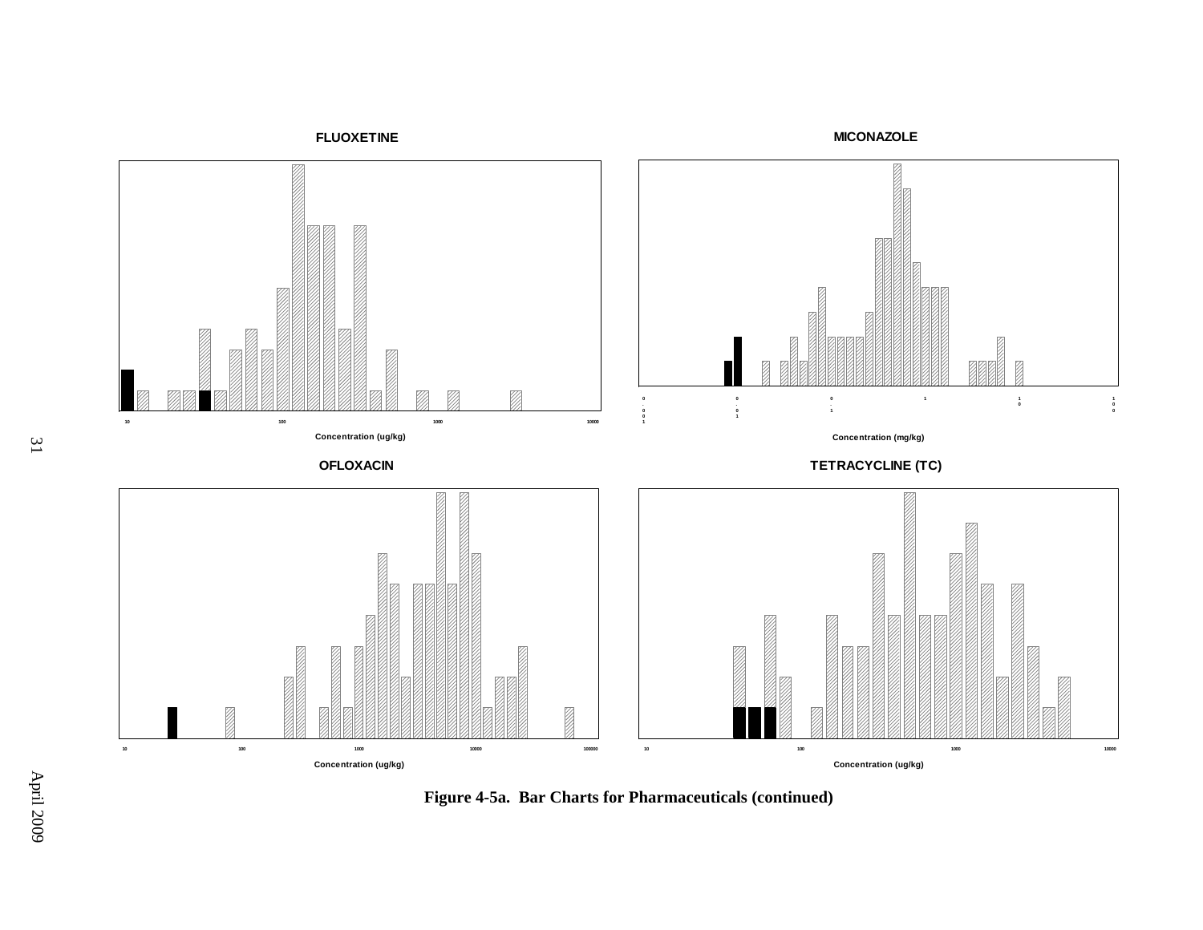**FLUOXETINE**

Concentration (ug/kg)

**MICONAZOLE**

Concentration (mg/kg)

**OFLOXACIN**

Concentration (ug/kg)

**TETRACYCLINE (TC)**

Concentration (ug/kg)

**Figure 4-5a. Bar Charts for Pharmaceuticals (continued)**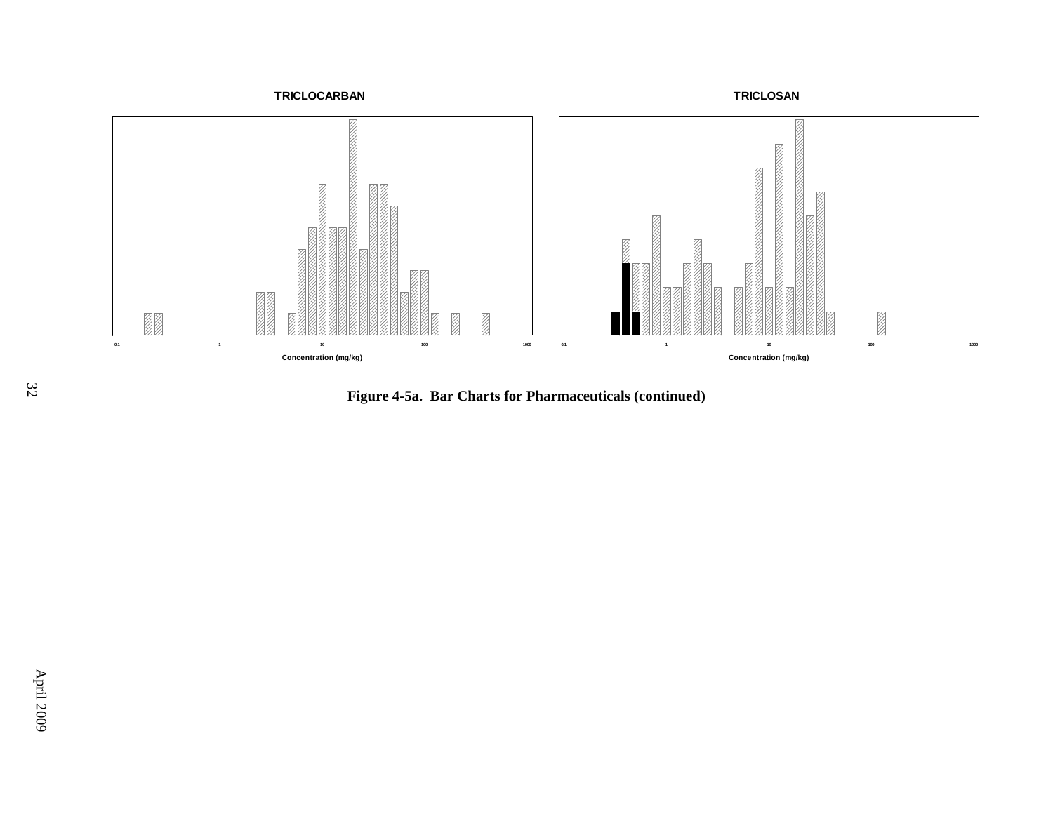**TRICLOCARBAN**

Concentration (mg/kg)

**TRICLOSAN**

Concentration (mg/kg)

**Figure 4-5a. Bar Charts for Pharmaceuticals (continued)**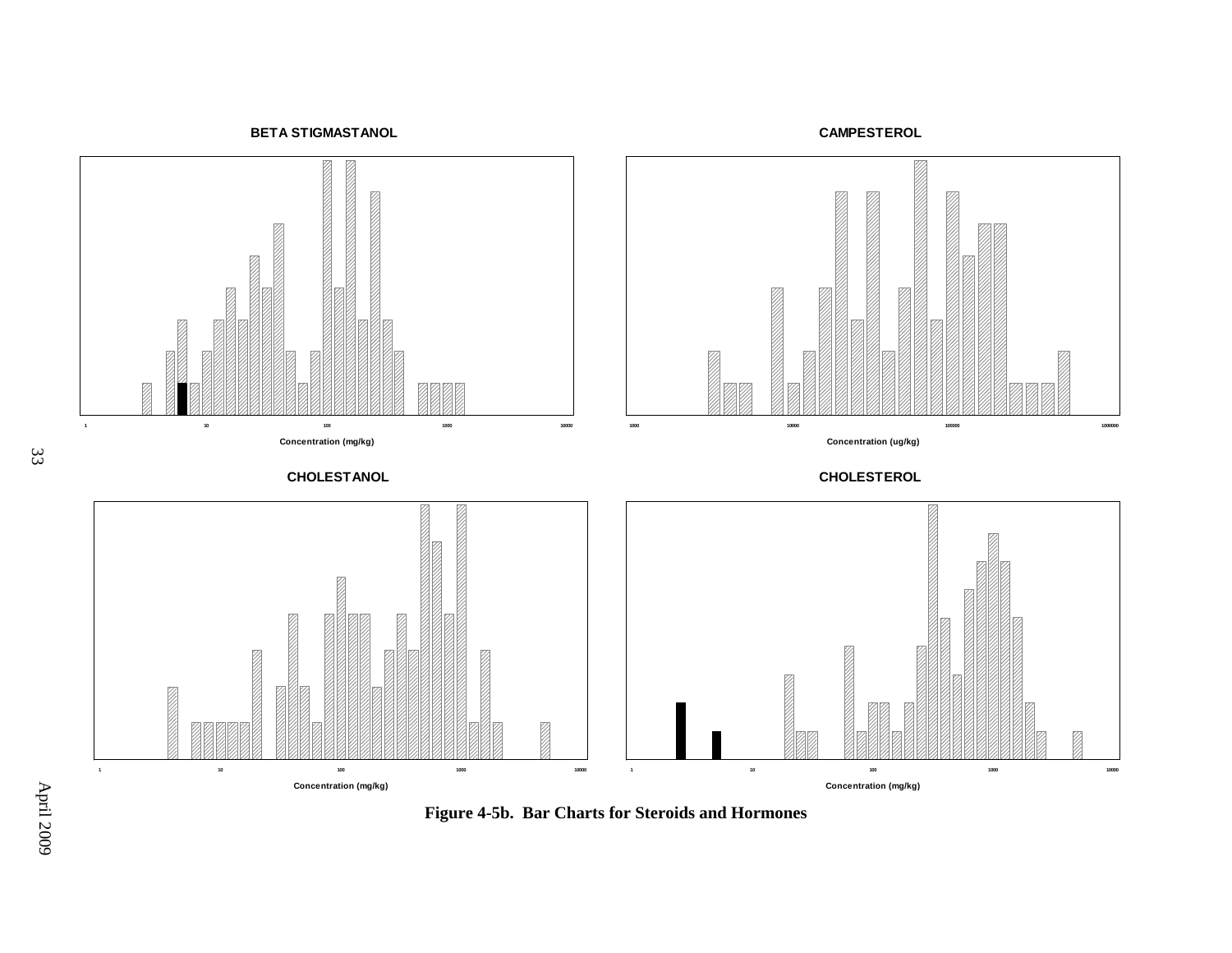**BETA STIGMASTANOL**

Concentration (mg/kg)

**CAMPESTEROL**

Concentration (ug/kg)

**CHOLESTANOL**

Concentration (mg/kg)

**CHOLESTEROL**

Concentration (mg/kg)

**Figure 4-5b. Bar Charts for Steroids and Hormones**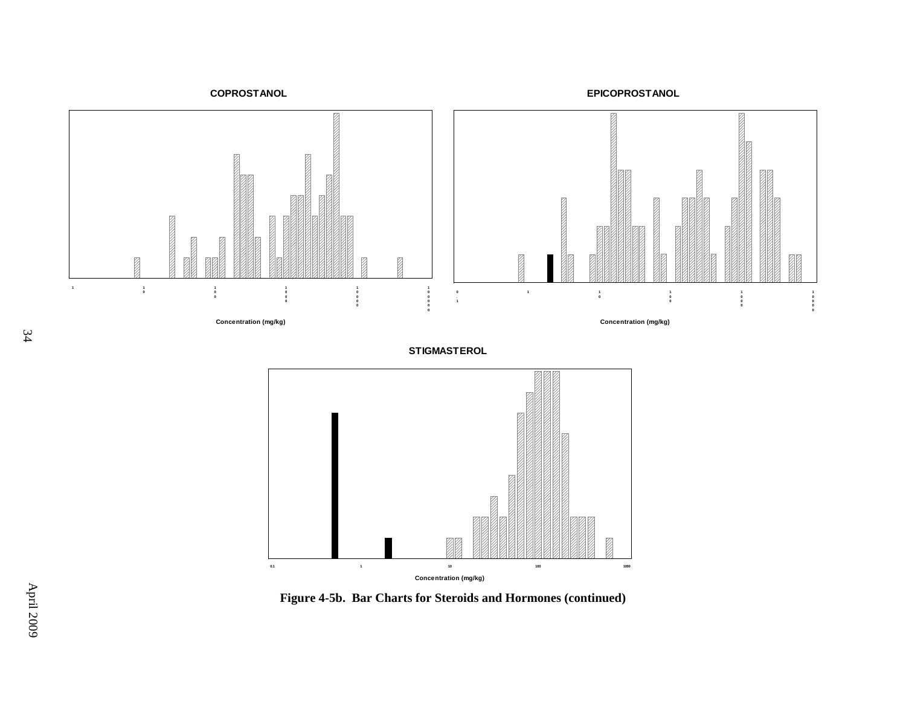**COPROSTANOL**

Concentration (mg/kg)

**EPICOPROSTANOL**

Concentration (mg/kg)

**STIGMASTEROL**

Concentration (mg/kg)

**Figure 4-5b. Bar Charts for Steroids and Hormones (continued)**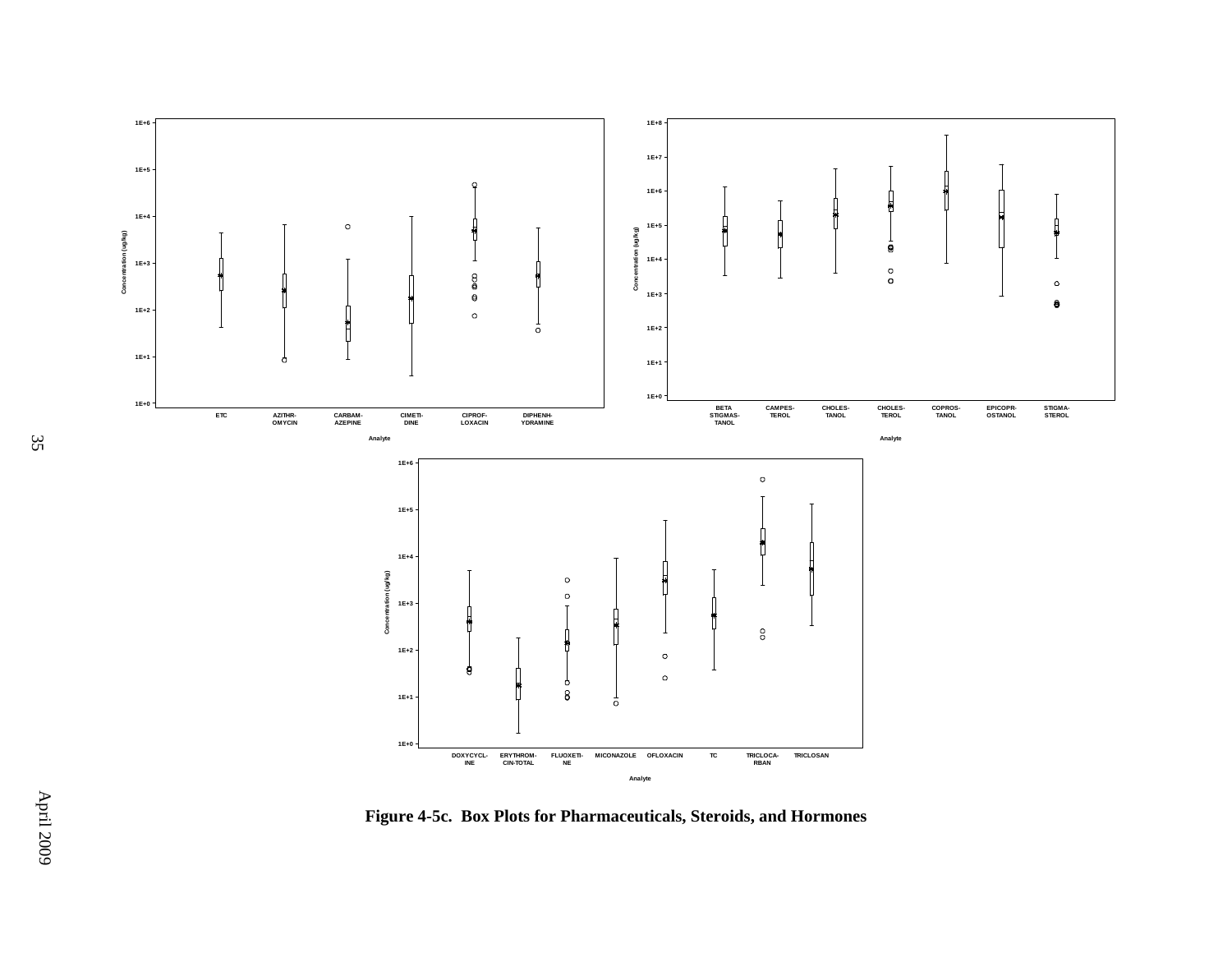Figure 4-5c. Box Plots for Pharmaceuticals, Steroids, and Hormones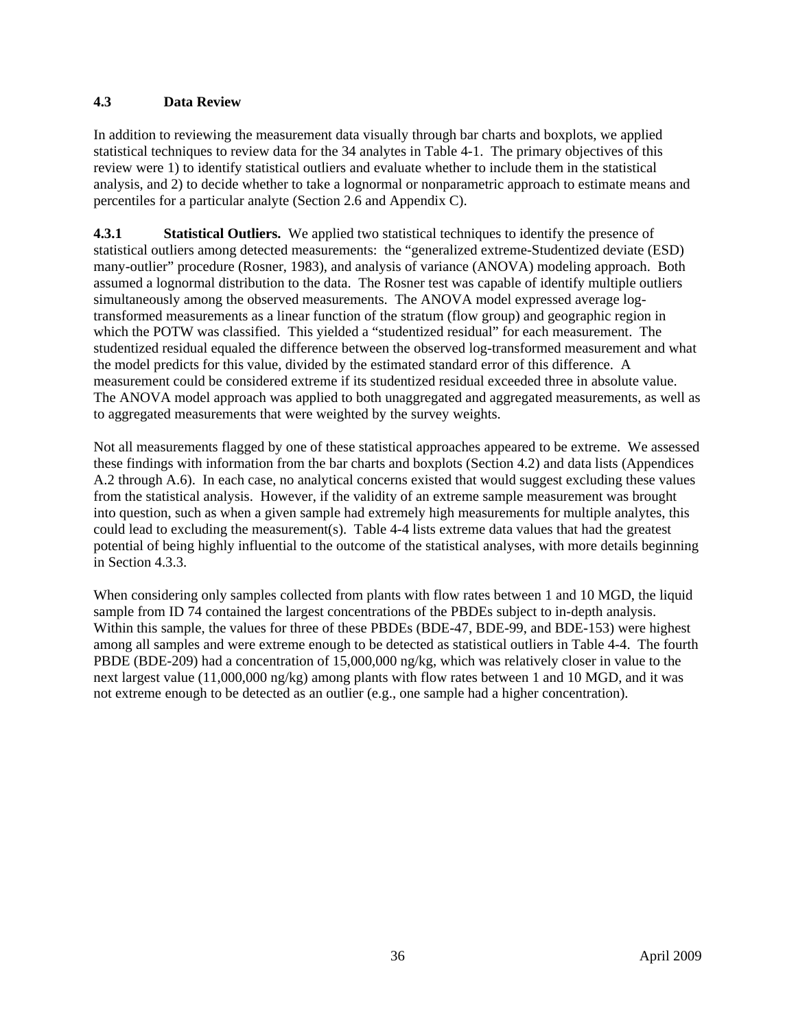### 4.3 Data Review

In addition to reviewing the measurement data visually through bar charts and boxplots, we applied statistical techniques to review data for the 34 analytes in Table 4-1. The primary objectives of this review were 1) to identify statistical outliers and evaluate whether to include them in the statistical analysis, and 2) to decide whether to take a lognormal or nonparametric approach to estimate means and percentiles for a particular analyte (Section 2.6 and Appendix C).

**4.3.1 Statistical Outliers.** We applied two statistical techniques to identify the presence of statistical outliers among detected measurements: the "generalized extreme-Studentized deviate (ESD) many-outlier" procedure (Rosner, 1983), and analysis of variance (ANOVA) modeling approach. Both assumed a lognormal distribution to the data. The Rosner test was capable of identify multiple outliers simultaneously among the observed measurements. The ANOVA model expressed average log-transformed measurements as a linear function of the stratum (flow group) and geographic region in which the POTW was classified. This yielded a "studentized residual" for each measurement. The studentized residual equaled the difference between the observed log-transformed measurement and what the model predicts for this value, divided by the estimated standard error of this difference. A measurement could be considered extreme if its studentized residual exceeded three in absolute value. The ANOVA model approach was applied to both unaggregated and aggregated measurements, as well as to aggregated measurements that were weighted by the survey weights.

Not all measurements flagged by one of these statistical approaches appeared to be extreme. We assessed these findings with information from the bar charts and boxplots (Section 4.2) and data lists (Appendices A.2 through A.6). In each case, no analytical concerns existed that would suggest excluding these values from the statistical analysis. However, if the validity of an extreme sample measurement was brought into question, such as when a given sample had extremely high measurements for multiple analytes, this could lead to excluding the measurement(s). Table 4-4 lists extreme data values that had the greatest potential of being highly influential to the outcome of the statistical analyses, with more details beginning in Section 4.3.3.

When considering only samples collected from plants with flow rates between 1 and 10 MGD, the liquid sample from ID 74 contained the largest concentrations of the PBDEs subject to in-depth analysis. Within this sample, the values for three of these PBDEs (BDE-47, BDE-99, and BDE-153) were highest among all samples and were extreme enough to be detected as statistical outliers in Table 4-4. The fourth PBDE (BDE-209) had a concentration of 15,000,000 ng/kg, which was relatively closer in value to the next largest value (11,000,000 ng/kg) among plants with flow rates between 1 and 10 MGD, and it was not extreme enough to be detected as an outlier (e.g., one sample had a higher concentration).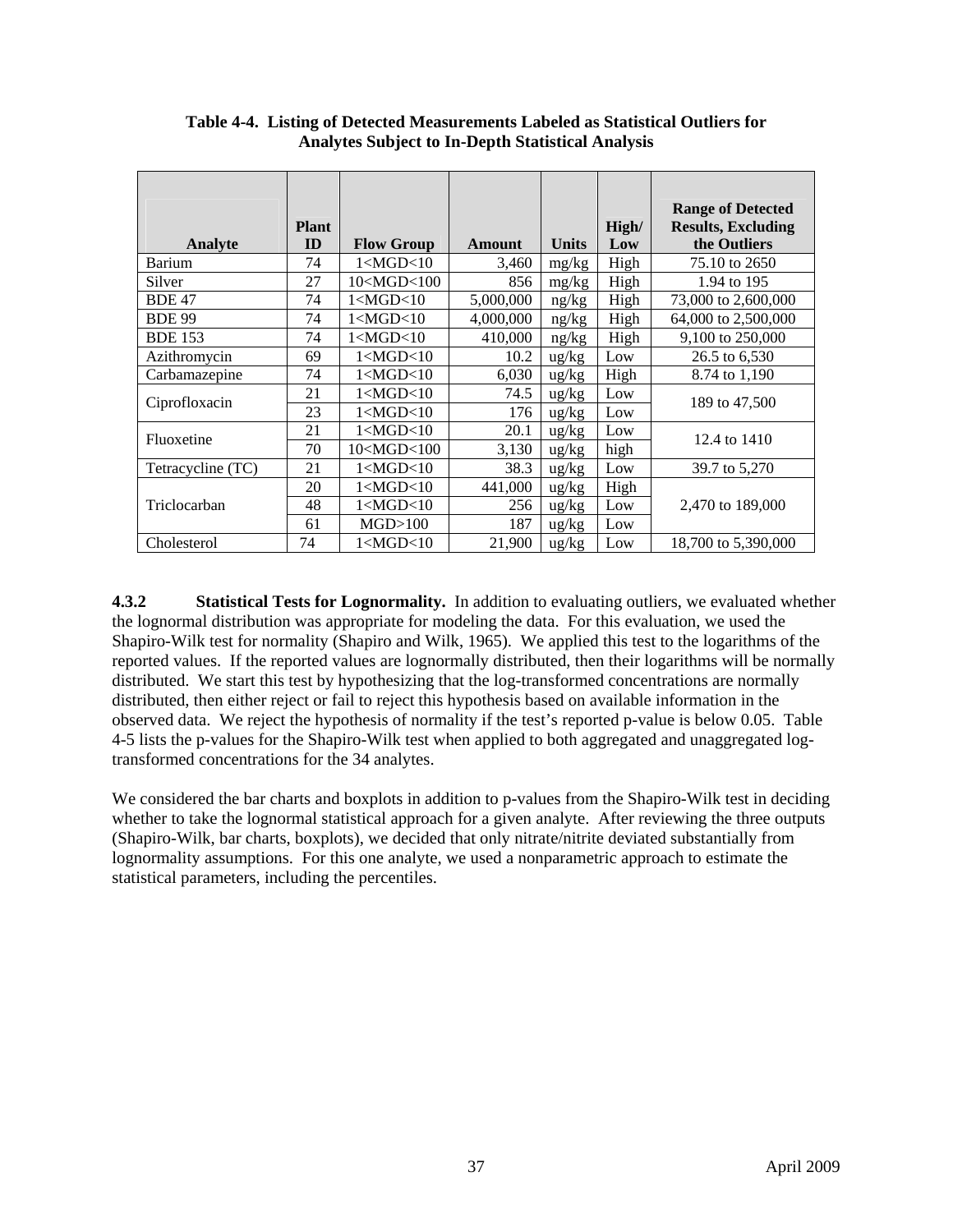**Table 4-4. Listing of Detected Measurements Labeled as Statistical Outliers for Analytes Subject to In-Depth Statistical Analysis**

| Analyte | Plant ID | Flow Group | Amount | Units | High/ Low | Range of Detected Results, Excluding the Outliers |
|---|---|---|---|---|---|---|
| Barium | 74 | 1<MGD<10 | 3,460 | mg/kg | High | 75.10 to 2650 |
| Silver | 27 | 10<MGD<100 | 856 | mg/kg | High | 1.94 to 195 |
| BDE 47 | 74 | 1<MGD<10 | 5,000,000 | ng/kg | High | 73,000 to 2,600,000 |
| BDE 99 | 74 | 1<MGD<10 | 4,000,000 | ng/kg | High | 64,000 to 2,500,000 |
| BDE 153 | 74 | 1<MGD<10 | 410,000 | ng/kg | High | 9,100 to 250,000 |
| Azithromycin | 69 | 1<MGD<10 | 10.2 | ug/kg | Low | 26.5 to 6,530 |
| Carbamazepine | 74 | 1<MGD<10 | 6,030 | ug/kg | High | 8.74 to 1,190 |
| Ciprofloxacin | 21 | 1<MGD<10 | 74.5 | ug/kg | Low | 189 to 47,500 |
| | 23 | 1<MGD<10 | 176 | ug/kg | Low | |
| Fluoxetine | 21 | 1<MGD<10 | 20.1 | ug/kg | Low | 12.4 to 1410 |
| | 70 | 10<MGD<100 | 3,130 | ug/kg | high | |
| Tetracycline (TC) | 21 | 1<MGD<10 | 38.3 | ug/kg | Low | 39.7 to 5,270 |
| Triclocarban | 20 | 1<MGD<10 | 441,000 | ug/kg | High | 2,470 to 189,000 |
| | 48 | 1<MGD<10 | 256 | ug/kg | Low | |
| | 61 | MGD>100 | 187 | ug/kg | Low | |
| Cholesterol | 74 | 1<MGD<10 | 21,900 | ug/kg | Low | 18,700 to 5,390,000 |

**4.3.2 Statistical Tests for Lognormality.** In addition to evaluating outliers, we evaluated whether the lognormal distribution was appropriate for modeling the data. For this evaluation, we used the Shapiro-Wilk test for normality (Shapiro and Wilk, 1965). We applied this test to the logarithms of the reported values. If the reported values are lognormally distributed, then their logarithms will be normally distributed. We start this test by hypothesizing that the log-transformed concentrations are normally distributed, then either reject or fail to reject this hypothesis based on available information in the observed data. We reject the hypothesis of normality if the test's reported p-value is below 0.05. Table 4-5 lists the p-values for the Shapiro-Wilk test when applied to both aggregated and unaggregated log-transformed concentrations for the 34 analytes.

We considered the bar charts and boxplots in addition to p-values from the Shapiro-Wilk test in deciding whether to take the lognormal statistical approach for a given analyte. After reviewing the three outputs (Shapiro-Wilk, bar charts, boxplots), we decided that only nitrate/nitrite deviated substantially from lognormality assumptions. For this one analyte, we used a nonparametric approach to estimate the statistical parameters, including the percentiles.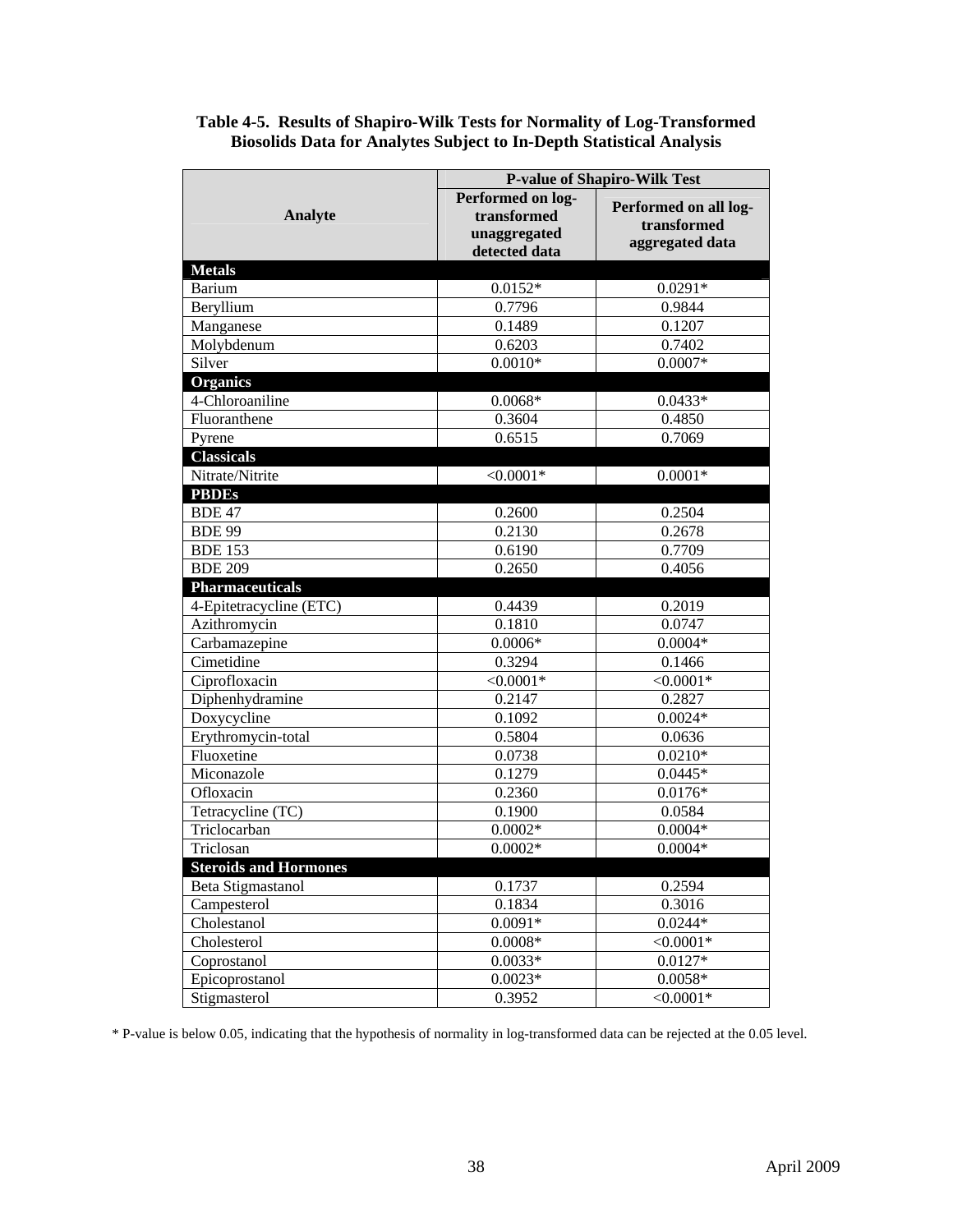**Table 4-5. Results of Shapiro-Wilk Tests for Normality of Log-Transformed Biosolids Data for Analytes Subject to In-Depth Statistical Analysis**

| Analyte | P-value of Shapiro-Wilk Test | |
|---|---|---|
| | Performed on log-transformed unaggregated detected data | Performed on all log-transformed aggregated data |
| **Metals** | | |
| Barium | 0.0152* | 0.0291* |
| Beryllium | 0.7796 | 0.9844 |
| Manganese | 0.1489 | 0.1207 |
| Molybdenum | 0.6203 | 0.7402 |
| Silver | 0.0010* | 0.0007* |
| **Organics** | | |
| 4-Chloroaniline | 0.0068* | 0.0433* |
| Fluoranthene | 0.3604 | 0.4850 |
| Pyrene | 0.6515 | 0.7069 |
| **Classicals** | | |
| Nitrate/Nitrite | <0.0001* | 0.0001* |
| **PBDEs** | | |
| BDE 47 | 0.2600 | 0.2504 |
| BDE 99 | 0.2130 | 0.2678 |
| BDE 153 | 0.6190 | 0.7709 |
| BDE 209 | 0.2650 | 0.4056 |
| **Pharmaceuticals** | | |
| 4-Epitetracycline (ETC) | 0.4439 | 0.2019 |
| Azithromycin | 0.1810 | 0.0747 |
| Carbamazepine | 0.0006* | 0.0004* |
| Cimetidine | 0.3294 | 0.1466 |
| Ciprofloxacin | <0.0001* | <0.0001* |
| Diphenhydramine | 0.2147 | 0.2827 |
| Doxycycline | 0.1092 | 0.0024* |
| Erythromycin-total | 0.5804 | 0.0636 |
| Fluoxetine | 0.0738 | 0.0210* |
| Miconazole | 0.1279 | 0.0445* |
| Ofloxacin | 0.2360 | 0.0176* |
| Tetracycline (TC) | 0.1900 | 0.0584 |
| Triclocarban | 0.0002* | 0.0004* |
| Triclosan | 0.0002* | 0.0004* |
| **Steroids and Hormones** | | |
| Beta Stigmastanol | 0.1737 | 0.2594 |
| Campesterol | 0.1834 | 0.3016 |
| Cholestanol | 0.0091* | 0.0244* |
| Cholesterol | 0.0008* | <0.0001* |
| Coprostanol | 0.0033* | 0.0127* |
| Epicoprostanol | 0.0023* | 0.0058* |
| Stigmasterol | 0.3952 | <0.0001* |

* P-value is below 0.05, indicating that the hypothesis of normality in log-transformed data can be rejected at the 0.05 level.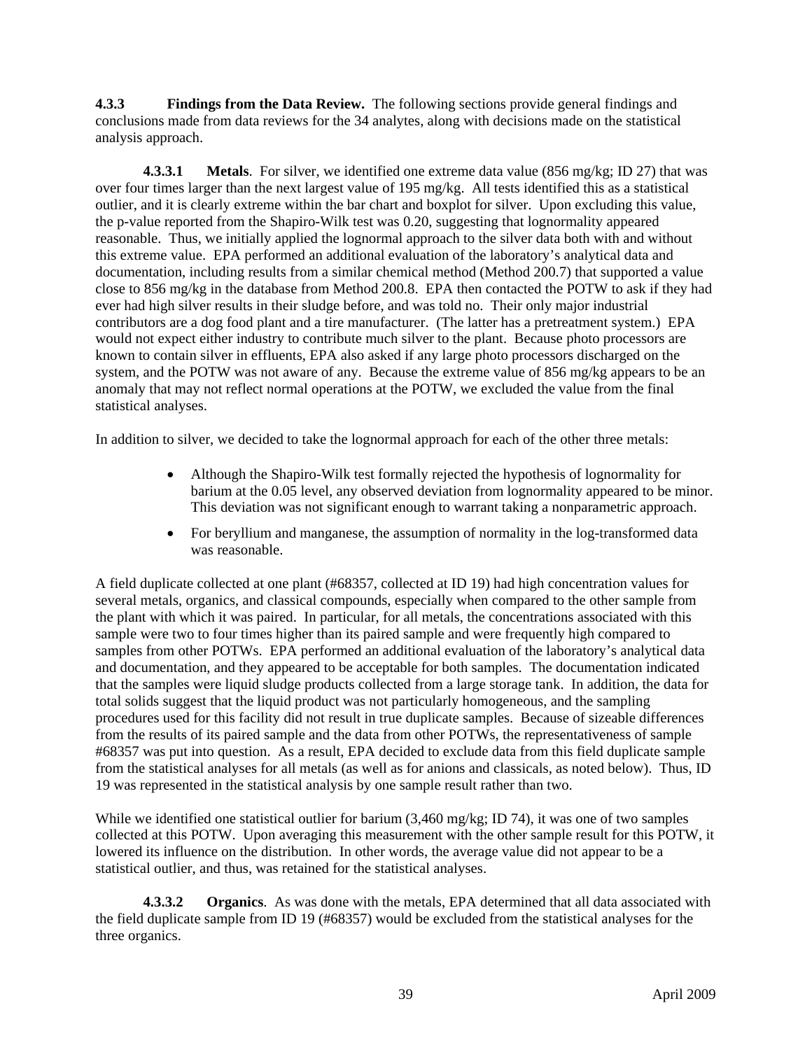**4.3.3 Findings from the Data Review.** The following sections provide general findings and conclusions made from data reviews for the 34 analytes, along with decisions made on the statistical analysis approach.

**4.3.3.1 Metals**. For silver, we identified one extreme data value (856 mg/kg; ID 27) that was over four times larger than the next largest value of 195 mg/kg. All tests identified this as a statistical outlier, and it is clearly extreme within the bar chart and boxplot for silver. Upon excluding this value, the p-value reported from the Shapiro-Wilk test was 0.20, suggesting that lognormality appeared reasonable. Thus, we initially applied the lognormal approach to the silver data both with and without this extreme value. EPA performed an additional evaluation of the laboratory's analytical data and documentation, including results from a similar chemical method (Method 200.7) that supported a value close to 856 mg/kg in the database from Method 200.8. EPA then contacted the POTW to ask if they had ever had high silver results in their sludge before, and was told no. Their only major industrial contributors are a dog food plant and a tire manufacturer. (The latter has a pretreatment system.) EPA would not expect either industry to contribute much silver to the plant. Because photo processors are known to contain silver in effluents, EPA also asked if any large photo processors discharged on the system, and the POTW was not aware of any. Because the extreme value of 856 mg/kg appears to be an anomaly that may not reflect normal operations at the POTW, we excluded the value from the final statistical analyses.

In addition to silver, we decided to take the lognormal approach for each of the other three metals:

- Although the Shapiro-Wilk test formally rejected the hypothesis of lognormality for barium at the 0.05 level, any observed deviation from lognormality appeared to be minor. This deviation was not significant enough to warrant taking a nonparametric approach.
- For beryllium and manganese, the assumption of normality in the log-transformed data was reasonable.

A field duplicate collected at one plant (#68357, collected at ID 19) had high concentration values for several metals, organics, and classical compounds, especially when compared to the other sample from the plant with which it was paired. In particular, for all metals, the concentrations associated with this sample were two to four times higher than its paired sample and were frequently high compared to samples from other POTWs. EPA performed an additional evaluation of the laboratory's analytical data and documentation, and they appeared to be acceptable for both samples. The documentation indicated that the samples were liquid sludge products collected from a large storage tank. In addition, the data for total solids suggest that the liquid product was not particularly homogeneous, and the sampling procedures used for this facility did not result in true duplicate samples. Because of sizeable differences from the results of its paired sample and the data from other POTWs, the representativeness of sample #68357 was put into question. As a result, EPA decided to exclude data from this field duplicate sample from the statistical analyses for all metals (as well as for anions and classicals, as noted below). Thus, ID 19 was represented in the statistical analysis by one sample result rather than two.

While we identified one statistical outlier for barium (3,460 mg/kg; ID 74), it was one of two samples collected at this POTW. Upon averaging this measurement with the other sample result for this POTW, it lowered its influence on the distribution. In other words, the average value did not appear to be a statistical outlier, and thus, was retained for the statistical analyses.

**4.3.3.2 Organics**. As was done with the metals, EPA determined that all data associated with the field duplicate sample from ID 19 (#68357) would be excluded from the statistical analyses for the three organics.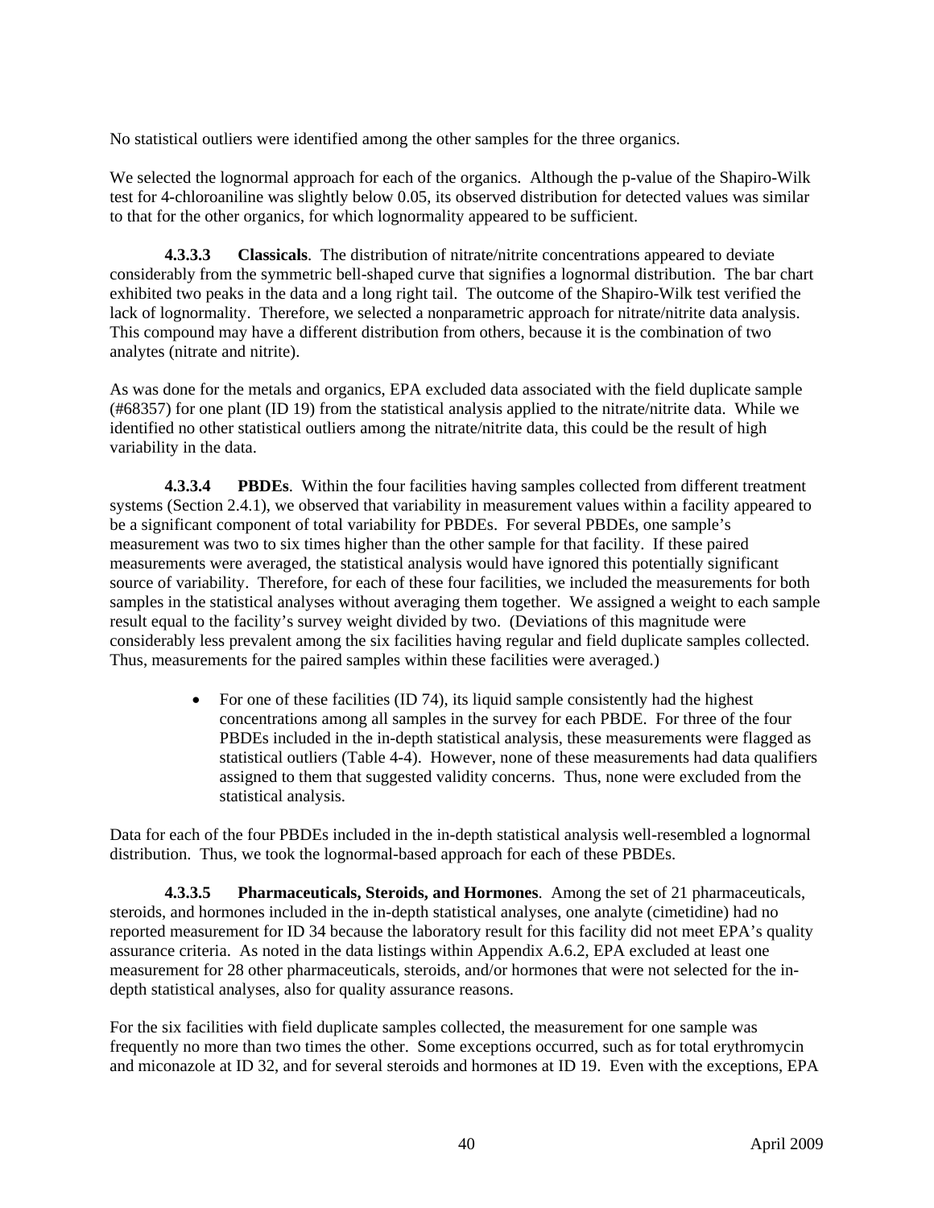No statistical outliers were identified among the other samples for the three organics.

We selected the lognormal approach for each of the organics. Although the p-value of the Shapiro-Wilk test for 4-chloroaniline was slightly below 0.05, its observed distribution for detected values was similar to that for the other organics, for which lognormality appeared to be sufficient.

**4.3.3.3 Classicals**. The distribution of nitrate/nitrite concentrations appeared to deviate considerably from the symmetric bell-shaped curve that signifies a lognormal distribution. The bar chart exhibited two peaks in the data and a long right tail. The outcome of the Shapiro-Wilk test verified the lack of lognormality. Therefore, we selected a nonparametric approach for nitrate/nitrite data analysis. This compound may have a different distribution from others, because it is the combination of two analytes (nitrate and nitrite).

As was done for the metals and organics, EPA excluded data associated with the field duplicate sample (#68357) for one plant (ID 19) from the statistical analysis applied to the nitrate/nitrite data. While we identified no other statistical outliers among the nitrate/nitrite data, this could be the result of high variability in the data.

**4.3.3.4 PBDEs**. Within the four facilities having samples collected from different treatment systems (Section 2.4.1), we observed that variability in measurement values within a facility appeared to be a significant component of total variability for PBDEs. For several PBDEs, one sample's measurement was two to six times higher than the other sample for that facility. If these paired measurements were averaged, the statistical analysis would have ignored this potentially significant source of variability. Therefore, for each of these four facilities, we included the measurements for both samples in the statistical analyses without averaging them together. We assigned a weight to each sample result equal to the facility's survey weight divided by two. (Deviations of this magnitude were considerably less prevalent among the six facilities having regular and field duplicate samples collected. Thus, measurements for the paired samples within these facilities were averaged.)

- For one of these facilities (ID 74), its liquid sample consistently had the highest concentrations among all samples in the survey for each PBDE. For three of the four PBDEs included in the in-depth statistical analysis, these measurements were flagged as statistical outliers (Table 4-4). However, none of these measurements had data qualifiers assigned to them that suggested validity concerns. Thus, none were excluded from the statistical analysis.

Data for each of the four PBDEs included in the in-depth statistical analysis well-resembled a lognormal distribution. Thus, we took the lognormal-based approach for each of these PBDEs.

**4.3.3.5 Pharmaceuticals, Steroids, and Hormones**. Among the set of 21 pharmaceuticals, steroids, and hormones included in the in-depth statistical analyses, one analyte (cimetidine) had no reported measurement for ID 34 because the laboratory result for this facility did not meet EPA's quality assurance criteria. As noted in the data listings within Appendix A.6.2, EPA excluded at least one measurement for 28 other pharmaceuticals, steroids, and/or hormones that were not selected for the in-depth statistical analyses, also for quality assurance reasons.

For the six facilities with field duplicate samples collected, the measurement for one sample was frequently no more than two times the other. Some exceptions occurred, such as for total erythromycin and miconazole at ID 32, and for several steroids and hormones at ID 19. Even with the exceptions, EPA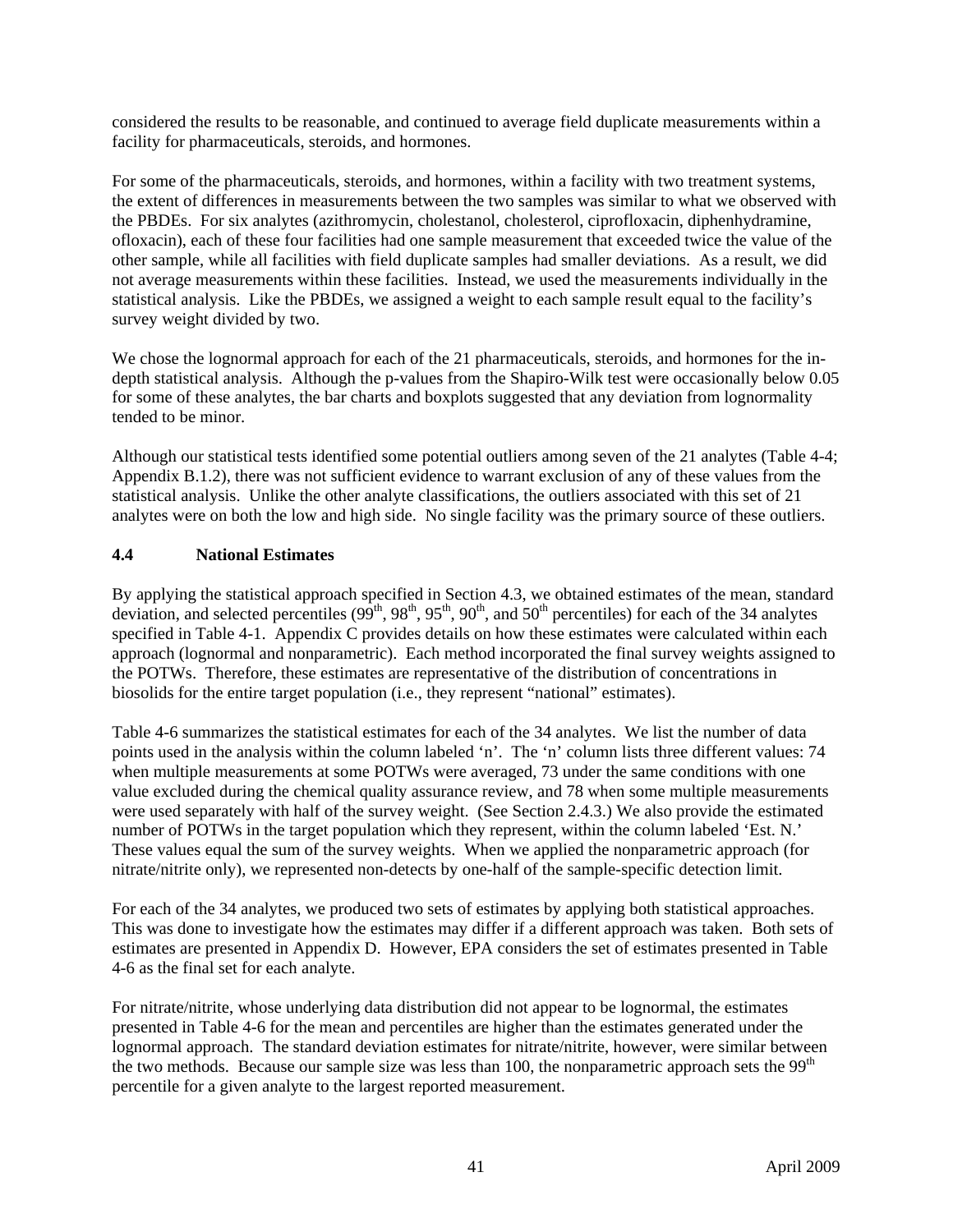considered the results to be reasonable, and continued to average field duplicate measurements within a facility for pharmaceuticals, steroids, and hormones.

For some of the pharmaceuticals, steroids, and hormones, within a facility with two treatment systems, the extent of differences in measurements between the two samples was similar to what we observed with the PBDEs. For six analytes (azithromycin, cholestanol, cholesterol, ciprofloxacin, diphenhydramine, ofloxacin), each of these four facilities had one sample measurement that exceeded twice the value of the other sample, while all facilities with field duplicate samples had smaller deviations. As a result, we did not average measurements within these facilities. Instead, we used the measurements individually in the statistical analysis. Like the PBDEs, we assigned a weight to each sample result equal to the facility's survey weight divided by two.

We chose the lognormal approach for each of the 21 pharmaceuticals, steroids, and hormones for the in-depth statistical analysis. Although the p-values from the Shapiro-Wilk test were occasionally below 0.05 for some of these analytes, the bar charts and boxplots suggested that any deviation from lognormality tended to be minor.

Although our statistical tests identified some potential outliers among seven of the 21 analytes (Table 4-4; Appendix B.1.2), there was not sufficient evidence to warrant exclusion of any of these values from the statistical analysis. Unlike the other analyte classifications, the outliers associated with this set of 21 analytes were on both the low and high side. No single facility was the primary source of these outliers.

### 4.4 National Estimates

By applying the statistical approach specified in Section 4.3, we obtained estimates of the mean, standard deviation, and selected percentiles (99th, 98th, 95th, 90th, and 50th percentiles) for each of the 34 analytes specified in Table 4-1. Appendix C provides details on how these estimates were calculated within each approach (lognormal and nonparametric). Each method incorporated the final survey weights assigned to the POTWs. Therefore, these estimates are representative of the distribution of concentrations in biosolids for the entire target population (i.e., they represent "national" estimates).

Table 4-6 summarizes the statistical estimates for each of the 34 analytes. We list the number of data points used in the analysis within the column labeled 'n'. The 'n' column lists three different values: 74 when multiple measurements at some POTWs were averaged, 73 under the same conditions with one value excluded during the chemical quality assurance review, and 78 when some multiple measurements were used separately with half of the survey weight. (See Section 2.4.3.) We also provide the estimated number of POTWs in the target population which they represent, within the column labeled 'Est. N.' These values equal the sum of the survey weights. When we applied the nonparametric approach (for nitrate/nitrite only), we represented non-detects by one-half of the sample-specific detection limit.

For each of the 34 analytes, we produced two sets of estimates by applying both statistical approaches. This was done to investigate how the estimates may differ if a different approach was taken. Both sets of estimates are presented in Appendix D. However, EPA considers the set of estimates presented in Table 4-6 as the final set for each analyte.

For nitrate/nitrite, whose underlying data distribution did not appear to be lognormal, the estimates presented in Table 4-6 for the mean and percentiles are higher than the estimates generated under the lognormal approach. The standard deviation estimates for nitrate/nitrite, however, were similar between the two methods. Because our sample size was less than 100, the nonparametric approach sets the 99th percentile for a given analyte to the largest reported measurement.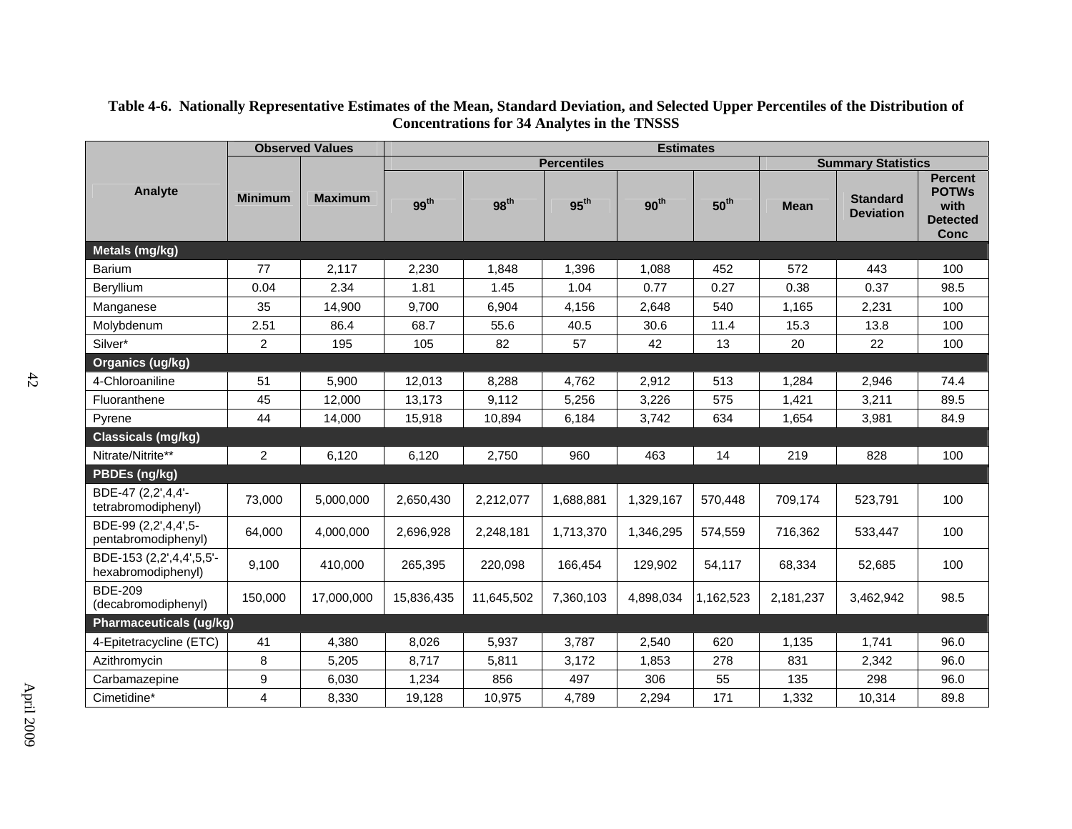**Table 4-6. Nationally Representative Estimates of the Mean, Standard Deviation, and Selected Upper Percentiles of the Distribution of Concentrations for 34 Analytes in the TNSSS**

| Analyte | Observed Values | | Estimates | | | | | | | |
|---|---|---|---|---|---|---|---|---|---|---|
| | | | Percentiles | | | | | Summary Statistics | | |
| | Minimum | Maximum | 99th | 98th | 95th | 90th | 50th | Mean | Standard Deviation | Percent POTWs with Detected Conc |
| **Metals (mg/kg)** | | | | | | | | | | |
| Barium | 77 | 2,117 | 2,230 | 1,848 | 1,396 | 1,088 | 452 | 572 | 443 | 100 |
| Beryllium | 0.04 | 2.34 | 1.81 | 1.45 | 1.04 | 0.77 | 0.27 | 0.38 | 0.37 | 98.5 |
| Manganese | 35 | 14,900 | 9,700 | 6,904 | 4,156 | 2,648 | 540 | 1,165 | 2,231 | 100 |
| Molybdenum | 2.51 | 86.4 | 68.7 | 55.6 | 40.5 | 30.6 | 11.4 | 15.3 | 13.8 | 100 |
| Silver* | 2 | 195 | 105 | 82 | 57 | 42 | 13 | 20 | 22 | 100 |
| **Organics (ug/kg)** | | | | | | | | | | |
| 4-Chloroaniline | 51 | 5,900 | 12,013 | 8,288 | 4,762 | 2,912 | 513 | 1,284 | 2,946 | 74.4 |
| Fluoranthene | 45 | 12,000 | 13,173 | 9,112 | 5,256 | 3,226 | 575 | 1,421 | 3,211 | 89.5 |
| Pyrene | 44 | 14,000 | 15,918 | 10,894 | 6,184 | 3,742 | 634 | 1,654 | 3,981 | 84.9 |
| **Classicals (mg/kg)** | | | | | | | | | | |
| Nitrate/Nitrite** | 2 | 6,120 | 6,120 | 2,750 | 960 | 463 | 14 | 219 | 828 | 100 |
| **PBDEs (ng/kg)** | | | | | | | | | | |
| BDE-47 (2,2',4,4'-tetrabromodiphenyl) | 73,000 | 5,000,000 | 2,650,430 | 2,212,077 | 1,688,881 | 1,329,167 | 570,448 | 709,174 | 523,791 | 100 |
| BDE-99 (2,2',4,4',5-pentabromodiphenyl) | 64,000 | 4,000,000 | 2,696,928 | 2,248,181 | 1,713,370 | 1,346,295 | 574,559 | 716,362 | 533,447 | 100 |
| BDE-153 (2,2',4,4',5,5'-hexabromodiphenyl) | 9,100 | 410,000 | 265,395 | 220,098 | 166,454 | 129,902 | 54,117 | 68,334 | 52,685 | 100 |
| BDE-209 (decabromodiphenyl) | 150,000 | 17,000,000 | 15,836,435 | 11,645,502 | 7,360,103 | 4,898,034 | 1,162,523 | 2,181,237 | 3,462,942 | 98.5 |
| **Pharmaceuticals (ug/kg)** | | | | | | | | | | |
| 4-Epitetracycline (ETC) | 41 | 4,380 | 8,026 | 5,937 | 3,787 | 2,540 | 620 | 1,135 | 1,741 | 96.0 |
| Azithromycin | 8 | 5,205 | 8,717 | 5,811 | 3,172 | 1,853 | 278 | 831 | 2,342 | 96.0 |
| Carbamazepine | 9 | 6,030 | 1,234 | 856 | 497 | 306 | 55 | 135 | 298 | 96.0 |
| Cimetidine* | 4 | 8,330 | 19,128 | 10,975 | 4,789 | 2,294 | 171 | 1,332 | 10,314 | 89.8 |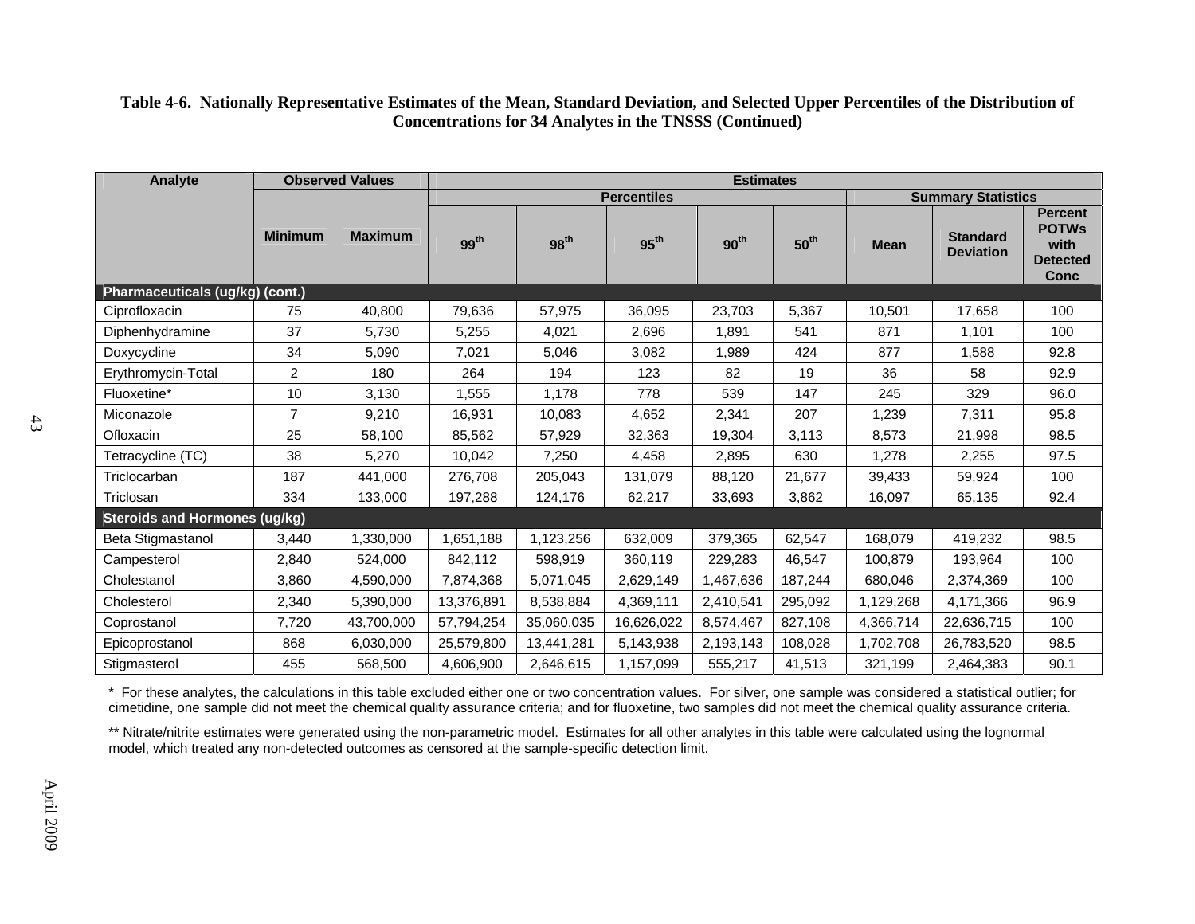**Table 4-6. Nationally Representative Estimates of the Mean, Standard Deviation, and Selected Upper Percentiles of the Distribution of Concentrations for 34 Analytes in the TNSSS (Continued)**

| Analyte | Observed Values | | Estimates | | | | | | | |
|---|---|---|---|---|---|---|---|---|---|---|
| | | | Percentiles | | | | | Summary Statistics | | |
| | Minimum | Maximum | 99th | 98th | 95th | 90th | 50th | Mean | Standard Deviation | Percent POTWs with Detected Conc |
| **Pharmaceuticals (ug/kg) (cont.)** | | | | | | | | | | |
| Ciprofloxacin | 75 | 40,800 | 79,636 | 57,975 | 36,095 | 23,703 | 5,367 | 10,501 | 17,658 | 100 |
| Diphenhydramine | 37 | 5,730 | 5,255 | 4,021 | 2,696 | 1,891 | 541 | 871 | 1,101 | 100 |
| Doxycycline | 34 | 5,090 | 7,021 | 5,046 | 3,082 | 1,989 | 424 | 877 | 1,588 | 92.8 |
| Erythromycin-Total | 2 | 180 | 264 | 194 | 123 | 82 | 19 | 36 | 58 | 92.9 |
| Fluoxetine* | 10 | 3,130 | 1,555 | 1,178 | 778 | 539 | 147 | 245 | 329 | 96.0 |
| Miconazole | 7 | 9,210 | 16,931 | 10,083 | 4,652 | 2,341 | 207 | 1,239 | 7,311 | 95.8 |
| Ofloxacin | 25 | 58,100 | 85,562 | 57,929 | 32,363 | 19,304 | 3,113 | 8,573 | 21,998 | 98.5 |
| Tetracycline (TC) | 38 | 5,270 | 10,042 | 7,250 | 4,458 | 2,895 | 630 | 1,278 | 2,255 | 97.5 |
| Triclocarban | 187 | 441,000 | 276,708 | 205,043 | 131,079 | 88,120 | 21,677 | 39,433 | 59,924 | 100 |
| Triclosan | 334 | 133,000 | 197,288 | 124,176 | 62,217 | 33,693 | 3,862 | 16,097 | 65,135 | 92.4 |
| **Steroids and Hormones (ug/kg)** | | | | | | | | | | |
| Beta Stigmastanol | 3,440 | 1,330,000 | 1,651,188 | 1,123,256 | 632,009 | 379,365 | 62,547 | 168,079 | 419,232 | 98.5 |
| Campesterol | 2,840 | 524,000 | 842,112 | 598,919 | 360,119 | 229,283 | 46,547 | 100,879 | 193,964 | 100 |
| Cholestanol | 3,860 | 4,590,000 | 7,874,368 | 5,071,045 | 2,629,149 | 1,467,636 | 187,244 | 680,046 | 2,374,369 | 100 |
| Cholesterol | 2,340 | 5,390,000 | 13,376,891 | 8,538,884 | 4,369,111 | 2,410,541 | 295,092 | 1,129,268 | 4,171,366 | 96.9 |
| Coprostanol | 7,720 | 43,700,000 | 57,794,254 | 35,060,035 | 16,626,022 | 8,574,467 | 827,108 | 4,366,714 | 22,636,715 | 100 |
| Epicoprostanol | 868 | 6,030,000 | 25,579,800 | 13,441,281 | 5,143,938 | 2,193,143 | 108,028 | 1,702,708 | 26,783,520 | 98.5 |
| Stigmasterol | 455 | 568,500 | 4,606,900 | 2,646,615 | 1,157,099 | 555,217 | 41,513 | 321,199 | 2,464,383 | 90.1 |

\* For these analytes, the calculations in this table excluded either one or two concentration values. For silver, one sample was considered a statistical outlier; for cimetidine, one sample did not meet the chemical quality assurance criteria; and for fluoxetine, two samples did not meet the chemical quality assurance criteria.

** Nitrate/nitrite estimates were generated using the non-parametric model. Estimates for all other analytes in this table were calculated using the lognormal model, which treated any non-detected outcomes as censored at the sample-specific detection limit.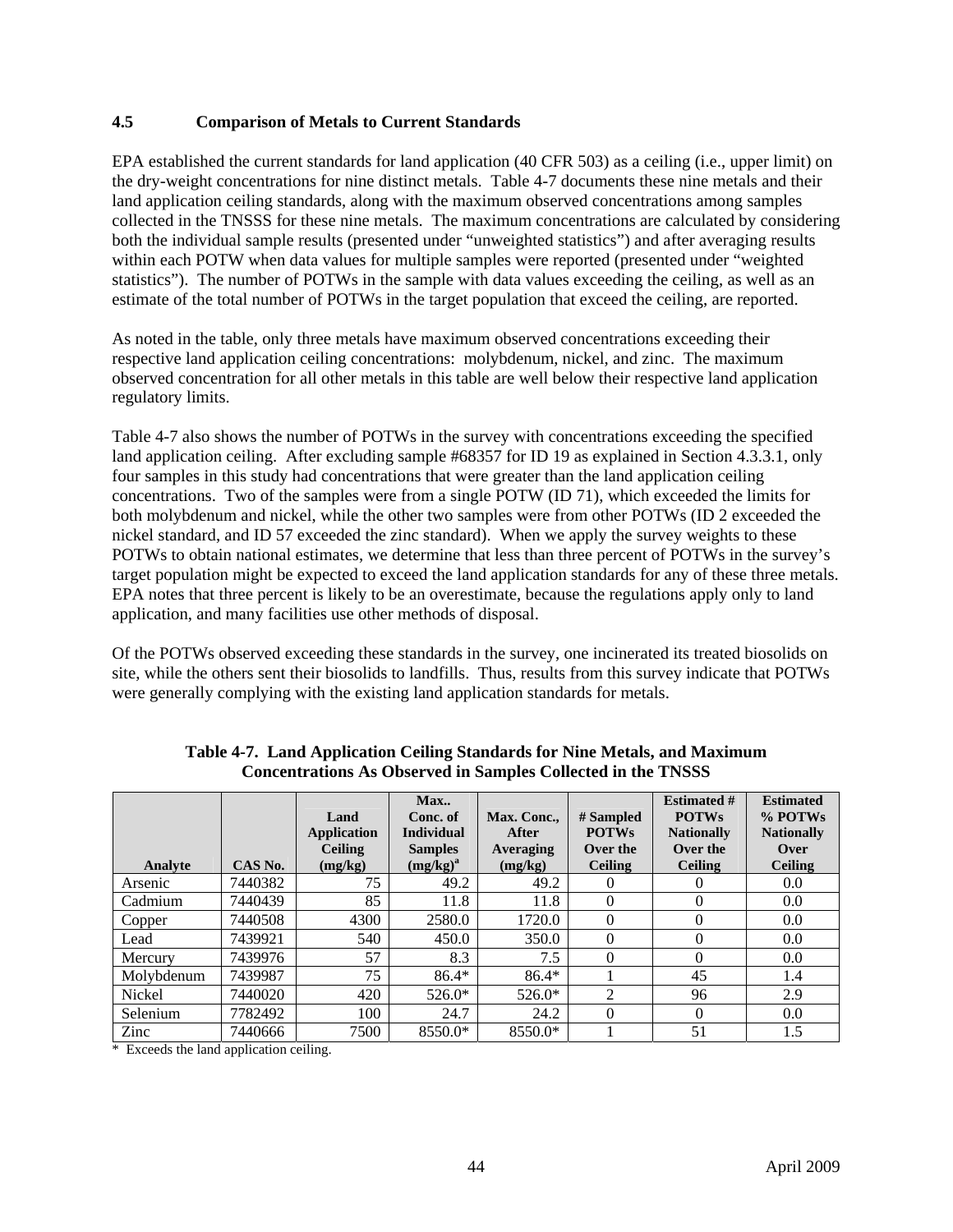### 4.5 Comparison of Metals to Current Standards

EPA established the current standards for land application (40 CFR 503) as a ceiling (i.e., upper limit) on the dry-weight concentrations for nine distinct metals. Table 4-7 documents these nine metals and their land application ceiling standards, along with the maximum observed concentrations among samples collected in the TNSSS for these nine metals. The maximum concentrations are calculated by considering both the individual sample results (presented under "unweighted statistics") and after averaging results within each POTW when data values for multiple samples were reported (presented under "weighted statistics"). The number of POTWs in the sample with data values exceeding the ceiling, as well as an estimate of the total number of POTWs in the target population that exceed the ceiling, are reported.

As noted in the table, only three metals have maximum observed concentrations exceeding their respective land application ceiling concentrations: molybdenum, nickel, and zinc. The maximum observed concentration for all other metals in this table are well below their respective land application regulatory limits.

Table 4-7 also shows the number of POTWs in the survey with concentrations exceeding the specified land application ceiling. After excluding sample #68357 for ID 19 as explained in Section 4.3.3.1, only four samples in this study had concentrations that were greater than the land application ceiling concentrations. Two of the samples were from a single POTW (ID 71), which exceeded the limits for both molybdenum and nickel, while the other two samples were from other POTWs (ID 2 exceeded the nickel standard, and ID 57 exceeded the zinc standard). When we apply the survey weights to these POTWs to obtain national estimates, we determine that less than three percent of POTWs in the survey's target population might be expected to exceed the land application standards for any of these three metals. EPA notes that three percent is likely to be an overestimate, because the regulations apply only to land application, and many facilities use other methods of disposal.

Of the POTWs observed exceeding these standards in the survey, one incinerated its treated biosolids on site, while the others sent their biosolids to landfills. Thus, results from this survey indicate that POTWs were generally complying with the existing land application standards for metals.

**Table 4-7. Land Application Ceiling Standards for Nine Metals, and Maximum Concentrations As Observed in Samples Collected in the TNSSS**

| Analyte | CAS No. | Land Application Ceiling (mg/kg) | Max.. Conc. of Individual Samples (mg/kg)[a] | Max. Conc., After Averaging (mg/kg) | # Sampled POTWs Over the Ceiling | Estimated # POTWs Nationally Over the Ceiling | Estimated % POTWs Nationally Over Ceiling |
|---|---|---|---|---|---|---|---|
| Arsenic | 7440382 | 75 | 49.2 | 49.2 | 0 | 0 | 0.0 |
| Cadmium | 7440439 | 85 | 11.8 | 11.8 | 0 | 0 | 0.0 |
| Copper | 7440508 | 4300 | 2580.0 | 1720.0 | 0 | 0 | 0.0 |
| Lead | 7439921 | 540 | 450.0 | 350.0 | 0 | 0 | 0.0 |
| Mercury | 7439976 | 57 | 8.3 | 7.5 | 0 | 0 | 0.0 |
| Molybdenum | 7439987 | 75 | 86.4* | 86.4* | 1 | 45 | 1.4 |
| Nickel | 7440020 | 420 | 526.0* | 526.0* | 2 | 96 | 2.9 |
| Selenium | 7782492 | 100 | 24.7 | 24.2 | 0 | 0 | 0.0 |
| Zinc | 7440666 | 7500 | 8550.0* | 8550.0* | 1 | 51 | 1.5 |

\* Exceeds the land application ceiling.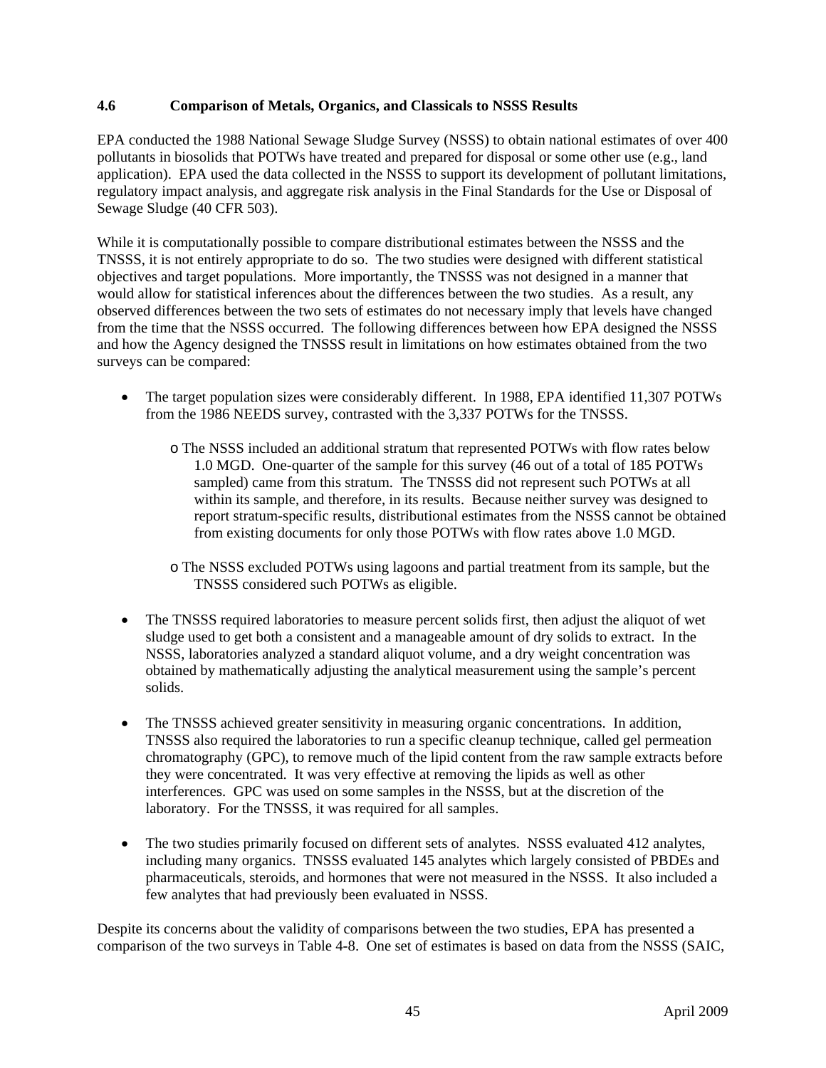### 4.6 Comparison of Metals, Organics, and Classicals to NSSS Results

EPA conducted the 1988 National Sewage Sludge Survey (NSSS) to obtain national estimates of over 400 pollutants in biosolids that POTWs have treated and prepared for disposal or some other use (e.g., land application). EPA used the data collected in the NSSS to support its development of pollutant limitations, regulatory impact analysis, and aggregate risk analysis in the Final Standards for the Use or Disposal of Sewage Sludge (40 CFR 503).

While it is computationally possible to compare distributional estimates between the NSSS and the TNSSS, it is not entirely appropriate to do so. The two studies were designed with different statistical objectives and target populations. More importantly, the TNSSS was not designed in a manner that would allow for statistical inferences about the differences between the two studies. As a result, any observed differences between the two sets of estimates do not necessary imply that levels have changed from the time that the NSSS occurred. The following differences between how EPA designed the NSSS and how the Agency designed the TNSSS result in limitations on how estimates obtained from the two surveys can be compared:

- The target population sizes were considerably different. In 1988, EPA identified 11,307 POTWs from the 1986 NEEDS survey, contrasted with the 3,337 POTWs for the TNSSS.
  - The NSSS included an additional stratum that represented POTWs with flow rates below 1.0 MGD. One-quarter of the sample for this survey (46 out of a total of 185 POTWs sampled) came from this stratum. The TNSSS did not represent such POTWs at all within its sample, and therefore, in its results. Because neither survey was designed to report stratum-specific results, distributional estimates from the NSSS cannot be obtained from existing documents for only those POTWs with flow rates above 1.0 MGD.
  - The NSSS excluded POTWs using lagoons and partial treatment from its sample, but the TNSSS considered such POTWs as eligible.
- The TNSSS required laboratories to measure percent solids first, then adjust the aliquot of wet sludge used to get both a consistent and a manageable amount of dry solids to extract. In the NSSS, laboratories analyzed a standard aliquot volume, and a dry weight concentration was obtained by mathematically adjusting the analytical measurement using the sample's percent solids.
- The TNSSS achieved greater sensitivity in measuring organic concentrations. In addition, TNSSS also required the laboratories to run a specific cleanup technique, called gel permeation chromatography (GPC), to remove much of the lipid content from the raw sample extracts before they were concentrated. It was very effective at removing the lipids as well as other interferences. GPC was used on some samples in the NSSS, but at the discretion of the laboratory. For the TNSSS, it was required for all samples.
- The two studies primarily focused on different sets of analytes. NSSS evaluated 412 analytes, including many organics. TNSSS evaluated 145 analytes which largely consisted of PBDEs and pharmaceuticals, steroids, and hormones that were not measured in the NSSS. It also included a few analytes that had previously been evaluated in NSSS.

Despite its concerns about the validity of comparisons between the two studies, EPA has presented a comparison of the two surveys in Table 4-8. One set of estimates is based on data from the NSSS (SAIC,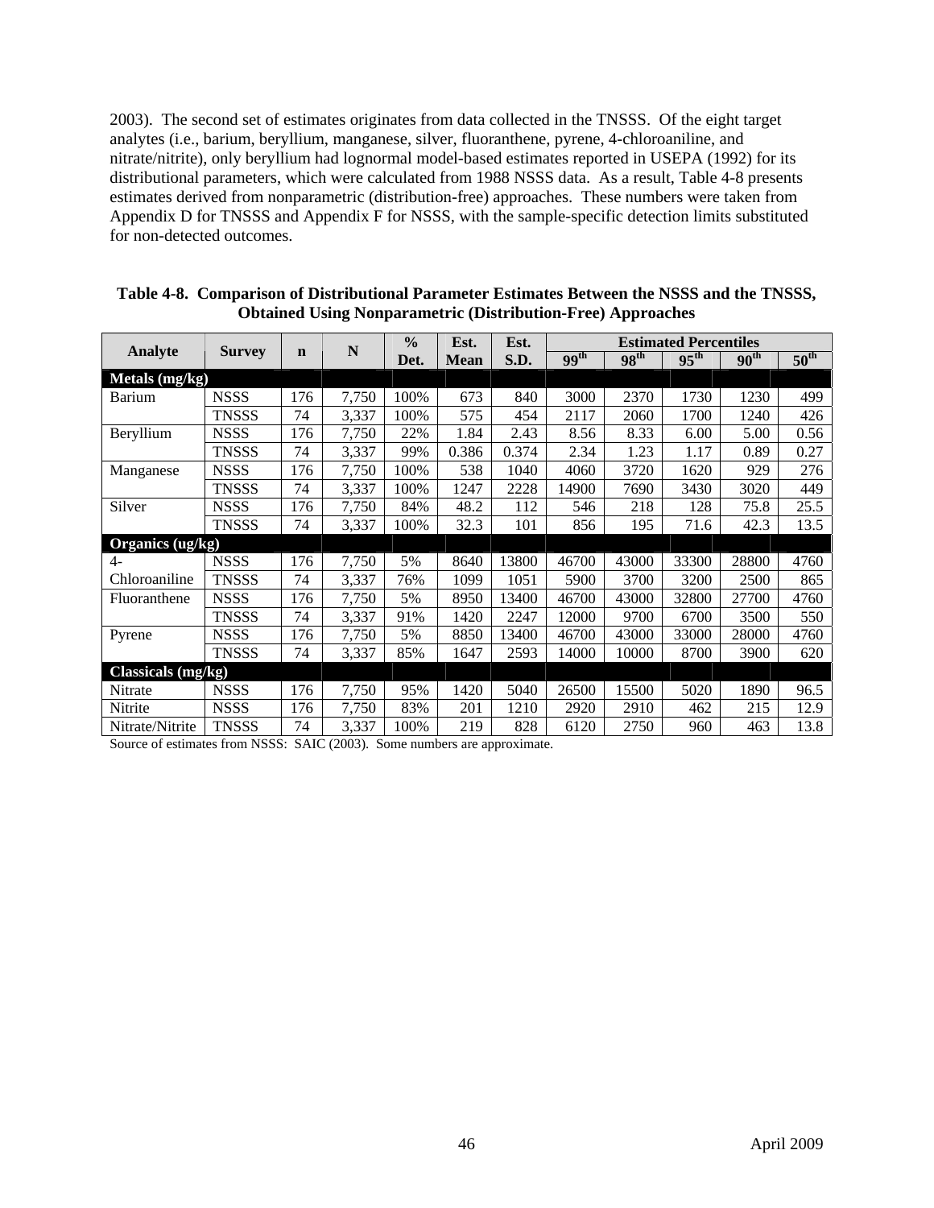2003). The second set of estimates originates from data collected in the TNSSS. Of the eight target analytes (i.e., barium, beryllium, manganese, silver, fluoranthene, pyrene, 4-chloroaniline, and nitrate/nitrite), only beryllium had lognormal model-based estimates reported in USEPA (1992) for its distributional parameters, which were calculated from 1988 NSSS data. As a result, Table 4-8 presents estimates derived from nonparametric (distribution-free) approaches. These numbers were taken from Appendix D for TNSSS and Appendix F for NSSS, with the sample-specific detection limits substituted for non-detected outcomes.

**Table 4-8. Comparison of Distributional Parameter Estimates Between the NSSS and the TNSSS, Obtained Using Nonparametric (Distribution-Free) Approaches**

| Analyte | Survey | n | N | % Det. | Est. Mean | Est. S.D. | Estimated Percentiles | | | | |
|---|---|---|---|---|---|---|---|---|---|---|---|
| | | | | | | | 99th | 98th | 95th | 90th | 50th |
| **Metals (mg/kg)** | | | | | | | | | | | |
| Barium | NSSS | 176 | 7,750 | 100% | 673 | 840 | 3000 | 2370 | 1730 | 1230 | 499 |
| | TNSSS | 74 | 3,337 | 100% | 575 | 454 | 2117 | 2060 | 1700 | 1240 | 426 |
| Beryllium | NSSS | 176 | 7,750 | 22% | 1.84 | 2.43 | 8.56 | 8.33 | 6.00 | 5.00 | 0.56 |
| | TNSSS | 74 | 3,337 | 99% | 0.386 | 0.374 | 2.34 | 1.23 | 1.17 | 0.89 | 0.27 |
| Manganese | NSSS | 176 | 7,750 | 100% | 538 | 1040 | 4060 | 3720 | 1620 | 929 | 276 |
| | TNSSS | 74 | 3,337 | 100% | 1247 | 2228 | 14900 | 7690 | 3430 | 3020 | 449 |
| Silver | NSSS | 176 | 7,750 | 84% | 48.2 | 112 | 546 | 218 | 128 | 75.8 | 25.5 |
| | TNSSS | 74 | 3,337 | 100% | 32.3 | 101 | 856 | 195 | 71.6 | 42.3 | 13.5 |
| **Organics (ug/kg)** | | | | | | | | | | | |
| 4-Chloroaniline | NSSS | 176 | 7,750 | 5% | 8640 | 13800 | 46700 | 43000 | 33300 | 28800 | 4760 |
| | TNSSS | 74 | 3,337 | 76% | 1099 | 1051 | 5900 | 3700 | 3200 | 2500 | 865 |
| Fluoranthene | NSSS | 176 | 7,750 | 5% | 8950 | 13400 | 46700 | 43000 | 32800 | 27700 | 4760 |
| | TNSSS | 74 | 3,337 | 91% | 1420 | 2247 | 12000 | 9700 | 6700 | 3500 | 550 |
| Pyrene | NSSS | 176 | 7,750 | 5% | 8850 | 13400 | 46700 | 43000 | 33000 | 28000 | 4760 |
| | TNSSS | 74 | 3,337 | 85% | 1647 | 2593 | 14000 | 10000 | 8700 | 3900 | 620 |
| **Classicals (mg/kg)** | | | | | | | | | | | |
| Nitrate | NSSS | 176 | 7,750 | 95% | 1420 | 5040 | 26500 | 15500 | 5020 | 1890 | 96.5 |
| Nitrite | NSSS | 176 | 7,750 | 83% | 201 | 1210 | 2920 | 2910 | 462 | 215 | 12.9 |
| Nitrate/Nitrite | TNSSS | 74 | 3,337 | 100% | 219 | 828 | 6120 | 2750 | 960 | 463 | 13.8 |

Source of estimates from NSSS: SAIC (2003). Some numbers are approximate.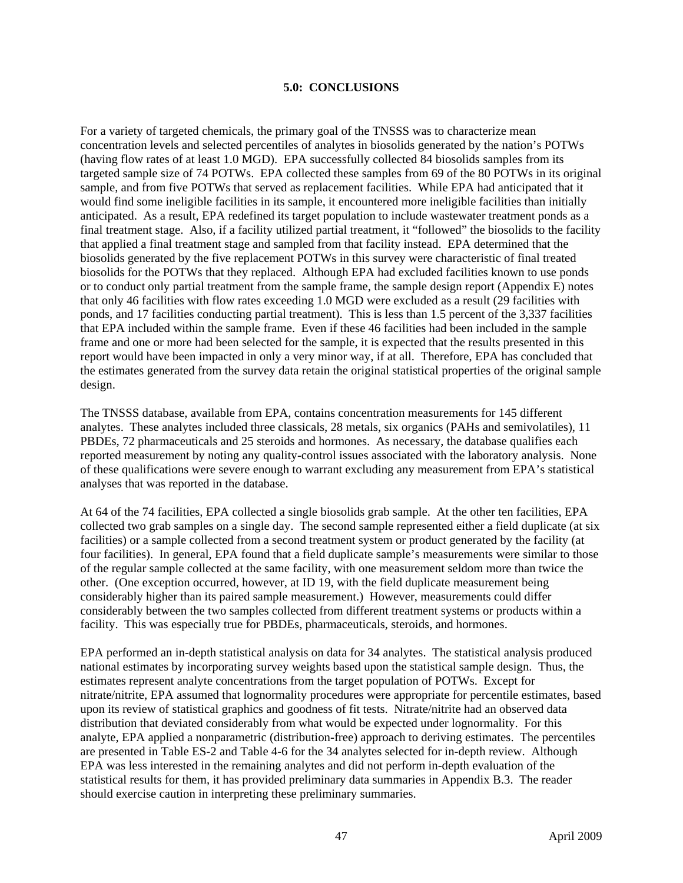## 5.0: CONCLUSIONS

For a variety of targeted chemicals, the primary goal of the TNSSS was to characterize mean concentration levels and selected percentiles of analytes in biosolids generated by the nation's POTWs (having flow rates of at least 1.0 MGD). EPA successfully collected 84 biosolids samples from its targeted sample size of 74 POTWs. EPA collected these samples from 69 of the 80 POTWs in its original sample, and from five POTWs that served as replacement facilities. While EPA had anticipated that it would find some ineligible facilities in its sample, it encountered more ineligible facilities than initially anticipated. As a result, EPA redefined its target population to include wastewater treatment ponds as a final treatment stage. Also, if a facility utilized partial treatment, it "followed" the biosolids to the facility that applied a final treatment stage and sampled from that facility instead. EPA determined that the biosolids generated by the five replacement POTWs in this survey were characteristic of final treated biosolids for the POTWs that they replaced. Although EPA had excluded facilities known to use ponds or to conduct only partial treatment from the sample frame, the sample design report (Appendix E) notes that only 46 facilities with flow rates exceeding 1.0 MGD were excluded as a result (29 facilities with ponds, and 17 facilities conducting partial treatment). This is less than 1.5 percent of the 3,337 facilities that EPA included within the sample frame. Even if these 46 facilities had been included in the sample frame and one or more had been selected for the sample, it is expected that the results presented in this report would have been impacted in only a very minor way, if at all. Therefore, EPA has concluded that the estimates generated from the survey data retain the original statistical properties of the original sample design.

The TNSSS database, available from EPA, contains concentration measurements for 145 different analytes. These analytes included three classicals, 28 metals, six organics (PAHs and semivolatiles), 11 PBDEs, 72 pharmaceuticals and 25 steroids and hormones. As necessary, the database qualifies each reported measurement by noting any quality-control issues associated with the laboratory analysis. None of these qualifications were severe enough to warrant excluding any measurement from EPA's statistical analyses that was reported in the database.

At 64 of the 74 facilities, EPA collected a single biosolids grab sample. At the other ten facilities, EPA collected two grab samples on a single day. The second sample represented either a field duplicate (at six facilities) or a sample collected from a second treatment system or product generated by the facility (at four facilities). In general, EPA found that a field duplicate sample's measurements were similar to those of the regular sample collected at the same facility, with one measurement seldom more than twice the other. (One exception occurred, however, at ID 19, with the field duplicate measurement being considerably higher than its paired sample measurement.) However, measurements could differ considerably between the two samples collected from different treatment systems or products within a facility. This was especially true for PBDEs, pharmaceuticals, steroids, and hormones.

EPA performed an in-depth statistical analysis on data for 34 analytes. The statistical analysis produced national estimates by incorporating survey weights based upon the statistical sample design. Thus, the estimates represent analyte concentrations from the target population of POTWs. Except for nitrate/nitrite, EPA assumed that lognormality procedures were appropriate for percentile estimates, based upon its review of statistical graphics and goodness of fit tests. Nitrate/nitrite had an observed data distribution that deviated considerably from what would be expected under lognormality. For this analyte, EPA applied a nonparametric (distribution-free) approach to deriving estimates. The percentiles are presented in Table ES-2 and Table 4-6 for the 34 analytes selected for in-depth review. Although EPA was less interested in the remaining analytes and did not perform in-depth evaluation of the statistical results for them, it has provided preliminary data summaries in Appendix B.3. The reader should exercise caution in interpreting these preliminary summaries.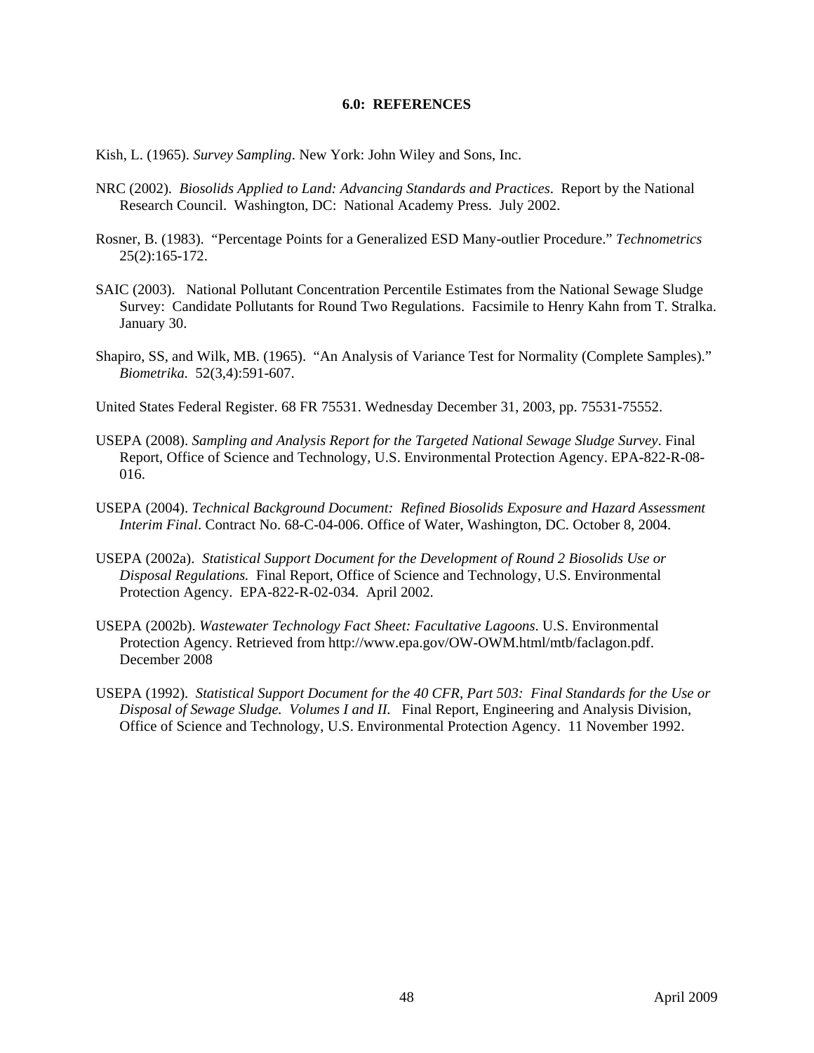## 6.0: REFERENCES

Kish, L. (1965). *Survey Sampling*. New York: John Wiley and Sons, Inc.

NRC (2002). *Biosolids Applied to Land: Advancing Standards and Practices*. Report by the National Research Council. Washington, DC: National Academy Press. July 2002.

Rosner, B. (1983). "Percentage Points for a Generalized ESD Many-outlier Procedure." *Technometrics* 25(2):165-172.

SAIC (2003). National Pollutant Concentration Percentile Estimates from the National Sewage Sludge Survey: Candidate Pollutants for Round Two Regulations. Facsimile to Henry Kahn from T. Stralka. January 30.

Shapiro, SS, and Wilk, MB. (1965). "An Analysis of Variance Test for Normality (Complete Samples)." *Biometrika.* 52(3,4):591-607.

United States Federal Register. 68 FR 75531. Wednesday December 31, 2003, pp. 75531-75552.

USEPA (2008). *Sampling and Analysis Report for the Targeted National Sewage Sludge Survey*. Final Report, Office of Science and Technology, U.S. Environmental Protection Agency. EPA-822-R-08-016.

USEPA (2004). *Technical Background Document: Refined Biosolids Exposure and Hazard Assessment Interim Final*. Contract No. 68-C-04-006. Office of Water, Washington, DC. October 8, 2004.

USEPA (2002a). *Statistical Support Document for the Development of Round 2 Biosolids Use or Disposal Regulations.* Final Report, Office of Science and Technology, U.S. Environmental Protection Agency. EPA-822-R-02-034. April 2002.

USEPA (2002b). *Wastewater Technology Fact Sheet: Facultative Lagoons*. U.S. Environmental Protection Agency. Retrieved from http://www.epa.gov/OW-OWM.html/mtb/faclagon.pdf. December 2008

USEPA (1992). *Statistical Support Document for the 40 CFR, Part 503: Final Standards for the Use or Disposal of Sewage Sludge. Volumes I and II.* Final Report, Engineering and Analysis Division, Office of Science and Technology, U.S. Environmental Protection Agency. 11 November 1992.